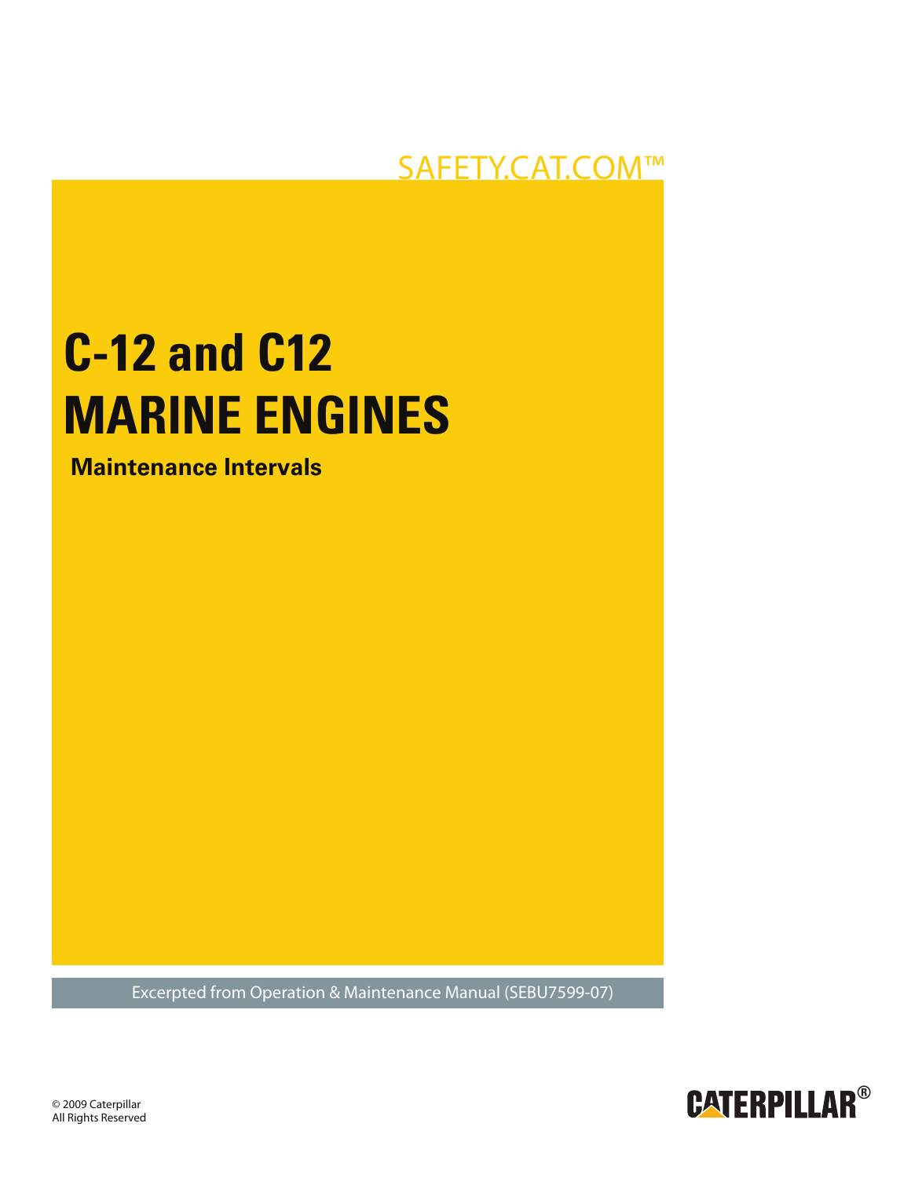SAFETY.CAT.COM™

# C-12 and C12 MARINE ENGINES

## Maintenance Intervals

Excerpted from Operation & Maintenance Manual (SEBU7599-07)

© 2009 Caterpillar
All Rights Reserved

CATERPILLAR®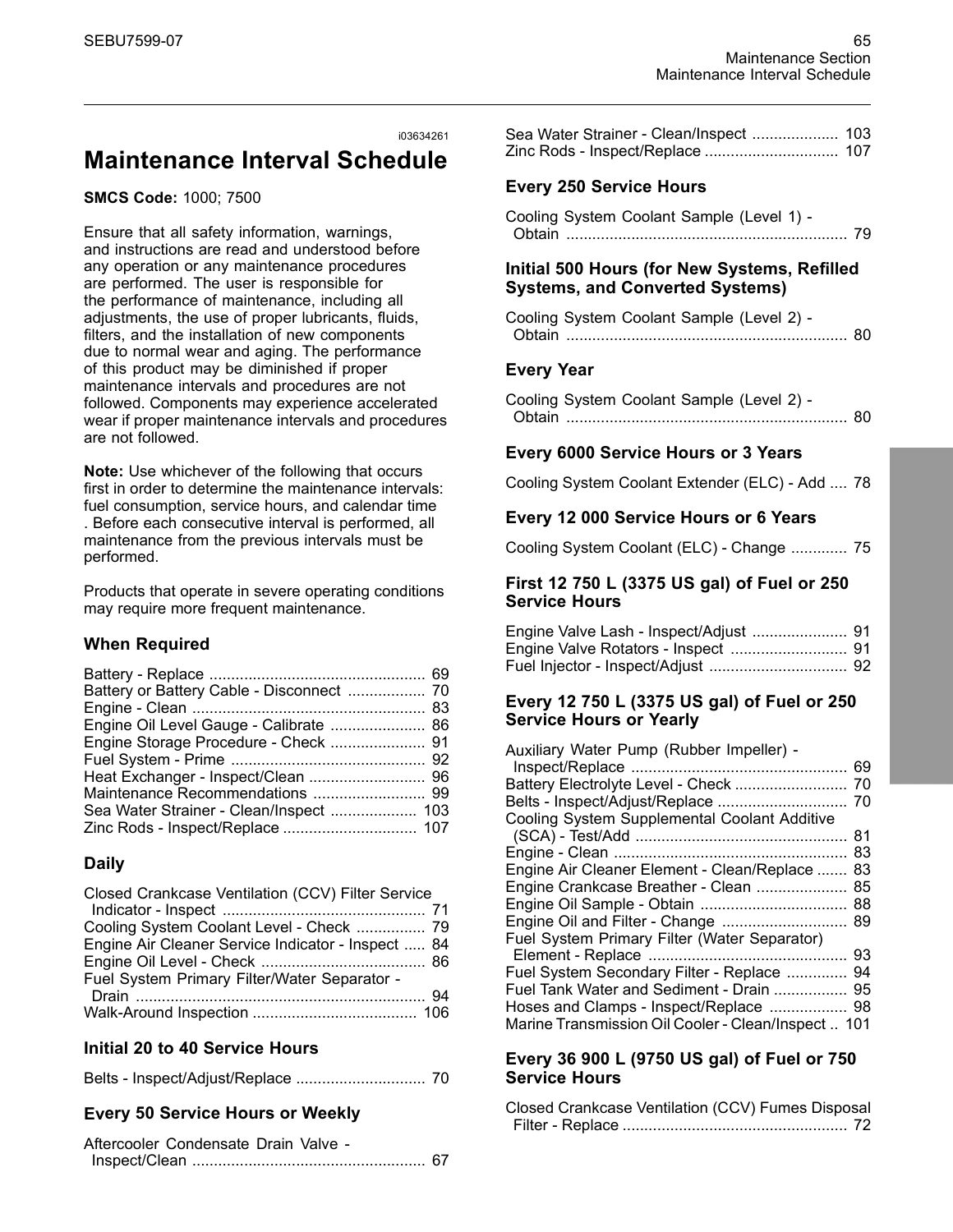i03634261

# Maintenance Interval Schedule

**SMCS Code:** 1000; 7500

Ensure that all safety information, warnings, and instructions are read and understood before any operation or any maintenance procedures are performed. The user is responsible for the performance of maintenance, including all adjustments, the use of proper lubricants, fluids, filters, and the installation of new components due to normal wear and aging. The performance of this product may be diminished if proper maintenance intervals and procedures are not followed. Components may experience accelerated wear if proper maintenance intervals and procedures are not followed.

**Note:** Use whichever of the following that occurs first in order to determine the maintenance intervals: fuel consumption, service hours, and calendar time . Before each consecutive interval is performed, all maintenance from the previous intervals must be performed.

Products that operate in severe operating conditions may require more frequent maintenance.

### When Required

Battery - Replace .................................................. 69
Battery or Battery Cable - Disconnect .................. 70
Engine - Clean ...................................................... 83
Engine Oil Level Gauge - Calibrate ...................... 86
Engine Storage Procedure - Check ...................... 91
Fuel System - Prime ............................................. 92
Heat Exchanger - Inspect/Clean ........................... 96
Maintenance Recommendations .......................... 99
Sea Water Strainer - Clean/Inspect .................... 103
Zinc Rods - Inspect/Replace ............................... 107

### Daily

Closed Crankcase Ventilation (CCV) Filter Service Indicator - Inspect ............................................... 71
Cooling System Coolant Level - Check ................ 79
Engine Air Cleaner Service Indicator - Inspect ..... 84
Engine Oil Level - Check ...................................... 86
Fuel System Primary Filter/Water Separator - Drain .................................................................... 94
Walk-Around Inspection ...................................... 106

### Initial 20 to 40 Service Hours

Belts - Inspect/Adjust/Replace .............................. 70

### Every 50 Service Hours or Weekly

Aftercooler Condensate Drain Valve - Inspect/Clean ...................................................... 67
Sea Water Strainer - Clean/Inspect .................... 103
Zinc Rods - Inspect/Replace ............................... 107

### Every 250 Service Hours

Cooling System Coolant Sample (Level 1) - Obtain ................................................................. 79

### Initial 500 Hours (for New Systems, Refilled Systems, and Converted Systems)

Cooling System Coolant Sample (Level 2) - Obtain ................................................................. 80

### Every Year

Cooling System Coolant Sample (Level 2) - Obtain ................................................................. 80

### Every 6000 Service Hours or 3 Years

Cooling System Coolant Extender (ELC) - Add .... 78

### Every 12 000 Service Hours or 6 Years

Cooling System Coolant (ELC) - Change ............. 75

### First 12 750 L (3375 US gal) of Fuel or 250 Service Hours

Engine Valve Lash - Inspect/Adjust ...................... 91
Engine Valve Rotators - Inspect ........................... 91
Fuel Injector - Inspect/Adjust ................................ 92

### Every 12 750 L (3375 US gal) of Fuel or 250 Service Hours or Yearly

Auxiliary Water Pump (Rubber Impeller) - Inspect/Replace .................................................. 69
Battery Electrolyte Level - Check .......................... 70
Belts - Inspect/Adjust/Replace .............................. 70
Cooling System Supplemental Coolant Additive (SCA) - Test/Add ................................................. 81
Engine - Clean ...................................................... 83
Engine Air Cleaner Element - Clean/Replace ....... 83
Engine Crankcase Breather - Clean ..................... 85
Engine Oil Sample - Obtain .................................. 88
Engine Oil and Filter - Change ............................. 89
Fuel System Primary Filter (Water Separator) Element - Replace .............................................. 93
Fuel System Secondary Filter - Replace .............. 94
Fuel Tank Water and Sediment - Drain ................. 95
Hoses and Clamps - Inspect/Replace .................. 98
Marine Transmission Oil Cooler - Clean/Inspect .. 101

### Every 36 900 L (9750 US gal) of Fuel or 750 Service Hours

Closed Crankcase Ventilation (CCV) Fumes Disposal Filter - Replace .................................................... 72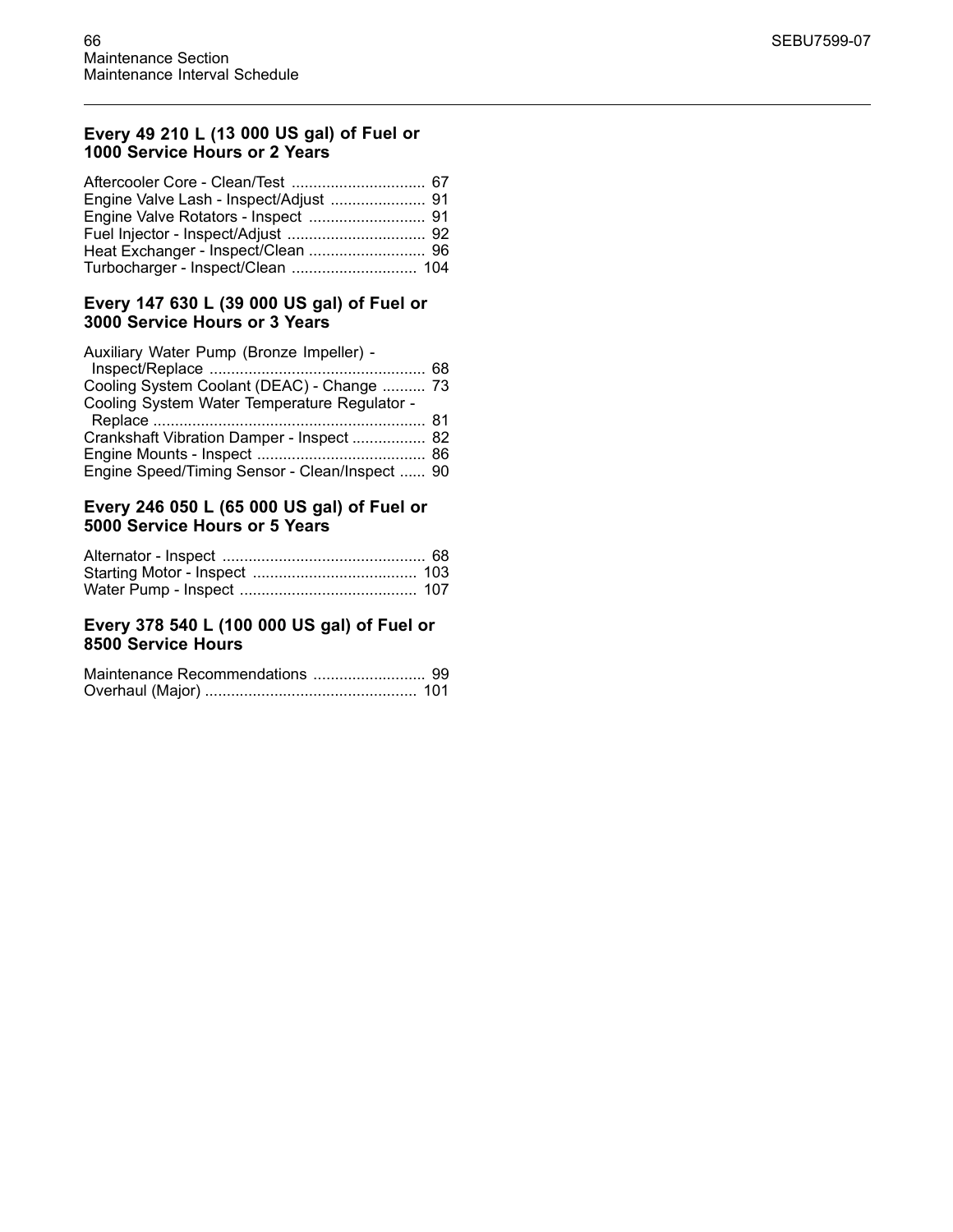### Every 49 210 L (13 000 US gal) of Fuel or 1000 Service Hours or 2 Years

Aftercooler Core - Clean/Test .............................. 67
Engine Valve Lash - Inspect/Adjust ...................... 91
Engine Valve Rotators - Inspect ........................... 91
Fuel Injector - Inspect/Adjust ................................ 92
Heat Exchanger - Inspect/Clean ........................... 96
Turbocharger - Inspect/Clean ............................. 104

### Every 147 630 L (39 000 US gal) of Fuel or 3000 Service Hours or 3 Years

Auxiliary Water Pump (Bronze Impeller) - Inspect/Replace .................................................. 68
Cooling System Coolant (DEAC) - Change .......... 73
Cooling System Water Temperature Regulator - Replace ............................................................... 81
Crankshaft Vibration Damper - Inspect ................. 82
Engine Mounts - Inspect ....................................... 86
Engine Speed/Timing Sensor - Clean/Inspect ...... 90

### Every 246 050 L (65 000 US gal) of Fuel or 5000 Service Hours or 5 Years

Alternator - Inspect ............................................... 68
Starting Motor - Inspect ...................................... 103
Water Pump - Inspect ......................................... 107

### Every 378 540 L (100 000 US gal) of Fuel or 8500 Service Hours

Maintenance Recommendations .......................... 99
Overhaul (Major) ................................................. 101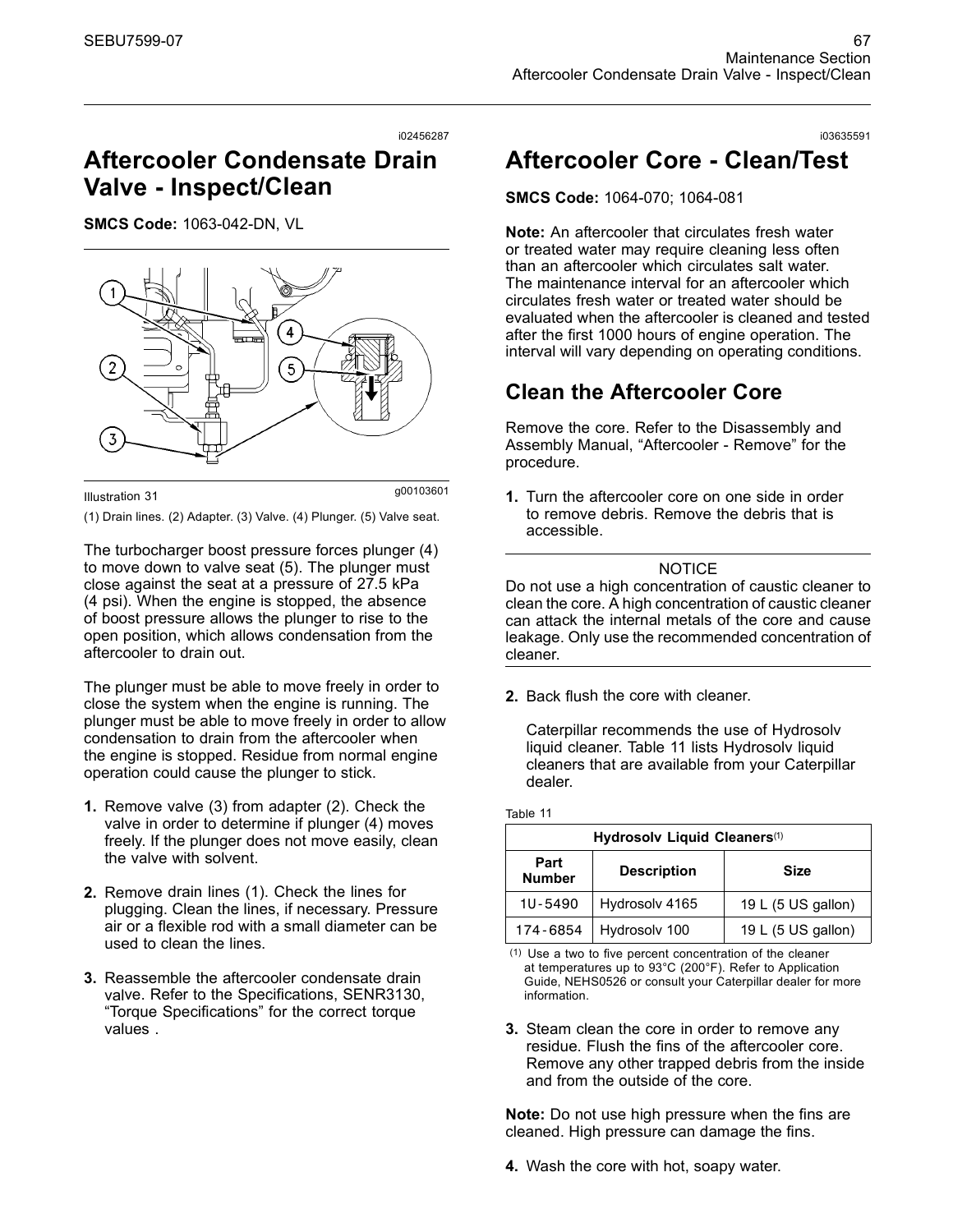i02456287

# Aftercooler Condensate Drain Valve - Inspect/Clean

**SMCS Code:** 1063-042-DN, VL

Illustration 31 g00103601

(1) Drain lines. (2) Adapter. (3) Valve. (4) Plunger. (5) Valve seat.

The turbocharger boost pressure forces plunger (4) to move down to valve seat (5). The plunger must close against the seat at a pressure of 27.5 kPa (4 psi). When the engine is stopped, the absence of boost pressure allows the plunger to rise to the open position, which allows condensation from the aftercooler to drain out.

The plunger must be able to move freely in order to close the system when the engine is running. The plunger must be able to move freely in order to allow condensation to drain from the aftercooler when the engine is stopped. Residue from normal engine operation could cause the plunger to stick.

1. Remove valve (3) from adapter (2). Check the valve in order to determine if plunger (4) moves freely. If the plunger does not move easily, clean the valve with solvent.

2. Remove drain lines (1). Check the lines for plugging. Clean the lines, if necessary. Pressure air or a flexible rod with a small diameter can be used to clean the lines.

3. Reassemble the aftercooler condensate drain valve. Refer to the Specifications, SENR3130, "Torque Specifications" for the correct torque values .

i03635591

# Aftercooler Core - Clean/Test

**SMCS Code:** 1064-070; 1064-081

**Note:** An aftercooler that circulates fresh water or treated water may require cleaning less often than an aftercooler which circulates salt water. The maintenance interval for an aftercooler which circulates fresh water or treated water should be evaluated when the aftercooler is cleaned and tested after the first 1000 hours of engine operation. The interval will vary depending on operating conditions.

## Clean the Aftercooler Core

Remove the core. Refer to the Disassembly and Assembly Manual, "Aftercooler - Remove" for the procedure.

1. Turn the aftercooler core on one side in order to remove debris. Remove the debris that is accessible.

NOTICE

Do not use a high concentration of caustic cleaner to clean the core. A high concentration of caustic cleaner can attack the internal metals of the core and cause leakage. Only use the recommended concentration of cleaner.

2. Back flush the core with cleaner.

   Caterpillar recommends the use of Hydrosolv liquid cleaner. Table 11 lists Hydrosolv liquid cleaners that are available from your Caterpillar dealer.

Table 11

| Hydrosolv Liquid Cleaners(1) | | |
|---|---|---|
| Part Number | Description | Size |
| 1U-5490 | Hydrosolv 4165 | 19 L (5 US gallon) |
| 174-6854 | Hydrosolv 100 | 19 L (5 US gallon) |

(1) Use a two to five percent concentration of the cleaner at temperatures up to 93°C (200°F). Refer to Application Guide, NEHS0526 or consult your Caterpillar dealer for more information.

3. Steam clean the core in order to remove any residue. Flush the fins of the aftercooler core. Remove any other trapped debris from the inside and from the outside of the core.

**Note:** Do not use high pressure when the fins are cleaned. High pressure can damage the fins.

4. Wash the core with hot, soapy water.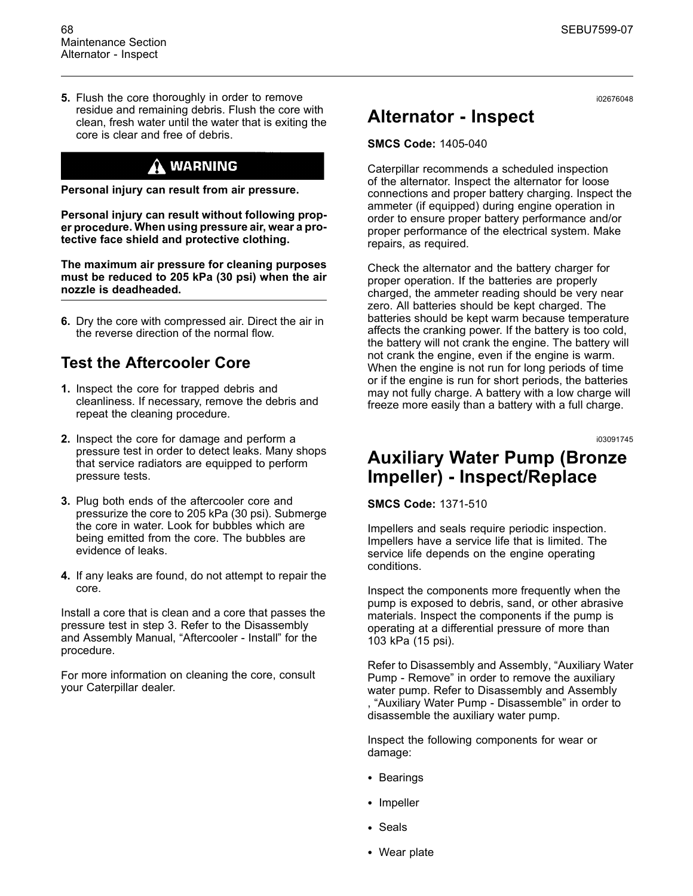5. Flush the core thoroughly in order to remove residue and remaining debris. Flush the core with clean, fresh water until the water that is exiting the core is clear and free of debris.

**WARNING**

**Personal injury can result from air pressure.**

**Personal injury can result without following proper procedure. When using pressure air, wear a protective face shield and protective clothing.**

**The maximum air pressure for cleaning purposes must be reduced to 205 kPa (30 psi) when the air nozzle is deadheaded.**

6. Dry the core with compressed air. Direct the air in the reverse direction of the normal flow.

## Test the Aftercooler Core

1. Inspect the core for trapped debris and cleanliness. If necessary, remove the debris and repeat the cleaning procedure.
2. Inspect the core for damage and perform a pressure test in order to detect leaks. Many shops that service radiators are equipped to perform pressure tests.
3. Plug both ends of the aftercooler core and pressurize the core to 205 kPa (30 psi). Submerge the core in water. Look for bubbles which are being emitted from the core. The bubbles are evidence of leaks.
4. If any leaks are found, do not attempt to repair the core.

Install a core that is clean and a core that passes the pressure test in step 3. Refer to the Disassembly and Assembly Manual, "Aftercooler - Install" for the procedure.

For more information on cleaning the core, consult your Caterpillar dealer.

i02676048

# Alternator - Inspect

**SMCS Code:** 1405-040

Caterpillar recommends a scheduled inspection of the alternator. Inspect the alternator for loose connections and proper battery charging. Inspect the ammeter (if equipped) during engine operation in order to ensure proper battery performance and/or proper performance of the electrical system. Make repairs, as required.

Check the alternator and the battery charger for proper operation. If the batteries are properly charged, the ammeter reading should be very near zero. All batteries should be kept charged. The batteries should be kept warm because temperature affects the cranking power. If the battery is too cold, the battery will not crank the engine. The battery will not crank the engine, even if the engine is warm. When the engine is not run for long periods of time or if the engine is run for short periods, the batteries may not fully charge. A battery with a low charge will freeze more easily than a battery with a full charge.

i03091745

# Auxiliary Water Pump (Bronze Impeller) - Inspect/Replace

**SMCS Code:** 1371-510

Impellers and seals require periodic inspection. Impellers have a service life that is limited. The service life depends on the engine operating conditions.

Inspect the components more frequently when the pump is exposed to debris, sand, or other abrasive materials. Inspect the components if the pump is operating at a differential pressure of more than 103 kPa (15 psi).

Refer to Disassembly and Assembly, "Auxiliary Water Pump - Remove" in order to remove the auxiliary water pump. Refer to Disassembly and Assembly , "Auxiliary Water Pump - Disassemble" in order to disassemble the auxiliary water pump.

Inspect the following components for wear or damage:

- Bearings
- Impeller
- Seals
- Wear plate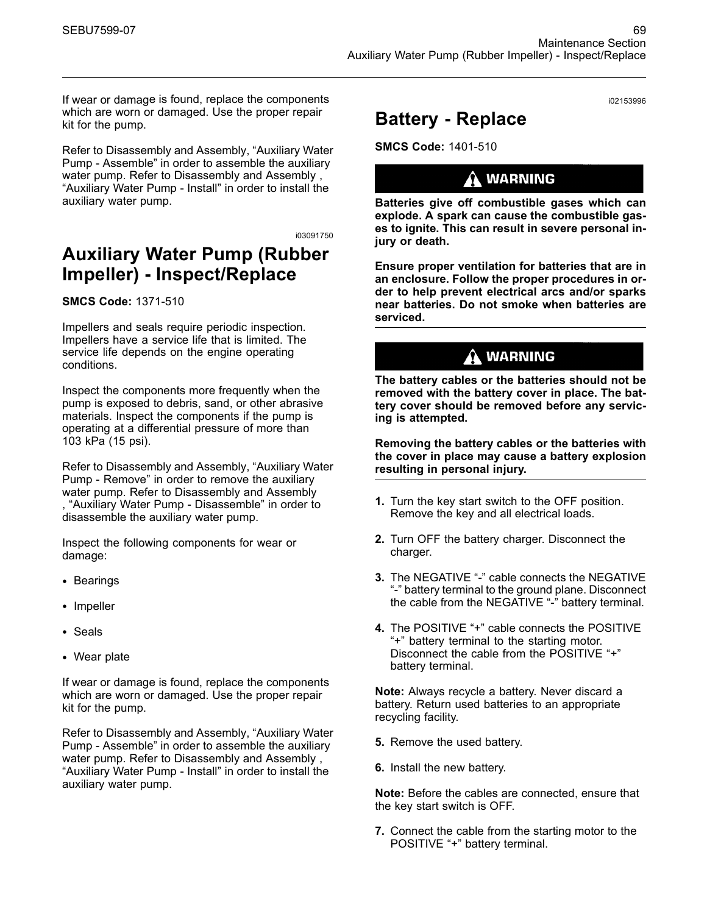If wear or damage is found, replace the components which are worn or damaged. Use the proper repair kit for the pump.

Refer to Disassembly and Assembly, “Auxiliary Water Pump - Assemble” in order to assemble the auxiliary water pump. Refer to Disassembly and Assembly , “Auxiliary Water Pump - Install” in order to install the auxiliary water pump.

i03091750

## Auxiliary Water Pump (Rubber Impeller) - Inspect/Replace

**SMCS Code:** 1371-510

Impellers and seals require periodic inspection. Impellers have a service life that is limited. The service life depends on the engine operating conditions.

Inspect the components more frequently when the pump is exposed to debris, sand, or other abrasive materials. Inspect the components if the pump is operating at a differential pressure of more than 103 kPa (15 psi).

Refer to Disassembly and Assembly, “Auxiliary Water Pump - Remove” in order to remove the auxiliary water pump. Refer to Disassembly and Assembly , “Auxiliary Water Pump - Disassemble” in order to disassemble the auxiliary water pump.

Inspect the following components for wear or damage:

- Bearings
- Impeller
- Seals
- Wear plate

If wear or damage is found, replace the components which are worn or damaged. Use the proper repair kit for the pump.

Refer to Disassembly and Assembly, “Auxiliary Water Pump - Assemble” in order to assemble the auxiliary water pump. Refer to Disassembly and Assembly , “Auxiliary Water Pump - Install” in order to install the auxiliary water pump.

i02153996

## Battery - Replace

**SMCS Code:** 1401-510

**WARNING**

**Batteries give off combustible gases which can explode. A spark can cause the combustible gases to ignite. This can result in severe personal injury or death.**

**Ensure proper ventilation for batteries that are in an enclosure. Follow the proper procedures in order to help prevent electrical arcs and/or sparks near batteries. Do not smoke when batteries are serviced.**

**WARNING**

**The battery cables or the batteries should not be removed with the battery cover in place. The battery cover should be removed before any servicing is attempted.**

**Removing the battery cables or the batteries with the cover in place may cause a battery explosion resulting in personal injury.**

1. Turn the key start switch to the OFF position. Remove the key and all electrical loads.

2. Turn OFF the battery charger. Disconnect the charger.

3. The NEGATIVE “-” cable connects the NEGATIVE “-” battery terminal to the ground plane. Disconnect the cable from the NEGATIVE “-” battery terminal.

4. The POSITIVE “+” cable connects the POSITIVE “+” battery terminal to the starting motor. Disconnect the cable from the POSITIVE “+” battery terminal.

**Note:** Always recycle a battery. Never discard a battery. Return used batteries to an appropriate recycling facility.

5. Remove the used battery.

6. Install the new battery.

**Note:** Before the cables are connected, ensure that the key start switch is OFF.

7. Connect the cable from the starting motor to the POSITIVE “+” battery terminal.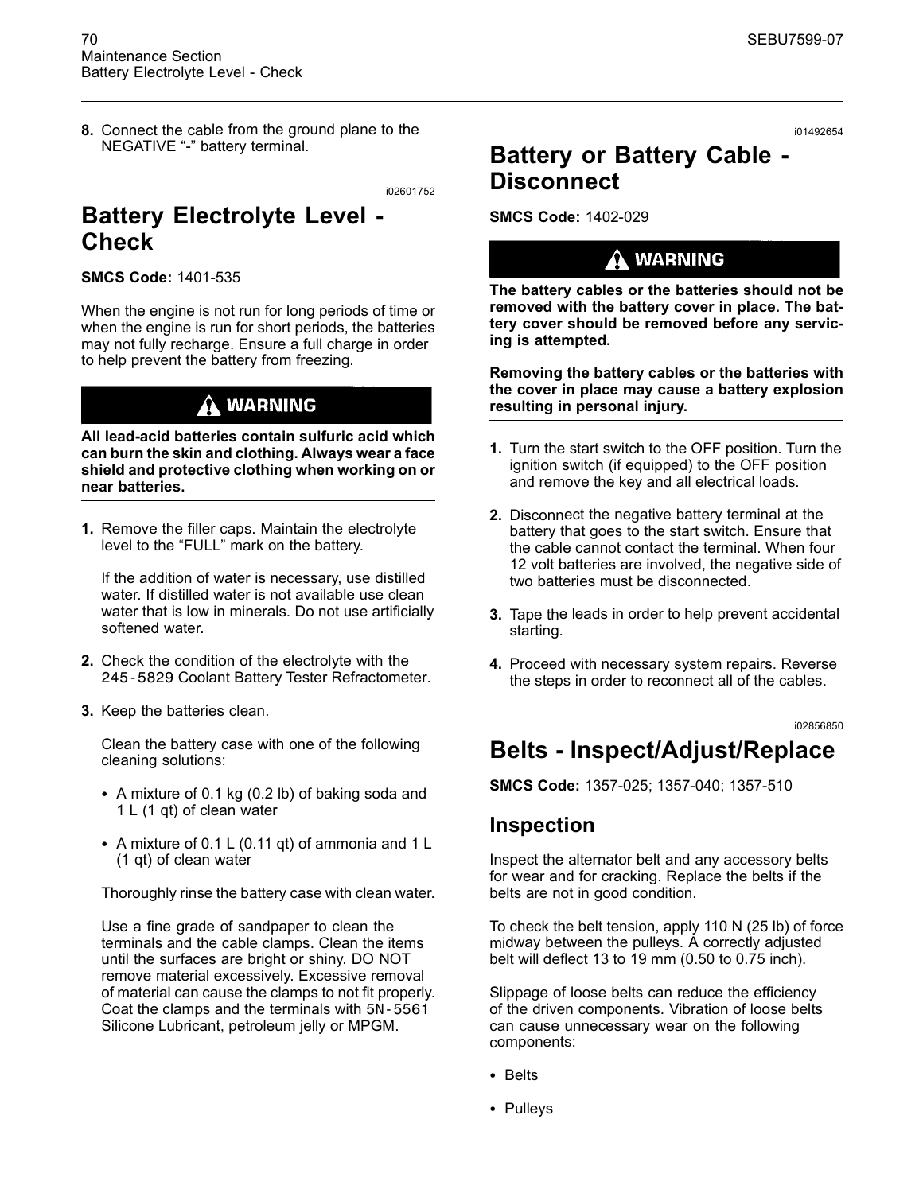8. Connect the cable from the ground plane to the NEGATIVE “-” battery terminal.

i02601752

## Battery Electrolyte Level - Check

**SMCS Code:** 1401-535

When the engine is not run for long periods of time or when the engine is run for short periods, the batteries may not fully recharge. Ensure a full charge in order to help prevent the battery from freezing.

**WARNING**

**All lead-acid batteries contain sulfuric acid which can burn the skin and clothing. Always wear a face shield and protective clothing when working on or near batteries.**

1. Remove the filler caps. Maintain the electrolyte level to the “FULL” mark on the battery.

   If the addition of water is necessary, use distilled water. If distilled water is not available use clean water that is low in minerals. Do not use artificially softened water.

2. Check the condition of the electrolyte with the 245-5829 Coolant Battery Tester Refractometer.

3. Keep the batteries clean.

   Clean the battery case with one of the following cleaning solutions:

   - A mixture of 0.1 kg (0.2 lb) of baking soda and 1 L (1 qt) of clean water
   - A mixture of 0.1 L (0.11 qt) of ammonia and 1 L (1 qt) of clean water

   Thoroughly rinse the battery case with clean water.

   Use a fine grade of sandpaper to clean the terminals and the cable clamps. Clean the items until the surfaces are bright or shiny. DO NOT remove material excessively. Excessive removal of material can cause the clamps to not fit properly. Coat the clamps and the terminals with 5N-5561 Silicone Lubricant, petroleum jelly or MPGM.

i01492654

## Battery or Battery Cable - Disconnect

**SMCS Code:** 1402-029

**WARNING**

**The battery cables or the batteries should not be removed with the battery cover in place. The battery cover should be removed before any servicing is attempted.**

**Removing the battery cables or the batteries with the cover in place may cause a battery explosion resulting in personal injury.**

1. Turn the start switch to the OFF position. Turn the ignition switch (if equipped) to the OFF position and remove the key and all electrical loads.

2. Disconnect the negative battery terminal at the battery that goes to the start switch. Ensure that the cable cannot contact the terminal. When four 12 volt batteries are involved, the negative side of two batteries must be disconnected.

3. Tape the leads in order to help prevent accidental starting.

4. Proceed with necessary system repairs. Reverse the steps in order to reconnect all of the cables.

i02856850

## Belts - Inspect/Adjust/Replace

**SMCS Code:** 1357-025; 1357-040; 1357-510

### Inspection

Inspect the alternator belt and any accessory belts for wear and for cracking. Replace the belts if the belts are not in good condition.

To check the belt tension, apply 110 N (25 lb) of force midway between the pulleys. A correctly adjusted belt will deflect 13 to 19 mm (0.50 to 0.75 inch).

Slippage of loose belts can reduce the efficiency of the driven components. Vibration of loose belts can cause unnecessary wear on the following components:

- Belts
- Pulleys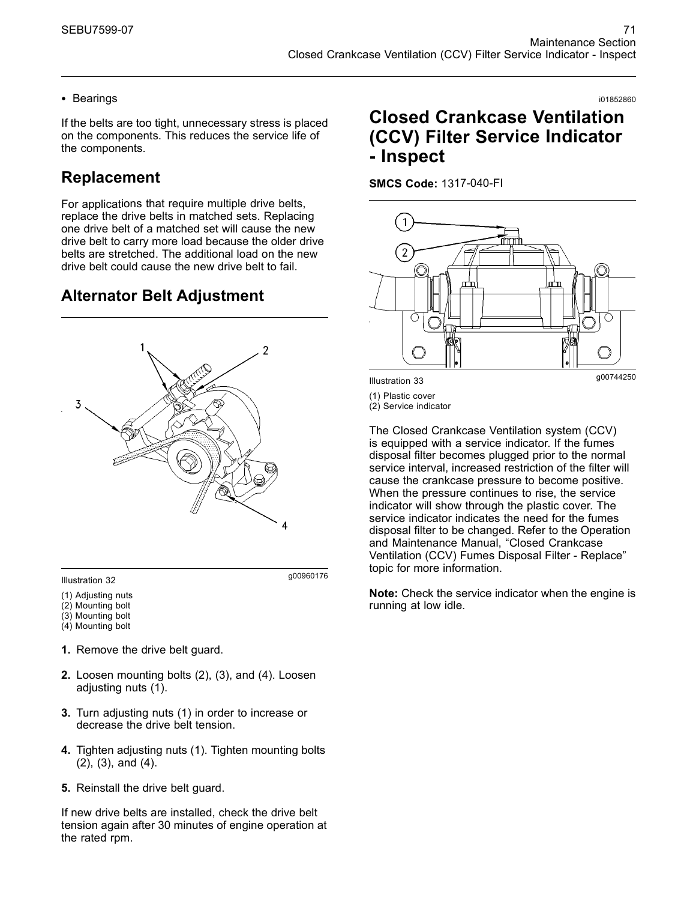- Bearings

If the belts are too tight, unnecessary stress is placed on the components. This reduces the service life of the components.

## Replacement

For applications that require multiple drive belts, replace the drive belts in matched sets. Replacing one drive belt of a matched set will cause the new drive belt to carry more load because the older drive belts are stretched. The additional load on the new drive belt could cause the new drive belt to fail.

## Alternator Belt Adjustment

Illustration 32 g00960176

(1) Adjusting nuts
(2) Mounting bolt
(3) Mounting bolt
(4) Mounting bolt

1. Remove the drive belt guard.

2. Loosen mounting bolts (2), (3), and (4). Loosen adjusting nuts (1).

3. Turn adjusting nuts (1) in order to increase or decrease the drive belt tension.

4. Tighten adjusting nuts (1). Tighten mounting bolts (2), (3), and (4).

5. Reinstall the drive belt guard.

If new drive belts are installed, check the drive belt tension again after 30 minutes of engine operation at the rated rpm.

i01852860

# Closed Crankcase Ventilation (CCV) Filter Service Indicator - Inspect

**SMCS Code:** 1317-040-FI

Illustration 33 g00744250

(1) Plastic cover
(2) Service indicator

The Closed Crankcase Ventilation system (CCV) is equipped with a service indicator. If the fumes disposal filter becomes plugged prior to the normal service interval, increased restriction of the filter will cause the crankcase pressure to become positive. When the pressure continues to rise, the service indicator will show through the plastic cover. The service indicator indicates the need for the fumes disposal filter to be changed. Refer to the Operation and Maintenance Manual, "Closed Crankcase Ventilation (CCV) Fumes Disposal Filter - Replace" topic for more information.

**Note:** Check the service indicator when the engine is running at low idle.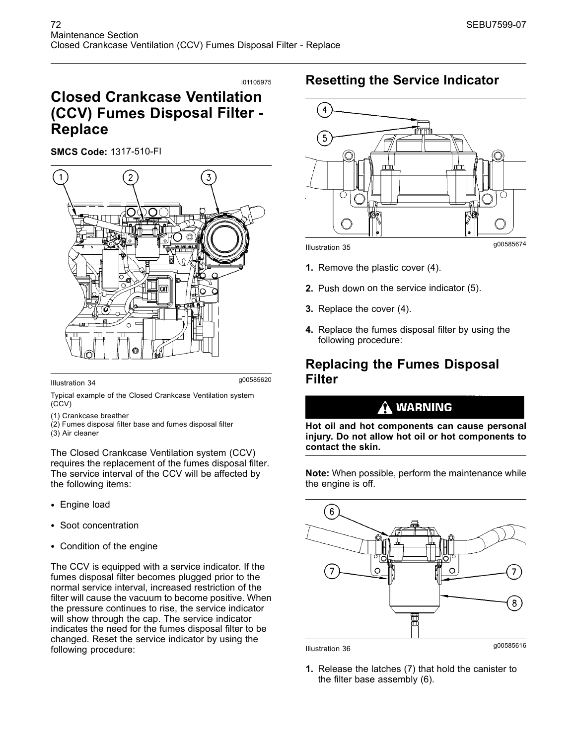i01105975

# Closed Crankcase Ventilation (CCV) Fumes Disposal Filter - Replace

**SMCS Code:** 1317-510-FI

Illustration 34 g00585620

Typical example of the Closed Crankcase Ventilation system (CCV)

(1) Crankcase breather
(2) Fumes disposal filter base and fumes disposal filter
(3) Air cleaner

The Closed Crankcase Ventilation system (CCV) requires the replacement of the fumes disposal filter. The service interval of the CCV will be affected by the following items:

- Engine load
- Soot concentration
- Condition of the engine

The CCV is equipped with a service indicator. If the fumes disposal filter becomes plugged prior to the normal service interval, increased restriction of the filter will cause the vacuum to become positive. When the pressure continues to rise, the service indicator will show through the cap. The service indicator indicates the need for the fumes disposal filter to be changed. Reset the service indicator by using the following procedure:

## Resetting the Service Indicator

Illustration 35 g00585674

1. Remove the plastic cover (4).
2. Push down on the service indicator (5).
3. Replace the cover (4).
4. Replace the fumes disposal filter by using the following procedure:

## Replacing the Fumes Disposal Filter

**WARNING**

**Hot oil and hot components can cause personal injury. Do not allow hot oil or hot components to contact the skin.**

**Note:** When possible, perform the maintenance while the engine is off.

Illustration 36 g00585616

1. Release the latches (7) that hold the canister to the filter base assembly (6).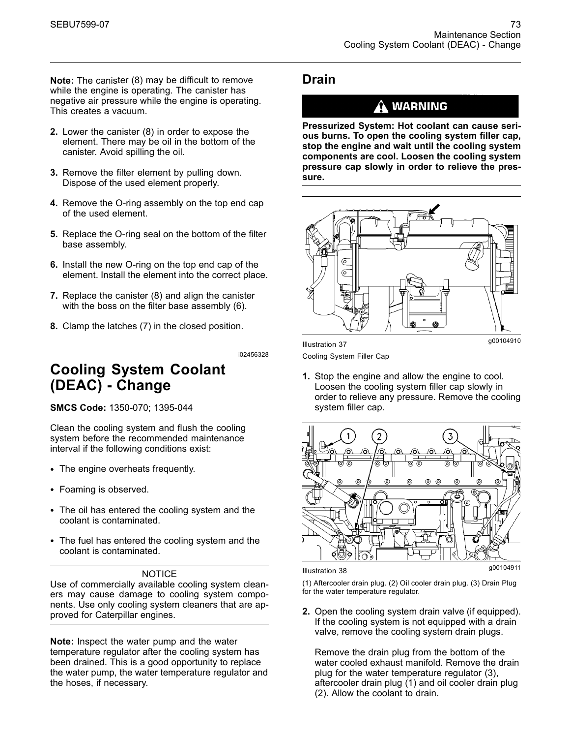**Note:** The canister (8) may be difficult to remove while the engine is operating. The canister has negative air pressure while the engine is operating. This creates a vacuum.

2. Lower the canister (8) in order to expose the element. There may be oil in the bottom of the canister. Avoid spilling the oil.

3. Remove the filter element by pulling down. Dispose of the used element properly.

4. Remove the O-ring assembly on the top end cap of the used element.

5. Replace the O-ring seal on the bottom of the filter base assembly.

6. Install the new O-ring on the top end cap of the element. Install the element into the correct place.

7. Replace the canister (8) and align the canister with the boss on the filter base assembly (6).

8. Clamp the latches (7) in the closed position.

i02456328

# Cooling System Coolant (DEAC) - Change

**SMCS Code:** 1350-070; 1395-044

Clean the cooling system and flush the cooling system before the recommended maintenance interval if the following conditions exist:

- The engine overheats frequently.
- Foaming is observed.
- The oil has entered the cooling system and the coolant is contaminated.
- The fuel has entered the cooling system and the coolant is contaminated.

NOTICE

Use of commercially available cooling system cleaners may cause damage to cooling system components. Use only cooling system cleaners that are approved for Caterpillar engines.

**Note:** Inspect the water pump and the water temperature regulator after the cooling system has been drained. This is a good opportunity to replace the water pump, the water temperature regulator and the hoses, if necessary.

## Drain

**WARNING**

**Pressurized System: Hot coolant can cause serious burns. To open the cooling system filler cap, stop the engine and wait until the cooling system components are cool. Loosen the cooling system pressure cap slowly in order to relieve the pressure.**

Illustration 37 g00104910

Cooling System Filler Cap

1. Stop the engine and allow the engine to cool. Loosen the cooling system filler cap slowly in order to relieve any pressure. Remove the cooling system filler cap.

Illustration 38 g00104911

(1) Aftercooler drain plug. (2) Oil cooler drain plug. (3) Drain Plug for the water temperature regulator.

2. Open the cooling system drain valve (if equipped). If the cooling system is not equipped with a drain valve, remove the cooling system drain plugs.

   Remove the drain plug from the bottom of the water cooled exhaust manifold. Remove the drain plug for the water temperature regulator (3), aftercooler drain plug (1) and oil cooler drain plug (2). Allow the coolant to drain.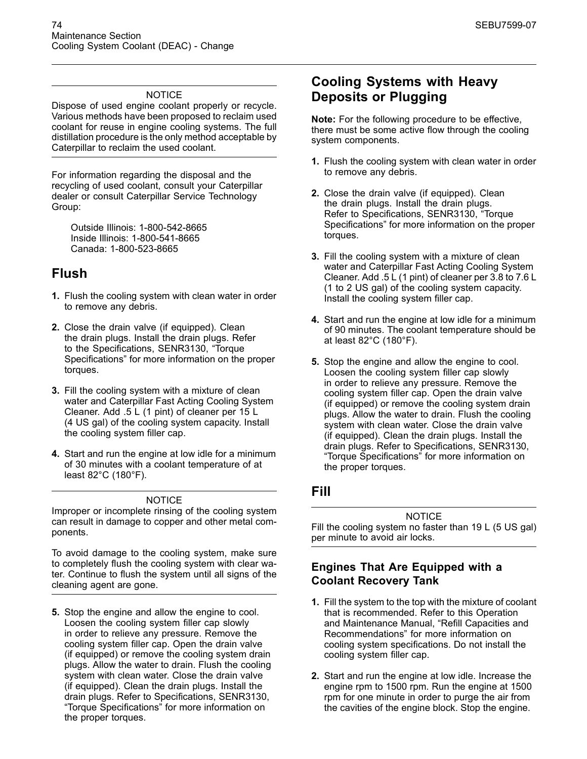NOTICE

Dispose of used engine coolant properly or recycle. Various methods have been proposed to reclaim used coolant for reuse in engine cooling systems. The full distillation procedure is the only method acceptable by Caterpillar to reclaim the used coolant.

For information regarding the disposal and the recycling of used coolant, consult your Caterpillar dealer or consult Caterpillar Service Technology Group:

Outside Illinois: 1-800-542-8665
Inside Illinois: 1-800-541-8665
Canada: 1-800-523-8665

## Flush

1. Flush the cooling system with clean water in order to remove any debris.

2. Close the drain valve (if equipped). Clean the drain plugs. Install the drain plugs. Refer to the Specifications, SENR3130, "Torque Specifications" for more information on the proper torques.

3. Fill the cooling system with a mixture of clean water and Caterpillar Fast Acting Cooling System Cleaner. Add .5 L (1 pint) of cleaner per 15 L (4 US gal) of the cooling system capacity. Install the cooling system filler cap.

4. Start and run the engine at low idle for a minimum of 30 minutes with a coolant temperature of at least 82°C (180°F).

NOTICE

Improper or incomplete rinsing of the cooling system can result in damage to copper and other metal components.

To avoid damage to the cooling system, make sure to completely flush the cooling system with clear water. Continue to flush the system until all signs of the cleaning agent are gone.

5. Stop the engine and allow the engine to cool. Loosen the cooling system filler cap slowly in order to relieve any pressure. Remove the cooling system filler cap. Open the drain valve (if equipped) or remove the cooling system drain plugs. Allow the water to drain. Flush the cooling system with clean water. Close the drain valve (if equipped). Clean the drain plugs. Install the drain plugs. Refer to Specifications, SENR3130, "Torque Specifications" for more information on the proper torques.

## Cooling Systems with Heavy Deposits or Plugging

**Note:** For the following procedure to be effective, there must be some active flow through the cooling system components.

1. Flush the cooling system with clean water in order to remove any debris.

2. Close the drain valve (if equipped). Clean the drain plugs. Install the drain plugs. Refer to Specifications, SENR3130, "Torque Specifications" for more information on the proper torques.

3. Fill the cooling system with a mixture of clean water and Caterpillar Fast Acting Cooling System Cleaner. Add .5 L (1 pint) of cleaner per 3.8 to 7.6 L (1 to 2 US gal) of the cooling system capacity. Install the cooling system filler cap.

4. Start and run the engine at low idle for a minimum of 90 minutes. The coolant temperature should be at least 82°C (180°F).

5. Stop the engine and allow the engine to cool. Loosen the cooling system filler cap slowly in order to relieve any pressure. Remove the cooling system filler cap. Open the drain valve (if equipped) or remove the cooling system drain plugs. Allow the water to drain. Flush the cooling system with clean water. Close the drain valve (if equipped). Clean the drain plugs. Install the drain plugs. Refer to Specifications, SENR3130, "Torque Specifications" for more information on the proper torques.

## Fill

NOTICE

Fill the cooling system no faster than 19 L (5 US gal) per minute to avoid air locks.

### Engines That Are Equipped with a Coolant Recovery Tank

1. Fill the system to the top with the mixture of coolant that is recommended. Refer to this Operation and Maintenance Manual, "Refill Capacities and Recommendations" for more information on cooling system specifications. Do not install the cooling system filler cap.

2. Start and run the engine at low idle. Increase the engine rpm to 1500 rpm. Run the engine at 1500 rpm for one minute in order to purge the air from the cavities of the engine block. Stop the engine.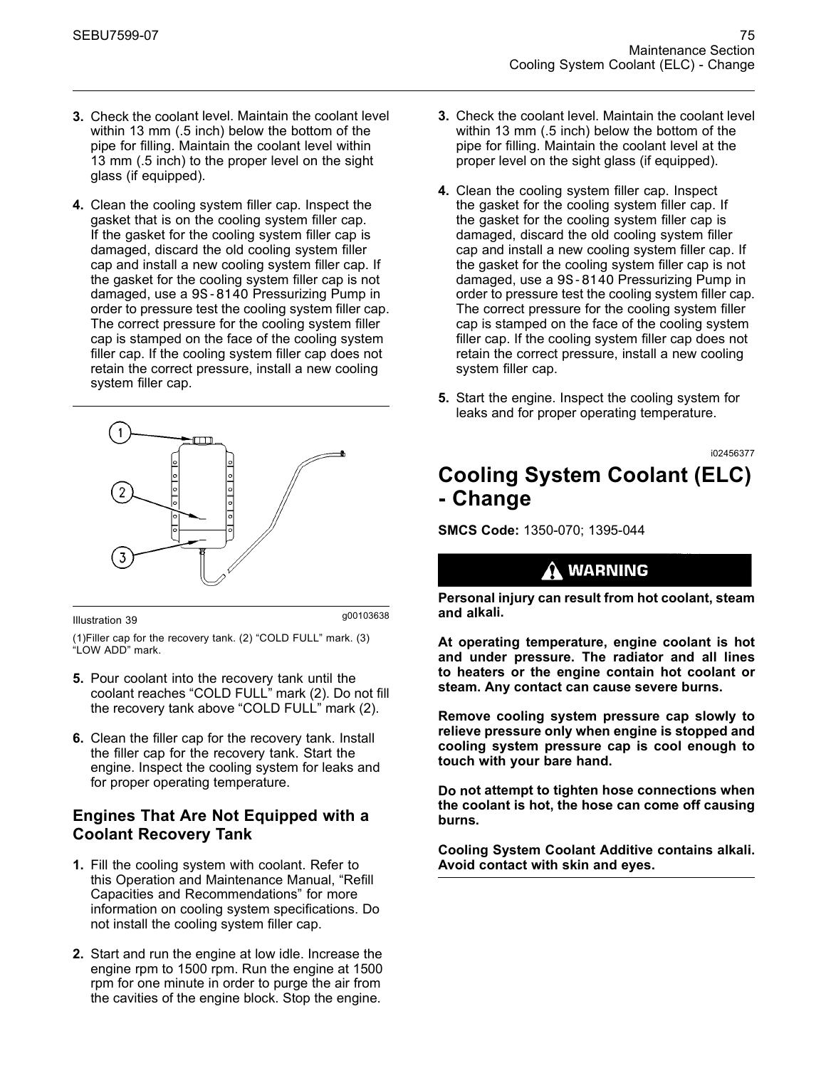3. Check the coolant level. Maintain the coolant level within 13 mm (.5 inch) below the bottom of the pipe for filling. Maintain the coolant level within 13 mm (.5 inch) to the proper level on the sight glass (if equipped).

4. Clean the cooling system filler cap. Inspect the gasket that is on the cooling system filler cap. If the gasket for the cooling system filler cap is damaged, discard the old cooling system filler cap and install a new cooling system filler cap. If the gasket for the cooling system filler cap is not damaged, use a 9S-8140 Pressurizing Pump in order to pressure test the cooling system filler cap. The correct pressure for the cooling system filler cap is stamped on the face of the cooling system filler cap. If the cooling system filler cap does not retain the correct pressure, install a new cooling system filler cap.

Illustration 39 g00103638

(1)Filler cap for the recovery tank. (2) "COLD FULL" mark. (3) "LOW ADD" mark.

5. Pour coolant into the recovery tank until the coolant reaches "COLD FULL" mark (2). Do not fill the recovery tank above "COLD FULL" mark (2).

6. Clean the filler cap for the recovery tank. Install the filler cap for the recovery tank. Start the engine. Inspect the cooling system for leaks and for proper operating temperature.

### Engines That Are Not Equipped with a Coolant Recovery Tank

1. Fill the cooling system with coolant. Refer to this Operation and Maintenance Manual, "Refill Capacities and Recommendations" for more information on cooling system specifications. Do not install the cooling system filler cap.

2. Start and run the engine at low idle. Increase the engine rpm to 1500 rpm. Run the engine at 1500 rpm for one minute in order to purge the air from the cavities of the engine block. Stop the engine.

3. Check the coolant level. Maintain the coolant level within 13 mm (.5 inch) below the bottom of the pipe for filling. Maintain the coolant level at the proper level on the sight glass (if equipped).

4. Clean the cooling system filler cap. Inspect the gasket for the cooling system filler cap. If the gasket for the cooling system filler cap is damaged, discard the old cooling system filler cap and install a new cooling system filler cap. If the gasket for the cooling system filler cap is not damaged, use a 9S-8140 Pressurizing Pump in order to pressure test the cooling system filler cap. The correct pressure for the cooling system filler cap is stamped on the face of the cooling system filler cap. If the cooling system filler cap does not retain the correct pressure, install a new cooling system filler cap.

5. Start the engine. Inspect the cooling system for leaks and for proper operating temperature.

i02456377

## Cooling System Coolant (ELC) - Change

**SMCS Code:** 1350-070; 1395-044

**WARNING**

**Personal injury can result from hot coolant, steam and alkali.**

**At operating temperature, engine coolant is hot and under pressure. The radiator and all lines to heaters or the engine contain hot coolant or steam. Any contact can cause severe burns.**

**Remove cooling system pressure cap slowly to relieve pressure only when engine is stopped and cooling system pressure cap is cool enough to touch with your bare hand.**

**Do not attempt to tighten hose connections when the coolant is hot, the hose can come off causing burns.**

**Cooling System Coolant Additive contains alkali. Avoid contact with skin and eyes.**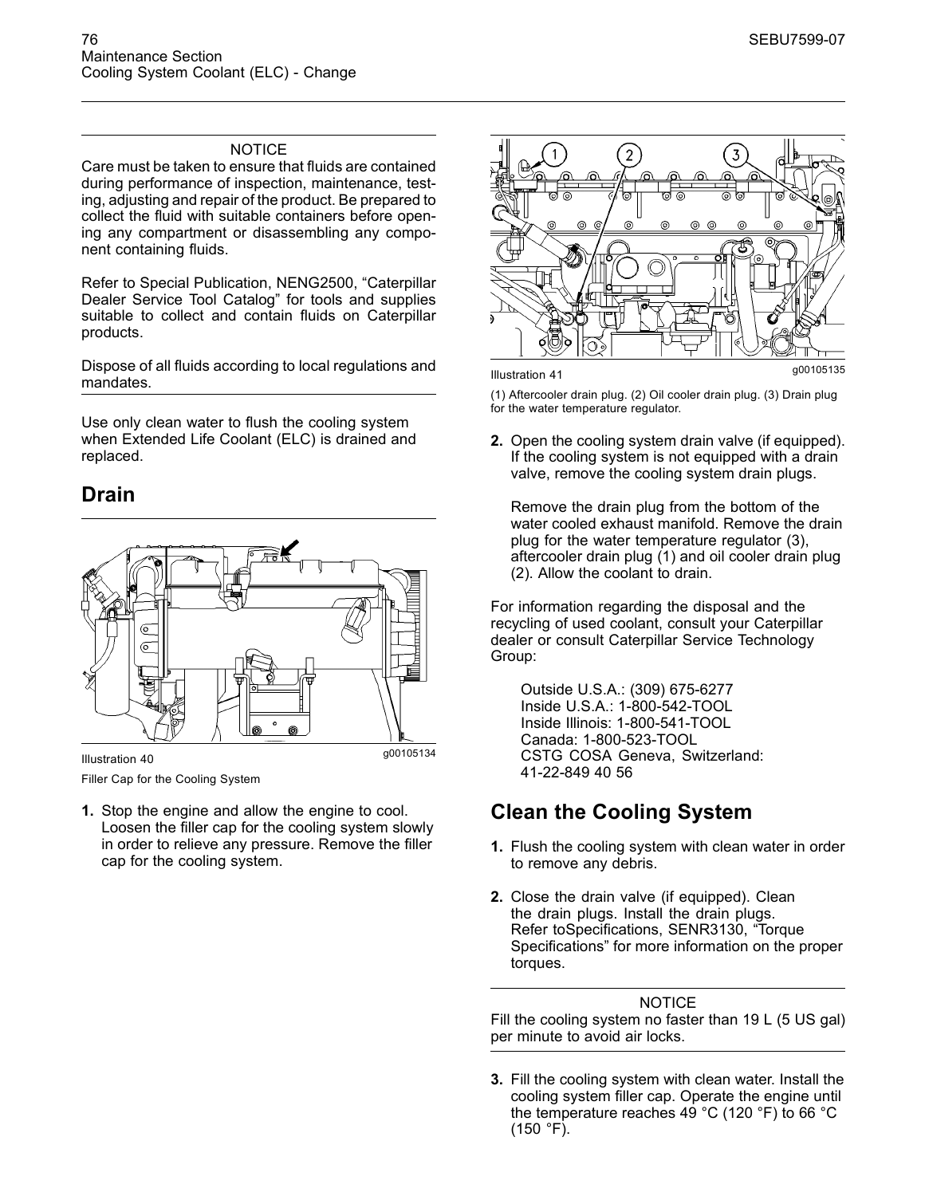NOTICE

Care must be taken to ensure that fluids are contained during performance of inspection, maintenance, testing, adjusting and repair of the product. Be prepared to collect the fluid with suitable containers before opening any compartment or disassembling any component containing fluids.

Refer to Special Publication, NENG2500, "Caterpillar Dealer Service Tool Catalog" for tools and supplies suitable to collect and contain fluids on Caterpillar products.

Dispose of all fluids according to local regulations and mandates.

Use only clean water to flush the cooling system when Extended Life Coolant (ELC) is drained and replaced.

## Drain

Illustration 40 g00105134

Filler Cap for the Cooling System

1. Stop the engine and allow the engine to cool. Loosen the filler cap for the cooling system slowly in order to relieve any pressure. Remove the filler cap for the cooling system.

Illustration 41 g00105135

(1) Aftercooler drain plug. (2) Oil cooler drain plug. (3) Drain plug for the water temperature regulator.

2. Open the cooling system drain valve (if equipped). If the cooling system is not equipped with a drain valve, remove the cooling system drain plugs.

   Remove the drain plug from the bottom of the water cooled exhaust manifold. Remove the drain plug for the water temperature regulator (3), aftercooler drain plug (1) and oil cooler drain plug (2). Allow the coolant to drain.

For information regarding the disposal and the recycling of used coolant, consult your Caterpillar dealer or consult Caterpillar Service Technology Group:

> Outside U.S.A.: (309) 675-6277
> Inside U.S.A.: 1-800-542-TOOL
> Inside Illinois: 1-800-541-TOOL
> Canada: 1-800-523-TOOL
> CSTG COSA Geneva, Switzerland: 41-22-849 40 56

## Clean the Cooling System

1. Flush the cooling system with clean water in order to remove any debris.

2. Close the drain valve (if equipped). Clean the drain plugs. Install the drain plugs. Refer toSpecifications, SENR3130, "Torque Specifications" for more information on the proper torques.

NOTICE

Fill the cooling system no faster than 19 L (5 US gal) per minute to avoid air locks.

3. Fill the cooling system with clean water. Install the cooling system filler cap. Operate the engine until the temperature reaches 49 °C (120 °F) to 66 °C (150 °F).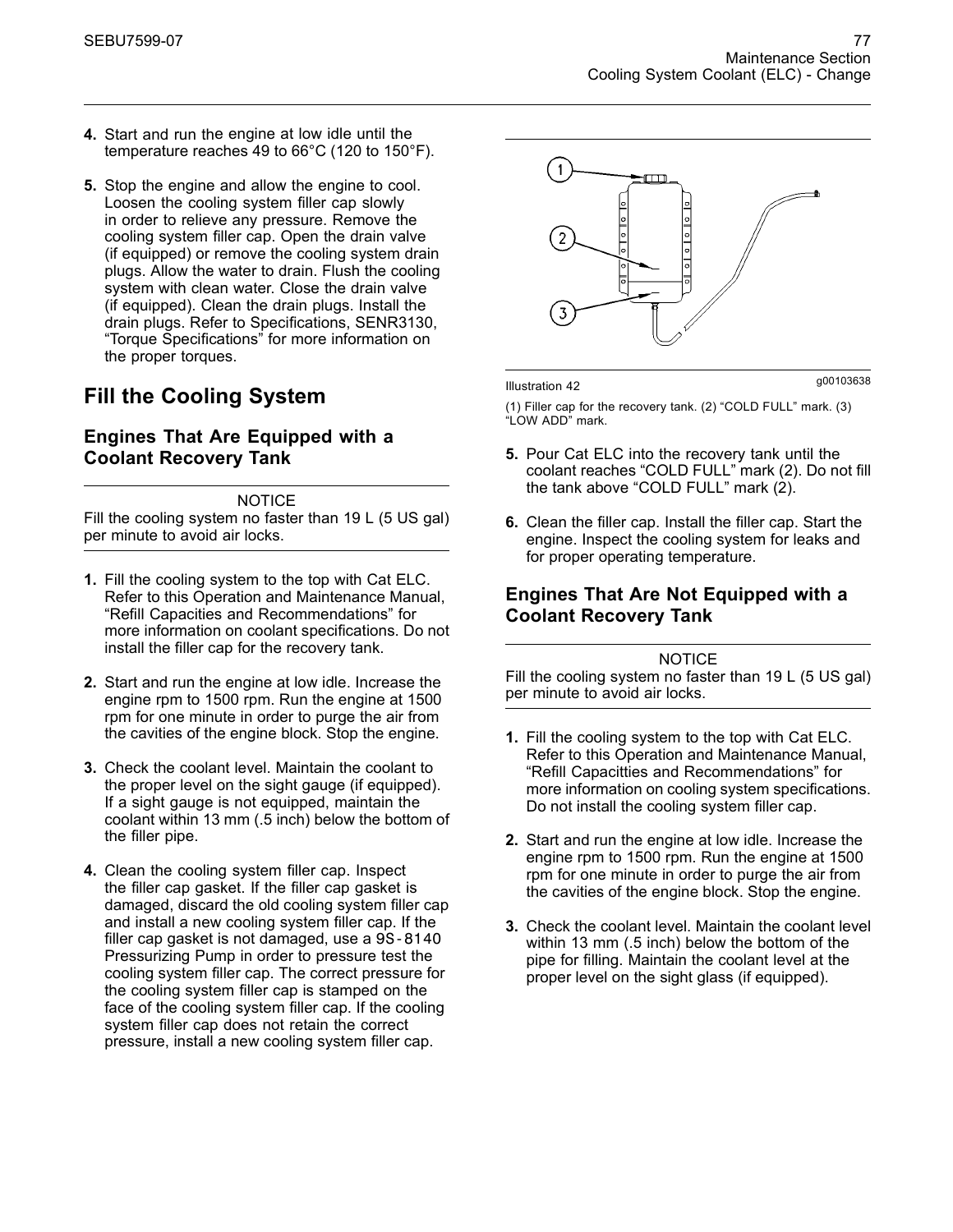4. Start and run the engine at low idle until the temperature reaches 49 to 66°C (120 to 150°F).

5. Stop the engine and allow the engine to cool. Loosen the cooling system filler cap slowly in order to relieve any pressure. Remove the cooling system filler cap. Open the drain valve (if equipped) or remove the cooling system drain plugs. Allow the water to drain. Flush the cooling system with clean water. Close the drain valve (if equipped). Clean the drain plugs. Install the drain plugs. Refer to Specifications, SENR3130, “Torque Specifications” for more information on the proper torques.

## Fill the Cooling System

### Engines That Are Equipped with a Coolant Recovery Tank

NOTICE
Fill the cooling system no faster than 19 L (5 US gal) per minute to avoid air locks.

1. Fill the cooling system to the top with Cat ELC. Refer to this Operation and Maintenance Manual, “Refill Capacities and Recommendations” for more information on coolant specifications. Do not install the filler cap for the recovery tank.

2. Start and run the engine at low idle. Increase the engine rpm to 1500 rpm. Run the engine at 1500 rpm for one minute in order to purge the air from the cavities of the engine block. Stop the engine.

3. Check the coolant level. Maintain the coolant to the proper level on the sight gauge (if equipped). If a sight gauge is not equipped, maintain the coolant within 13 mm (.5 inch) below the bottom of the filler pipe.

4. Clean the cooling system filler cap. Inspect the filler cap gasket. If the filler cap gasket is damaged, discard the old cooling system filler cap and install a new cooling system filler cap. If the filler cap gasket is not damaged, use a 9S-8140 Pressurizing Pump in order to pressure test the cooling system filler cap. The correct pressure for the cooling system filler cap is stamped on the face of the cooling system filler cap. If the cooling system filler cap does not retain the correct pressure, install a new cooling system filler cap.

Illustration 42 g00103638

(1) Filler cap for the recovery tank. (2) “COLD FULL” mark. (3) “LOW ADD” mark.

5. Pour Cat ELC into the recovery tank until the coolant reaches “COLD FULL” mark (2). Do not fill the tank above “COLD FULL” mark (2).

6. Clean the filler cap. Install the filler cap. Start the engine. Inspect the cooling system for leaks and for proper operating temperature.

### Engines That Are Not Equipped with a Coolant Recovery Tank

NOTICE
Fill the cooling system no faster than 19 L (5 US gal) per minute to avoid air locks.

1. Fill the cooling system to the top with Cat ELC. Refer to this Operation and Maintenance Manual, “Refill Capacitties and Recommendations” for more information on cooling system specifications. Do not install the cooling system filler cap.

2. Start and run the engine at low idle. Increase the engine rpm to 1500 rpm. Run the engine at 1500 rpm for one minute in order to purge the air from the cavities of the engine block. Stop the engine.

3. Check the coolant level. Maintain the coolant level within 13 mm (.5 inch) below the bottom of the pipe for filling. Maintain the coolant level at the proper level on the sight glass (if equipped).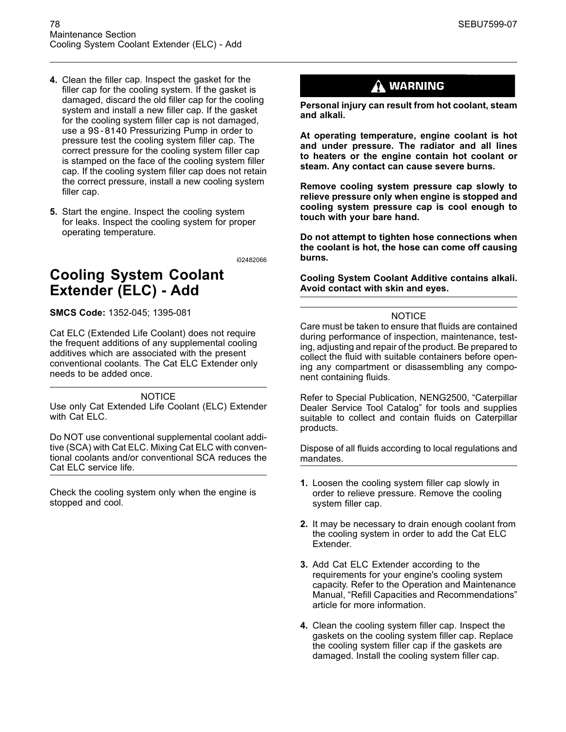4. Clean the filler cap. Inspect the gasket for the filler cap for the cooling system. If the gasket is damaged, discard the old filler cap for the cooling system and install a new filler cap. If the gasket for the cooling system filler cap is not damaged, use a 9S-8140 Pressurizing Pump in order to pressure test the cooling system filler cap. The correct pressure for the cooling system filler cap is stamped on the face of the cooling system filler cap. If the cooling system filler cap does not retain the correct pressure, install a new cooling system filler cap.

5. Start the engine. Inspect the cooling system for leaks. Inspect the cooling system for proper operating temperature.

i02482066

# Cooling System Coolant Extender (ELC) - Add

**SMCS Code:** 1352-045; 1395-081

Cat ELC (Extended Life Coolant) does not require the frequent additions of any supplemental cooling additives which are associated with the present conventional coolants. The Cat ELC Extender only needs to be added once.

---

NOTICE

Use only Cat Extended Life Coolant (ELC) Extender with Cat ELC.

Do NOT use conventional supplemental coolant additive (SCA) with Cat ELC. Mixing Cat ELC with conventional coolants and/or conventional SCA reduces the Cat ELC service life.

---

Check the cooling system only when the engine is stopped and cool.

**⚠ WARNING**

**Personal injury can result from hot coolant, steam and alkali.**

**At operating temperature, engine coolant is hot and under pressure. The radiator and all lines to heaters or the engine contain hot coolant or steam. Any contact can cause severe burns.**

**Remove cooling system pressure cap slowly to relieve pressure only when engine is stopped and cooling system pressure cap is cool enough to touch with your bare hand.**

**Do not attempt to tighten hose connections when the coolant is hot, the hose can come off causing burns.**

**Cooling System Coolant Additive contains alkali. Avoid contact with skin and eyes.**

---

NOTICE

Care must be taken to ensure that fluids are contained during performance of inspection, maintenance, testing, adjusting and repair of the product. Be prepared to collect the fluid with suitable containers before opening any compartment or disassembling any component containing fluids.

Refer to Special Publication, NENG2500, "Caterpillar Dealer Service Tool Catalog" for tools and supplies suitable to collect and contain fluids on Caterpillar products.

Dispose of all fluids according to local regulations and mandates.

---

1. Loosen the cooling system filler cap slowly in order to relieve pressure. Remove the cooling system filler cap.

2. It may be necessary to drain enough coolant from the cooling system in order to add the Cat ELC Extender.

3. Add Cat ELC Extender according to the requirements for your engine's cooling system capacity. Refer to the Operation and Maintenance Manual, "Refill Capacities and Recommendations" article for more information.

4. Clean the cooling system filler cap. Inspect the gaskets on the cooling system filler cap. Replace the cooling system filler cap if the gaskets are damaged. Install the cooling system filler cap.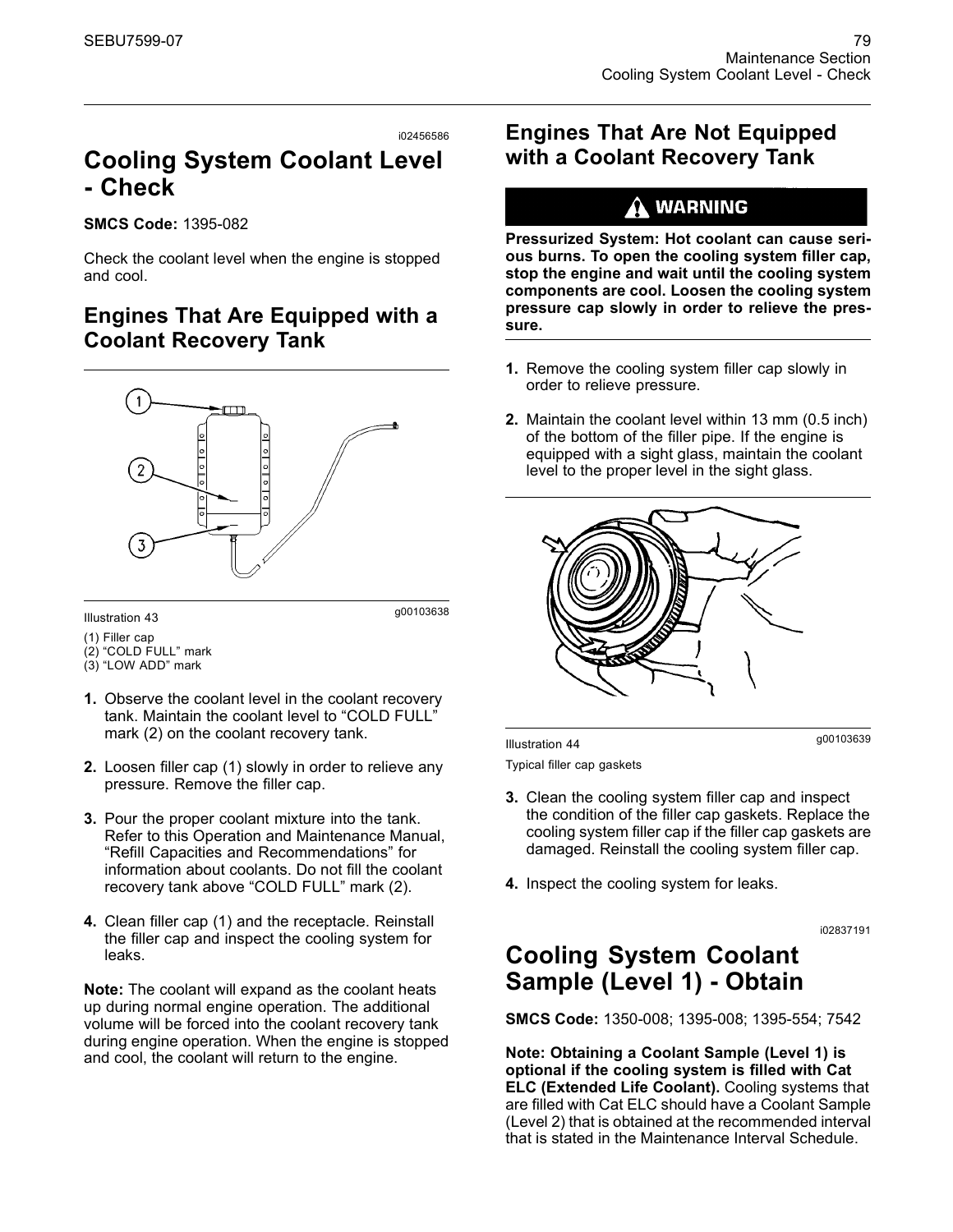i02456586

# Cooling System Coolant Level - Check

**SMCS Code:** 1395-082

Check the coolant level when the engine is stopped and cool.

## Engines That Are Equipped with a Coolant Recovery Tank

Illustration 43 g00103638

(1) Filler cap
(2) "COLD FULL" mark
(3) "LOW ADD" mark

1. Observe the coolant level in the coolant recovery tank. Maintain the coolant level to "COLD FULL" mark (2) on the coolant recovery tank.

2. Loosen filler cap (1) slowly in order to relieve any pressure. Remove the filler cap.

3. Pour the proper coolant mixture into the tank. Refer to this Operation and Maintenance Manual, "Refill Capacities and Recommendations" for information about coolants. Do not fill the coolant recovery tank above "COLD FULL" mark (2).

4. Clean filler cap (1) and the receptacle. Reinstall the filler cap and inspect the cooling system for leaks.

**Note:** The coolant will expand as the coolant heats up during normal engine operation. The additional volume will be forced into the coolant recovery tank during engine operation. When the engine is stopped and cool, the coolant will return to the engine.

## Engines That Are Not Equipped with a Coolant Recovery Tank

**WARNING**

**Pressurized System: Hot coolant can cause serious burns. To open the cooling system filler cap, stop the engine and wait until the cooling system components are cool. Loosen the cooling system pressure cap slowly in order to relieve the pressure.**

1. Remove the cooling system filler cap slowly in order to relieve pressure.

2. Maintain the coolant level within 13 mm (0.5 inch) of the bottom of the filler pipe. If the engine is equipped with a sight glass, maintain the coolant level to the proper level in the sight glass.

Illustration 44 g00103639

Typical filler cap gaskets

3. Clean the cooling system filler cap and inspect the condition of the filler cap gaskets. Replace the cooling system filler cap if the filler cap gaskets are damaged. Reinstall the cooling system filler cap.

4. Inspect the cooling system for leaks.

i02837191

# Cooling System Coolant Sample (Level 1) - Obtain

**SMCS Code:** 1350-008; 1395-008; 1395-554; 7542

**Note: Obtaining a Coolant Sample (Level 1) is optional if the cooling system is filled with Cat ELC (Extended Life Coolant).** Cooling systems that are filled with Cat ELC should have a Coolant Sample (Level 2) that is obtained at the recommended interval that is stated in the Maintenance Interval Schedule.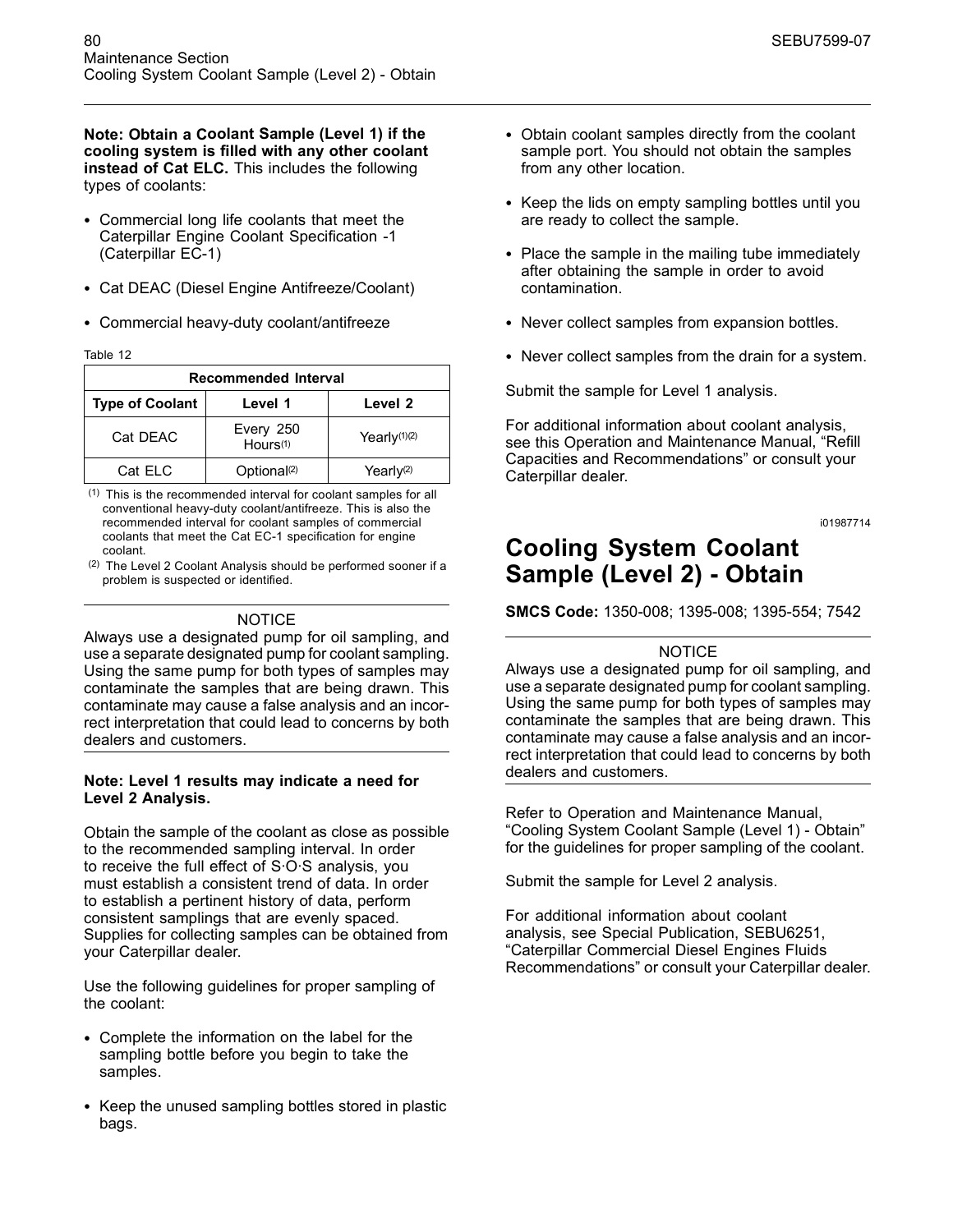**Note: Obtain a Coolant Sample (Level 1) if the cooling system is filled with any other coolant instead of Cat ELC.** This includes the following types of coolants:

- Commercial long life coolants that meet the Caterpillar Engine Coolant Specification -1 (Caterpillar EC-1)
- Cat DEAC (Diesel Engine Antifreeze/Coolant)
- Commercial heavy-duty coolant/antifreeze

Table 12

| Recommended Interval | | |
|---|---|---|
| **Type of Coolant** | **Level 1** | **Level 2** |
| Cat DEAC | Every 250 Hours(1) | Yearly(1)(2) |
| Cat ELC | Optional(2) | Yearly(2) |

(1) This is the recommended interval for coolant samples for all conventional heavy-duty coolant/antifreeze. This is also the recommended interval for coolant samples of commercial coolants that meet the Cat EC-1 specification for engine coolant.

(2) The Level 2 Coolant Analysis should be performed sooner if a problem is suspected or identified.

NOTICE

Always use a designated pump for oil sampling, and use a separate designated pump for coolant sampling. Using the same pump for both types of samples may contaminate the samples that are being drawn. This contaminate may cause a false analysis and an incorrect interpretation that could lead to concerns by both dealers and customers.

**Note: Level 1 results may indicate a need for Level 2 Analysis.**

Obtain the sample of the coolant as close as possible to the recommended sampling interval. In order to receive the full effect of S·O·S analysis, you must establish a consistent trend of data. In order to establish a pertinent history of data, perform consistent samplings that are evenly spaced. Supplies for collecting samples can be obtained from your Caterpillar dealer.

Use the following guidelines for proper sampling of the coolant:

- Complete the information on the label for the sampling bottle before you begin to take the samples.
- Keep the unused sampling bottles stored in plastic bags.
- Obtain coolant samples directly from the coolant sample port. You should not obtain the samples from any other location.
- Keep the lids on empty sampling bottles until you are ready to collect the sample.
- Place the sample in the mailing tube immediately after obtaining the sample in order to avoid contamination.
- Never collect samples from expansion bottles.
- Never collect samples from the drain for a system.

Submit the sample for Level 1 analysis.

For additional information about coolant analysis, see this Operation and Maintenance Manual, "Refill Capacities and Recommendations" or consult your Caterpillar dealer.

i01987714

## Cooling System Coolant Sample (Level 2) - Obtain

**SMCS Code:** 1350-008; 1395-008; 1395-554; 7542

NOTICE

Always use a designated pump for oil sampling, and use a separate designated pump for coolant sampling. Using the same pump for both types of samples may contaminate the samples that are being drawn. This contaminate may cause a false analysis and an incorrect interpretation that could lead to concerns by both dealers and customers.

Refer to Operation and Maintenance Manual, "Cooling System Coolant Sample (Level 1) - Obtain" for the guidelines for proper sampling of the coolant.

Submit the sample for Level 2 analysis.

For additional information about coolant analysis, see Special Publication, SEBU6251, "Caterpillar Commercial Diesel Engines Fluids Recommendations" or consult your Caterpillar dealer.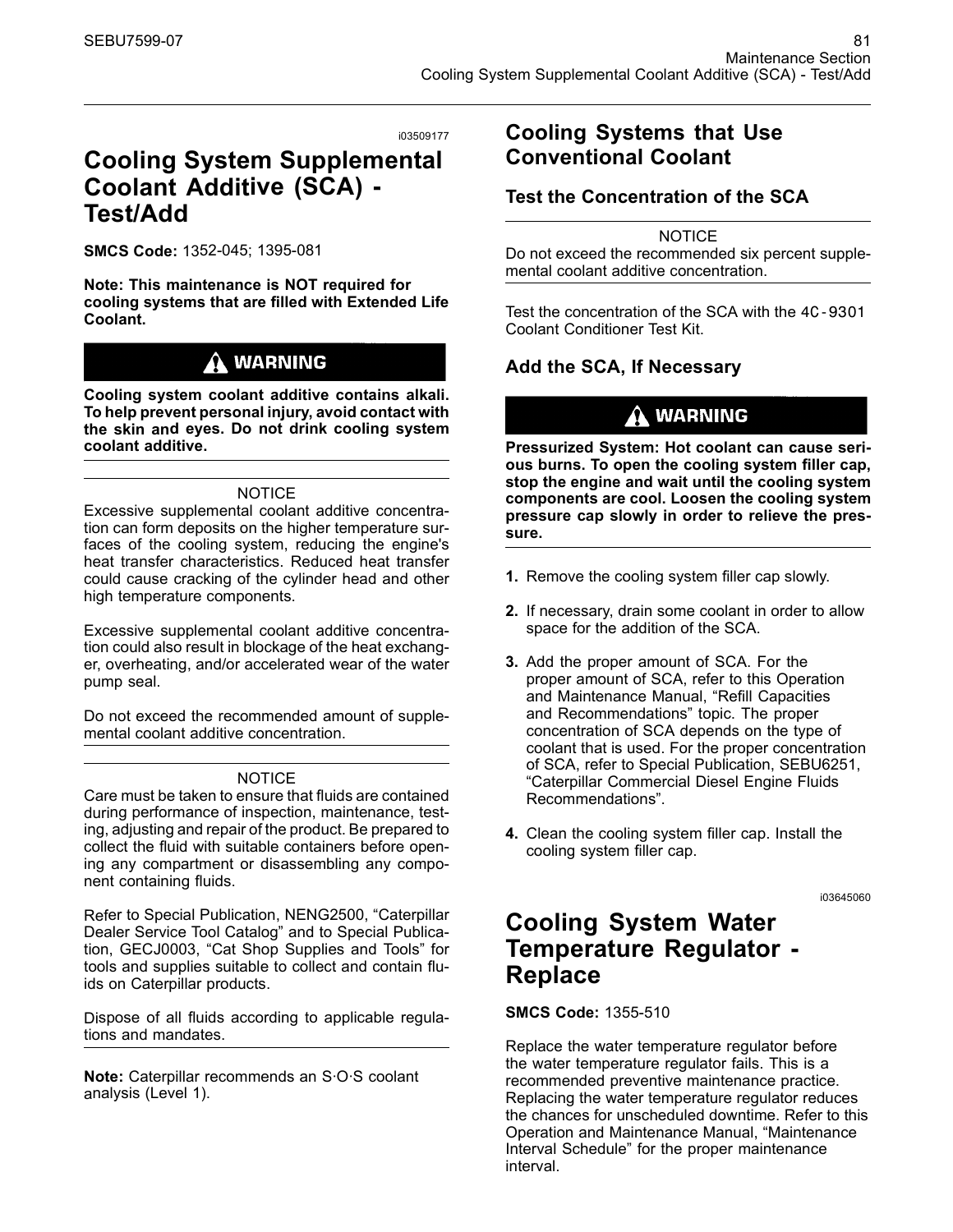i03509177

# Cooling System Supplemental Coolant Additive (SCA) - Test/Add

**SMCS Code:** 1352-045; 1395-081

**Note: This maintenance is NOT required for cooling systems that are filled with Extended Life Coolant.**

**⚠ WARNING**

**Cooling system coolant additive contains alkali. To help prevent personal injury, avoid contact with the skin and eyes. Do not drink cooling system coolant additive.**

NOTICE

Excessive supplemental coolant additive concentration can form deposits on the higher temperature surfaces of the cooling system, reducing the engine's heat transfer characteristics. Reduced heat transfer could cause cracking of the cylinder head and other high temperature components.

Excessive supplemental coolant additive concentration could also result in blockage of the heat exchanger, overheating, and/or accelerated wear of the water pump seal.

Do not exceed the recommended amount of supplemental coolant additive concentration.

NOTICE

Care must be taken to ensure that fluids are contained during performance of inspection, maintenance, testing, adjusting and repair of the product. Be prepared to collect the fluid with suitable containers before opening any compartment or disassembling any component containing fluids.

Refer to Special Publication, NENG2500, “Caterpillar Dealer Service Tool Catalog” and to Special Publication, GECJ0003, “Cat Shop Supplies and Tools” for tools and supplies suitable to collect and contain fluids on Caterpillar products.

Dispose of all fluids according to applicable regulations and mandates.

**Note:** Caterpillar recommends an S·O·S coolant analysis (Level 1).

## Cooling Systems that Use Conventional Coolant

### Test the Concentration of the SCA

NOTICE

Do not exceed the recommended six percent supplemental coolant additive concentration.

Test the concentration of the SCA with the 4C-9301 Coolant Conditioner Test Kit.

### Add the SCA, If Necessary

**⚠ WARNING**

**Pressurized System: Hot coolant can cause serious burns. To open the cooling system filler cap, stop the engine and wait until the cooling system components are cool. Loosen the cooling system pressure cap slowly in order to relieve the pressure.**

1. Remove the cooling system filler cap slowly.
2. If necessary, drain some coolant in order to allow space for the addition of the SCA.
3. Add the proper amount of SCA. For the proper amount of SCA, refer to this Operation and Maintenance Manual, “Refill Capacities and Recommendations” topic. The proper concentration of SCA depends on the type of coolant that is used. For the proper concentration of SCA, refer to Special Publication, SEBU6251, “Caterpillar Commercial Diesel Engine Fluids Recommendations”.
4. Clean the cooling system filler cap. Install the cooling system filler cap.

i03645060

# Cooling System Water Temperature Regulator - Replace

**SMCS Code:** 1355-510

Replace the water temperature regulator before the water temperature regulator fails. This is a recommended preventive maintenance practice. Replacing the water temperature regulator reduces the chances for unscheduled downtime. Refer to this Operation and Maintenance Manual, “Maintenance Interval Schedule” for the proper maintenance interval.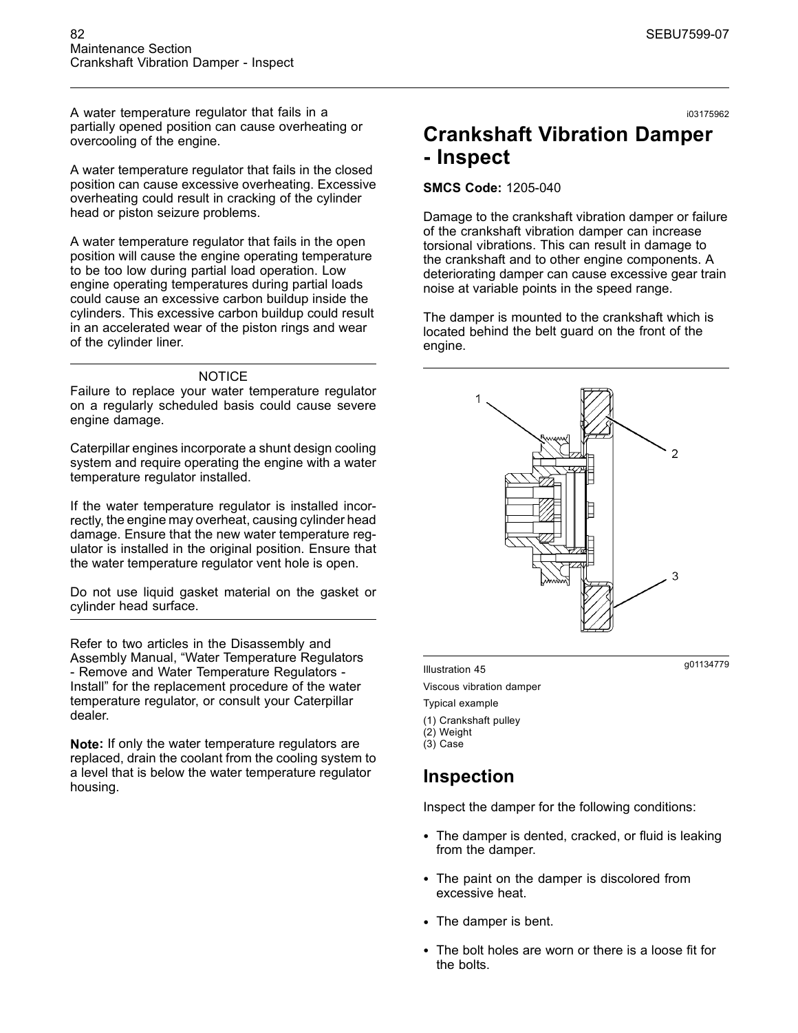A water temperature regulator that fails in a partially opened position can cause overheating or overcooling of the engine.

A water temperature regulator that fails in the closed position can cause excessive overheating. Excessive overheating could result in cracking of the cylinder head or piston seizure problems.

A water temperature regulator that fails in the open position will cause the engine operating temperature to be too low during partial load operation. Low engine operating temperatures during partial loads could cause an excessive carbon buildup inside the cylinders. This excessive carbon buildup could result in an accelerated wear of the piston rings and wear of the cylinder liner.

NOTICE

Failure to replace your water temperature regulator on a regularly scheduled basis could cause severe engine damage.

Caterpillar engines incorporate a shunt design cooling system and require operating the engine with a water temperature regulator installed.

If the water temperature regulator is installed incorrectly, the engine may overheat, causing cylinder head damage. Ensure that the new water temperature regulator is installed in the original position. Ensure that the water temperature regulator vent hole is open.

Do not use liquid gasket material on the gasket or cylinder head surface.

Refer to two articles in the Disassembly and Assembly Manual, "Water Temperature Regulators - Remove and Water Temperature Regulators - Install" for the replacement procedure of the water temperature regulator, or consult your Caterpillar dealer.

**Note:** If only the water temperature regulators are replaced, drain the coolant from the cooling system to a level that is below the water temperature regulator housing.

i03175962

# Crankshaft Vibration Damper - Inspect

**SMCS Code:** 1205-040

Damage to the crankshaft vibration damper or failure of the crankshaft vibration damper can increase torsional vibrations. This can result in damage to the crankshaft and to other engine components. A deteriorating damper can cause excessive gear train noise at variable points in the speed range.

The damper is mounted to the crankshaft which is located behind the belt guard on the front of the engine.

Illustration 45 g01134779

Viscous vibration damper

Typical example

(1) Crankshaft pulley
(2) Weight
(3) Case

## Inspection

Inspect the damper for the following conditions:

- The damper is dented, cracked, or fluid is leaking from the damper.
- The paint on the damper is discolored from excessive heat.
- The damper is bent.
- The bolt holes are worn or there is a loose fit for the bolts.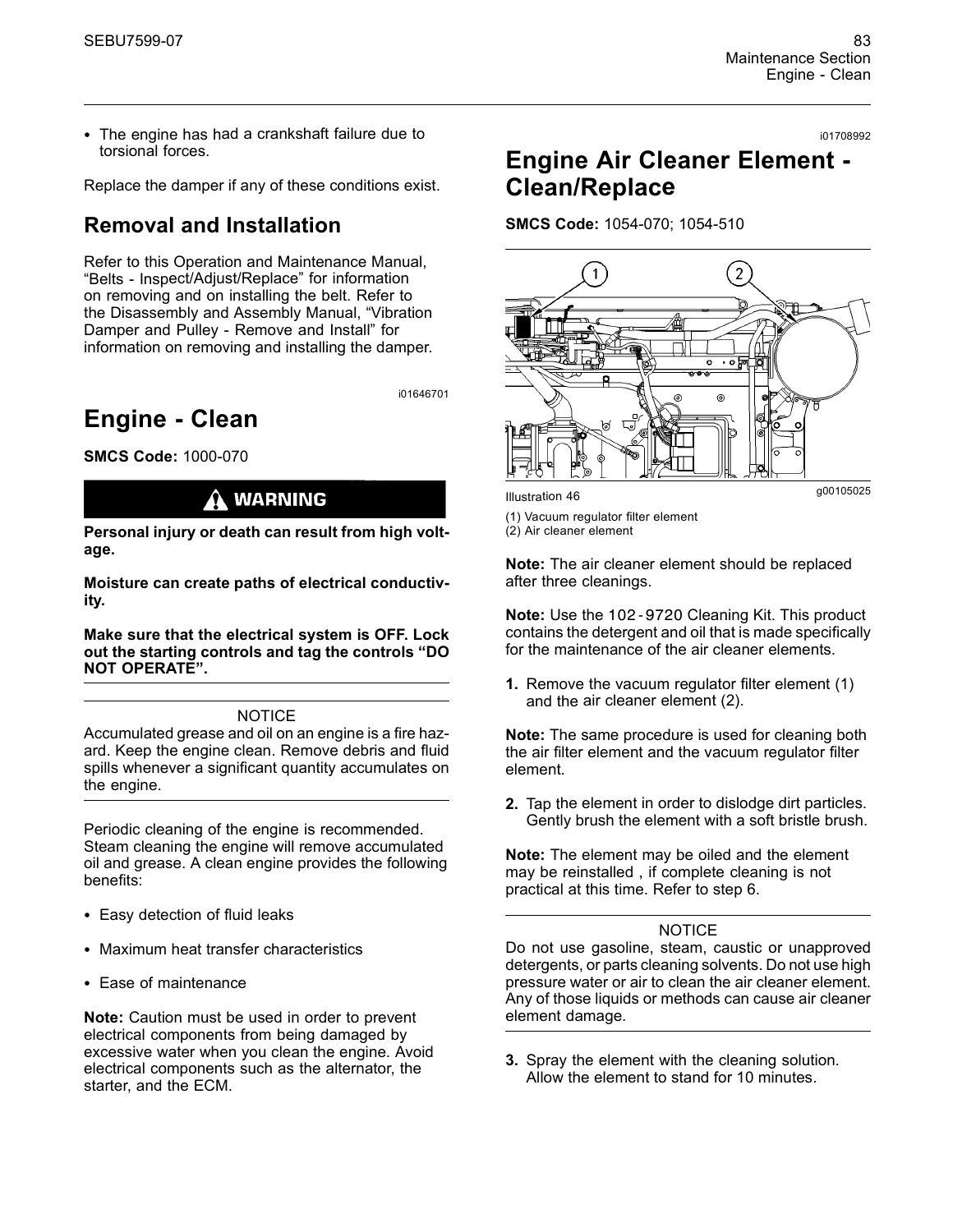- The engine has had a crankshaft failure due to torsional forces.

Replace the damper if any of these conditions exist.

## Removal and Installation

Refer to this Operation and Maintenance Manual, "Belts - Inspect/Adjust/Replace" for information on removing and on installing the belt. Refer to the Disassembly and Assembly Manual, "Vibration Damper and Pulley - Remove and Install" for information on removing and installing the damper.

i01646701

# Engine - Clean

**SMCS Code:** 1000-070

**WARNING**

**Personal injury or death can result from high voltage.**

**Moisture can create paths of electrical conductivity.**

**Make sure that the electrical system is OFF. Lock out the starting controls and tag the controls "DO NOT OPERATE".**

NOTICE

Accumulated grease and oil on an engine is a fire hazard. Keep the engine clean. Remove debris and fluid spills whenever a significant quantity accumulates on the engine.

Periodic cleaning of the engine is recommended. Steam cleaning the engine will remove accumulated oil and grease. A clean engine provides the following benefits:

- Easy detection of fluid leaks
- Maximum heat transfer characteristics
- Ease of maintenance

**Note:** Caution must be used in order to prevent electrical components from being damaged by excessive water when you clean the engine. Avoid electrical components such as the alternator, the starter, and the ECM.

i01708992

# Engine Air Cleaner Element - Clean/Replace

**SMCS Code:** 1054-070; 1054-510

Illustration 46 g00105025

(1) Vacuum regulator filter element
(2) Air cleaner element

**Note:** The air cleaner element should be replaced after three cleanings.

**Note:** Use the 102-9720 Cleaning Kit. This product contains the detergent and oil that is made specifically for the maintenance of the air cleaner elements.

1. Remove the vacuum regulator filter element (1) and the air cleaner element (2).

**Note:** The same procedure is used for cleaning both the air filter element and the vacuum regulator filter element.

2. Tap the element in order to dislodge dirt particles. Gently brush the element with a soft bristle brush.

**Note:** The element may be oiled and the element may be reinstalled , if complete cleaning is not practical at this time. Refer to step 6.

NOTICE

Do not use gasoline, steam, caustic or unapproved detergents, or parts cleaning solvents. Do not use high pressure water or air to clean the air cleaner element. Any of those liquids or methods can cause air cleaner element damage.

3. Spray the element with the cleaning solution. Allow the element to stand for 10 minutes.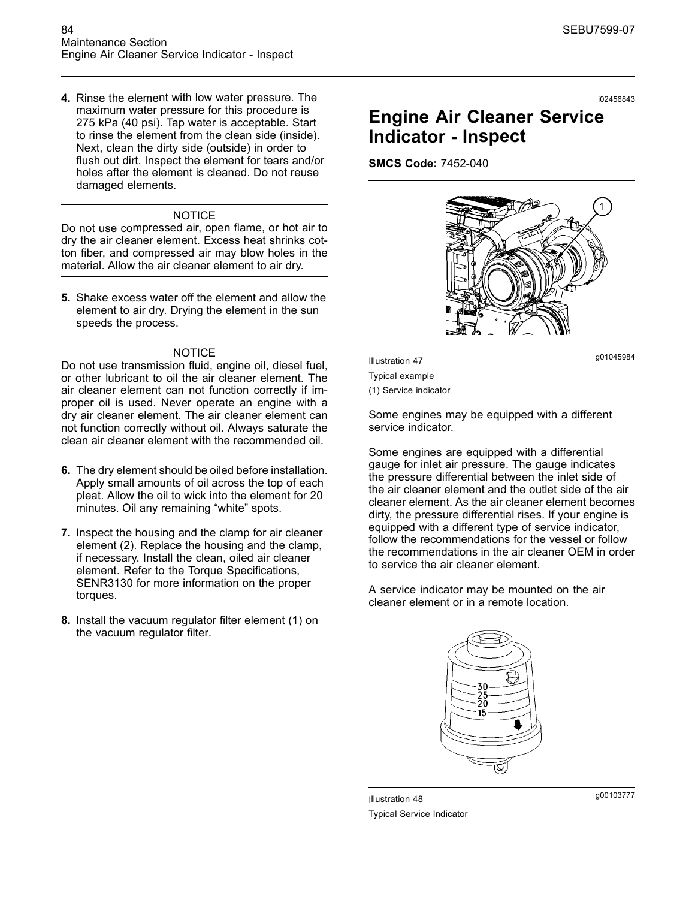4. Rinse the element with low water pressure. The maximum water pressure for this procedure is 275 kPa (40 psi). Tap water is acceptable. Start to rinse the element from the clean side (inside). Next, clean the dirty side (outside) in order to flush out dirt. Inspect the element for tears and/or holes after the element is cleaned. Do not reuse damaged elements.

NOTICE

Do not use compressed air, open flame, or hot air to dry the air cleaner element. Excess heat shrinks cotton fiber, and compressed air may blow holes in the material. Allow the air cleaner element to air dry.

5. Shake excess water off the element and allow the element to air dry. Drying the element in the sun speeds the process.

NOTICE

Do not use transmission fluid, engine oil, diesel fuel, or other lubricant to oil the air cleaner element. The air cleaner element can not function correctly if improper oil is used. Never operate an engine with a dry air cleaner element. The air cleaner element can not function correctly without oil. Always saturate the clean air cleaner element with the recommended oil.

6. The dry element should be oiled before installation. Apply small amounts of oil across the top of each pleat. Allow the oil to wick into the element for 20 minutes. Oil any remaining “white” spots.

7. Inspect the housing and the clamp for air cleaner element (2). Replace the housing and the clamp, if necessary. Install the clean, oiled air cleaner element. Refer to the Torque Specifications, SENR3130 for more information on the proper torques.

8. Install the vacuum regulator filter element (1) on the vacuum regulator filter.

i02456843

# Engine Air Cleaner Service Indicator - Inspect

**SMCS Code:** 7452-040

Illustration 47 g01045984

Typical example

(1) Service indicator

Some engines may be equipped with a different service indicator.

Some engines are equipped with a differential gauge for inlet air pressure. The gauge indicates the pressure differential between the inlet side of the air cleaner element and the outlet side of the air cleaner element. As the air cleaner element becomes dirty, the pressure differential rises. If your engine is equipped with a different type of service indicator, follow the recommendations for the vessel or follow the recommendations in the air cleaner OEM in order to service the air cleaner element.

A service indicator may be mounted on the air cleaner element or in a remote location.

Illustration 48 g00103777

Typical Service Indicator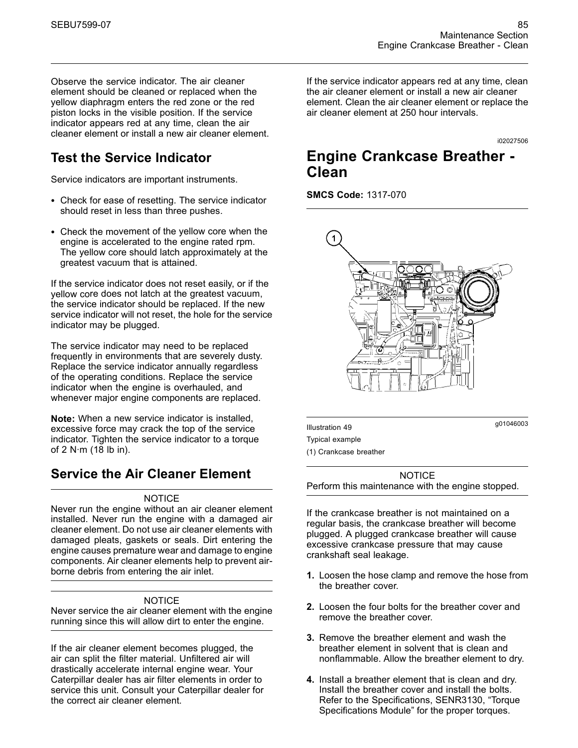Observe the service indicator. The air cleaner element should be cleaned or replaced when the yellow diaphragm enters the red zone or the red piston locks in the visible position. If the service indicator appears red at any time, clean the air cleaner element or install a new air cleaner element.

## Test the Service Indicator

Service indicators are important instruments.

- Check for ease of resetting. The service indicator should reset in less than three pushes.
- Check the movement of the yellow core when the engine is accelerated to the engine rated rpm. The yellow core should latch approximately at the greatest vacuum that is attained.

If the service indicator does not reset easily, or if the yellow core does not latch at the greatest vacuum, the service indicator should be replaced. If the new service indicator will not reset, the hole for the service indicator may be plugged.

The service indicator may need to be replaced frequently in environments that are severely dusty. Replace the service indicator annually regardless of the operating conditions. Replace the service indicator when the engine is overhauled, and whenever major engine components are replaced.

**Note:** When a new service indicator is installed, excessive force may crack the top of the service indicator. Tighten the service indicator to a torque of 2 N·m (18 lb in).

## Service the Air Cleaner Element

NOTICE
Never run the engine without an air cleaner element installed. Never run the engine with a damaged air cleaner element. Do not use air cleaner elements with damaged pleats, gaskets or seals. Dirt entering the engine causes premature wear and damage to engine components. Air cleaner elements help to prevent air-borne debris from entering the air inlet.

NOTICE
Never service the air cleaner element with the engine running since this will allow dirt to enter the engine.

If the air cleaner element becomes plugged, the air can split the filter material. Unfiltered air will drastically accelerate internal engine wear. Your Caterpillar dealer has air filter elements in order to service this unit. Consult your Caterpillar dealer for the correct air cleaner element.

If the service indicator appears red at any time, clean the air cleaner element or install a new air cleaner element. Clean the air cleaner element or replace the air cleaner element at 250 hour intervals.

i02027506

# Engine Crankcase Breather - Clean

**SMCS Code:** 1317-070

Illustration 49 g01046003

Typical example

(1) Crankcase breather

NOTICE
Perform this maintenance with the engine stopped.

If the crankcase breather is not maintained on a regular basis, the crankcase breather will become plugged. A plugged crankcase breather will cause excessive crankcase pressure that may cause crankshaft seal leakage.

1. Loosen the hose clamp and remove the hose from the breather cover.
2. Loosen the four bolts for the breather cover and remove the breather cover.
3. Remove the breather element and wash the breather element in solvent that is clean and nonflammable. Allow the breather element to dry.
4. Install a breather element that is clean and dry. Install the breather cover and install the bolts. Refer to the Specifications, SENR3130, "Torque Specifications Module" for the proper torques.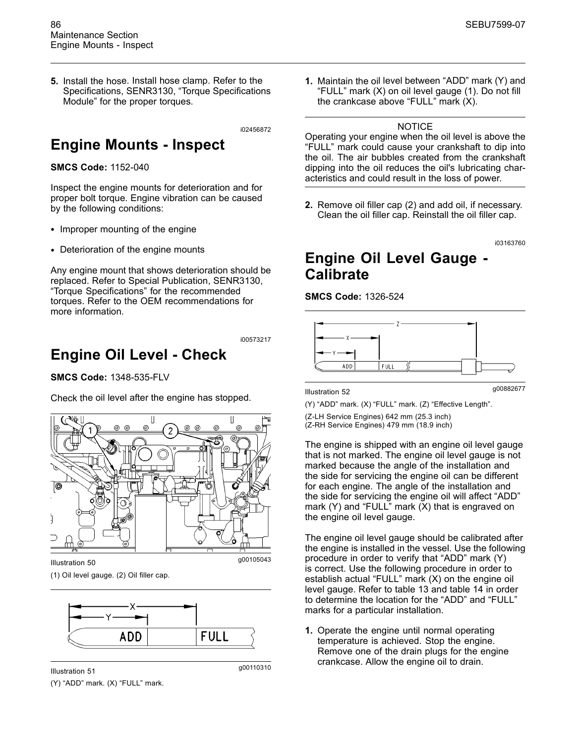5. Install the hose. Install hose clamp. Refer to the Specifications, SENR3130, "Torque Specifications Module" for the proper torques.

i02456872

## Engine Mounts - Inspect

**SMCS Code:** 1152-040

Inspect the engine mounts for deterioration and for proper bolt torque. Engine vibration can be caused by the following conditions:

- Improper mounting of the engine
- Deterioration of the engine mounts

Any engine mount that shows deterioration should be replaced. Refer to Special Publication, SENR3130, "Torque Specifications" for the recommended torques. Refer to the OEM recommendations for more information.

i00573217

## Engine Oil Level - Check

**SMCS Code:** 1348-535-FLV

Check the oil level after the engine has stopped.

Illustration 50 g00105043

(1) Oil level gauge. (2) Oil filler cap.

Illustration 51 g00110310

(Y) "ADD" mark. (X) "FULL" mark.

1. Maintain the oil level between "ADD" mark (Y) and "FULL" mark (X) on oil level gauge (1). Do not fill the crankcase above "FULL" mark (X).

NOTICE

Operating your engine when the oil level is above the "FULL" mark could cause your crankshaft to dip into the oil. The air bubbles created from the crankshaft dipping into the oil reduces the oil's lubricating characteristics and could result in the loss of power.

2. Remove oil filler cap (2) and add oil, if necessary. Clean the oil filler cap. Reinstall the oil filler cap.

i03163760

## Engine Oil Level Gauge - Calibrate

**SMCS Code:** 1326-524

Illustration 52 g00882677

(Y) "ADD" mark. (X) "FULL" mark. (Z) "Effective Length".

(Z-LH Service Engines) 642 mm (25.3 inch)
(Z-RH Service Engines) 479 mm (18.9 inch)

The engine is shipped with an engine oil level gauge that is not marked. The engine oil level gauge is not marked because the angle of the installation and the side for servicing the engine oil can be different for each engine. The angle of the installation and the side for servicing the engine oil will affect "ADD" mark (Y) and "FULL" mark (X) that is engraved on the engine oil level gauge.

The engine oil level gauge should be calibrated after the engine is installed in the vessel. Use the following procedure in order to verify that "ADD" mark (Y) is correct. Use the following procedure in order to establish actual "FULL" mark (X) on the engine oil level gauge. Refer to table 13 and table 14 in order to determine the location for the "ADD" and "FULL" marks for a particular installation.

1. Operate the engine until normal operating temperature is achieved. Stop the engine. Remove one of the drain plugs for the engine crankcase. Allow the engine oil to drain.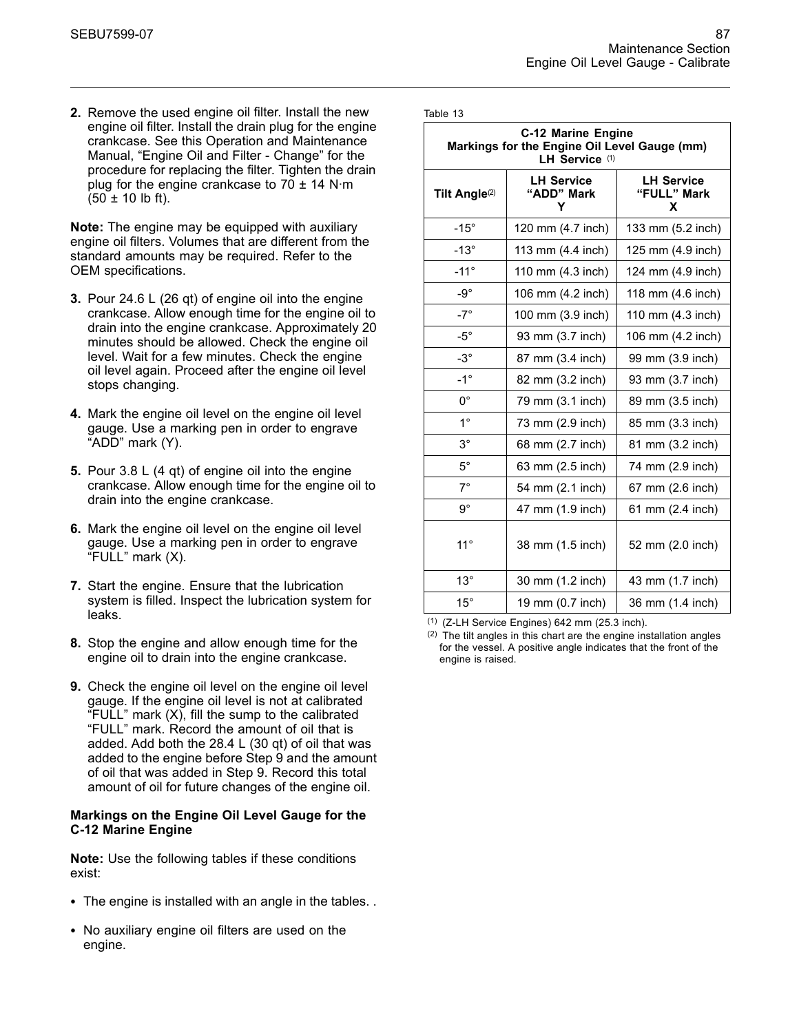2. Remove the used engine oil filter. Install the new engine oil filter. Install the drain plug for the engine crankcase. See this Operation and Maintenance Manual, "Engine Oil and Filter - Change" for the procedure for replacing the filter. Tighten the drain plug for the engine crankcase to 70 ± 14 N·m (50 ± 10 lb ft).

**Note:** The engine may be equipped with auxiliary engine oil filters. Volumes that are different from the standard amounts may be required. Refer to the OEM specifications.

3. Pour 24.6 L (26 qt) of engine oil into the engine crankcase. Allow enough time for the engine oil to drain into the engine crankcase. Approximately 20 minutes should be allowed. Check the engine oil level. Wait for a few minutes. Check the engine oil level again. Proceed after the engine oil level stops changing.

4. Mark the engine oil level on the engine oil level gauge. Use a marking pen in order to engrave "ADD" mark (Y).

5. Pour 3.8 L (4 qt) of engine oil into the engine crankcase. Allow enough time for the engine oil to drain into the engine crankcase.

6. Mark the engine oil level on the engine oil level gauge. Use a marking pen in order to engrave "FULL" mark (X).

7. Start the engine. Ensure that the lubrication system is filled. Inspect the lubrication system for leaks.

8. Stop the engine and allow enough time for the engine oil to drain into the engine crankcase.

9. Check the engine oil level on the engine oil level gauge. If the engine oil level is not at calibrated "FULL" mark (X), fill the sump to the calibrated "FULL" mark. Record the amount of oil that is added. Add both the 28.4 L (30 qt) of oil that was added to the engine before Step 9 and the amount of oil that was added in Step 9. Record this total amount of oil for future changes of the engine oil.

**Markings on the Engine Oil Level Gauge for the C-12 Marine Engine**

**Note:** Use the following tables if these conditions exist:

- The engine is installed with an angle in the tables. .
- No auxiliary engine oil filters are used on the engine.

Table 13

**C-12 Marine Engine Markings for the Engine Oil Level Gauge (mm) LH Service [1]**

| Tilt Angle[2] | LH Service "ADD" Mark Y | LH Service "FULL" Mark X |
|---|---|---|
| -15° | 120 mm (4.7 inch) | 133 mm (5.2 inch) |
| -13° | 113 mm (4.4 inch) | 125 mm (4.9 inch) |
| -11° | 110 mm (4.3 inch) | 124 mm (4.9 inch) |
| -9° | 106 mm (4.2 inch) | 118 mm (4.6 inch) |
| -7° | 100 mm (3.9 inch) | 110 mm (4.3 inch) |
| -5° | 93 mm (3.7 inch) | 106 mm (4.2 inch) |
| -3° | 87 mm (3.4 inch) | 99 mm (3.9 inch) |
| -1° | 82 mm (3.2 inch) | 93 mm (3.7 inch) |
| 0° | 79 mm (3.1 inch) | 89 mm (3.5 inch) |
| 1° | 73 mm (2.9 inch) | 85 mm (3.3 inch) |
| 3° | 68 mm (2.7 inch) | 81 mm (3.2 inch) |
| 5° | 63 mm (2.5 inch) | 74 mm (2.9 inch) |
| 7° | 54 mm (2.1 inch) | 67 mm (2.6 inch) |
| 9° | 47 mm (1.9 inch) | 61 mm (2.4 inch) |
| 11° | 38 mm (1.5 inch) | 52 mm (2.0 inch) |
| 13° | 30 mm (1.2 inch) | 43 mm (1.7 inch) |
| 15° | 19 mm (0.7 inch) | 36 mm (1.4 inch) |

[1] (Z-LH Service Engines) 642 mm (25.3 inch).

[2] The tilt angles in this chart are the engine installation angles for the vessel. A positive angle indicates that the front of the engine is raised.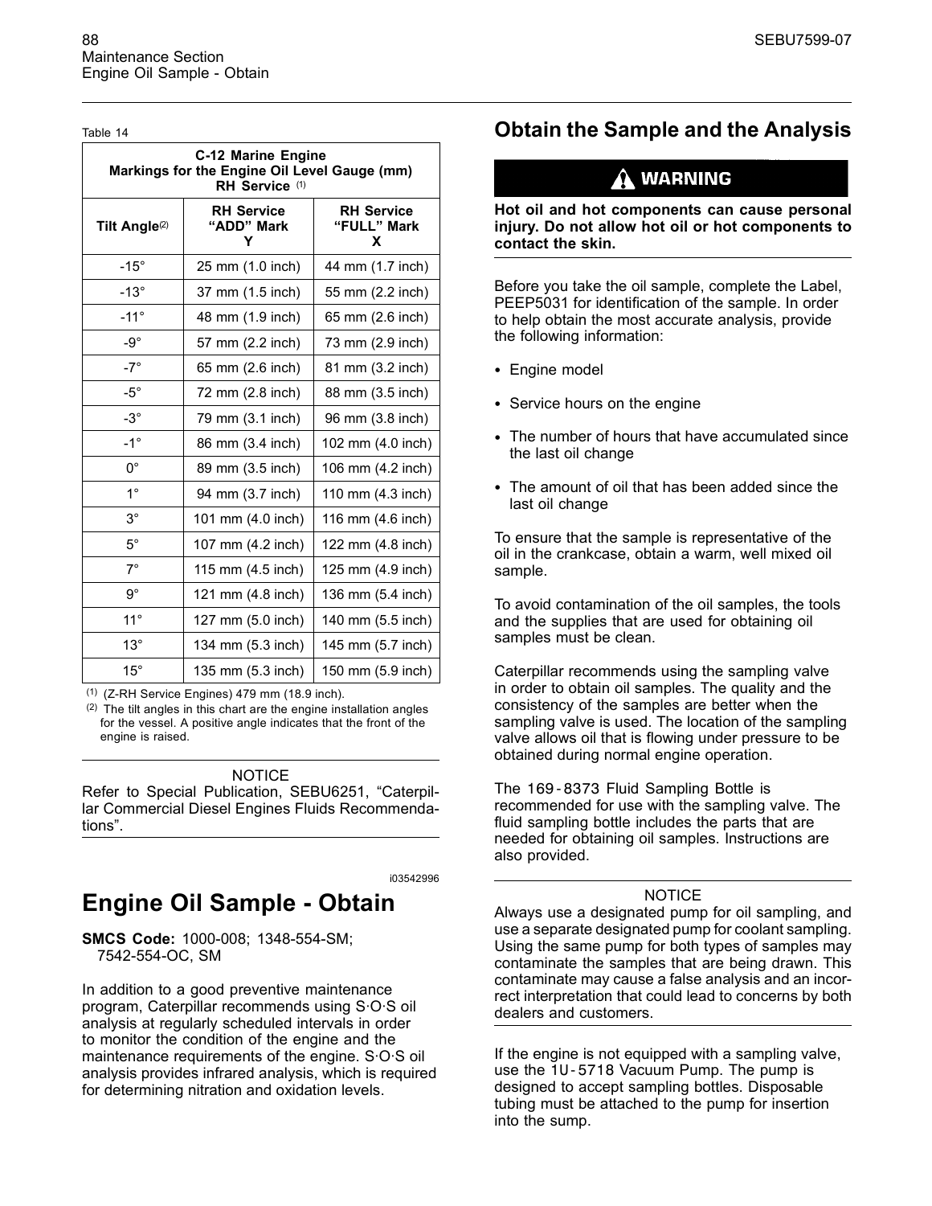Table 14

| C-12 Marine Engine Markings for the Engine Oil Level Gauge (mm) RH Service (1) | | |
|---|---|---|
| Tilt Angle(2) | RH Service "ADD" Mark Y | RH Service "FULL" Mark X |
| -15° | 25 mm (1.0 inch) | 44 mm (1.7 inch) |
| -13° | 37 mm (1.5 inch) | 55 mm (2.2 inch) |
| -11° | 48 mm (1.9 inch) | 65 mm (2.6 inch) |
| -9° | 57 mm (2.2 inch) | 73 mm (2.9 inch) |
| -7° | 65 mm (2.6 inch) | 81 mm (3.2 inch) |
| -5° | 72 mm (2.8 inch) | 88 mm (3.5 inch) |
| -3° | 79 mm (3.1 inch) | 96 mm (3.8 inch) |
| -1° | 86 mm (3.4 inch) | 102 mm (4.0 inch) |
| 0° | 89 mm (3.5 inch) | 106 mm (4.2 inch) |
| 1° | 94 mm (3.7 inch) | 110 mm (4.3 inch) |
| 3° | 101 mm (4.0 inch) | 116 mm (4.6 inch) |
| 5° | 107 mm (4.2 inch) | 122 mm (4.8 inch) |
| 7° | 115 mm (4.5 inch) | 125 mm (4.9 inch) |
| 9° | 121 mm (4.8 inch) | 136 mm (5.4 inch) |
| 11° | 127 mm (5.0 inch) | 140 mm (5.5 inch) |
| 13° | 134 mm (5.3 inch) | 145 mm (5.7 inch) |
| 15° | 135 mm (5.3 inch) | 150 mm (5.9 inch) |

(1) (Z-RH Service Engines) 479 mm (18.9 inch).
(2) The tilt angles in this chart are the engine installation angles for the vessel. A positive angle indicates that the front of the engine is raised.

NOTICE

Refer to Special Publication, SEBU6251, "Caterpillar Commercial Diesel Engines Fluids Recommendations".

i03542996

# Engine Oil Sample - Obtain

**SMCS Code:** 1000-008; 1348-554-SM; 7542-554-OC, SM

In addition to a good preventive maintenance program, Caterpillar recommends using S·O·S oil analysis at regularly scheduled intervals in order to monitor the condition of the engine and the maintenance requirements of the engine. S·O·S oil analysis provides infrared analysis, which is required for determining nitration and oxidation levels.

## Obtain the Sample and the Analysis

**WARNING**

**Hot oil and hot components can cause personal injury. Do not allow hot oil or hot components to contact the skin.**

Before you take the oil sample, complete the Label, PEEP5031 for identification of the sample. In order to help obtain the most accurate analysis, provide the following information:

- Engine model
- Service hours on the engine
- The number of hours that have accumulated since the last oil change
- The amount of oil that has been added since the last oil change

To ensure that the sample is representative of the oil in the crankcase, obtain a warm, well mixed oil sample.

To avoid contamination of the oil samples, the tools and the supplies that are used for obtaining oil samples must be clean.

Caterpillar recommends using the sampling valve in order to obtain oil samples. The quality and the consistency of the samples are better when the sampling valve is used. The location of the sampling valve allows oil that is flowing under pressure to be obtained during normal engine operation.

The 169-8373 Fluid Sampling Bottle is recommended for use with the sampling valve. The fluid sampling bottle includes the parts that are needed for obtaining oil samples. Instructions are also provided.

NOTICE

Always use a designated pump for oil sampling, and use a separate designated pump for coolant sampling. Using the same pump for both types of samples may contaminate the samples that are being drawn. This contaminate may cause a false analysis and an incorrect interpretation that could lead to concerns by both dealers and customers.

If the engine is not equipped with a sampling valve, use the 1U-5718 Vacuum Pump. The pump is designed to accept sampling bottles. Disposable tubing must be attached to the pump for insertion into the sump.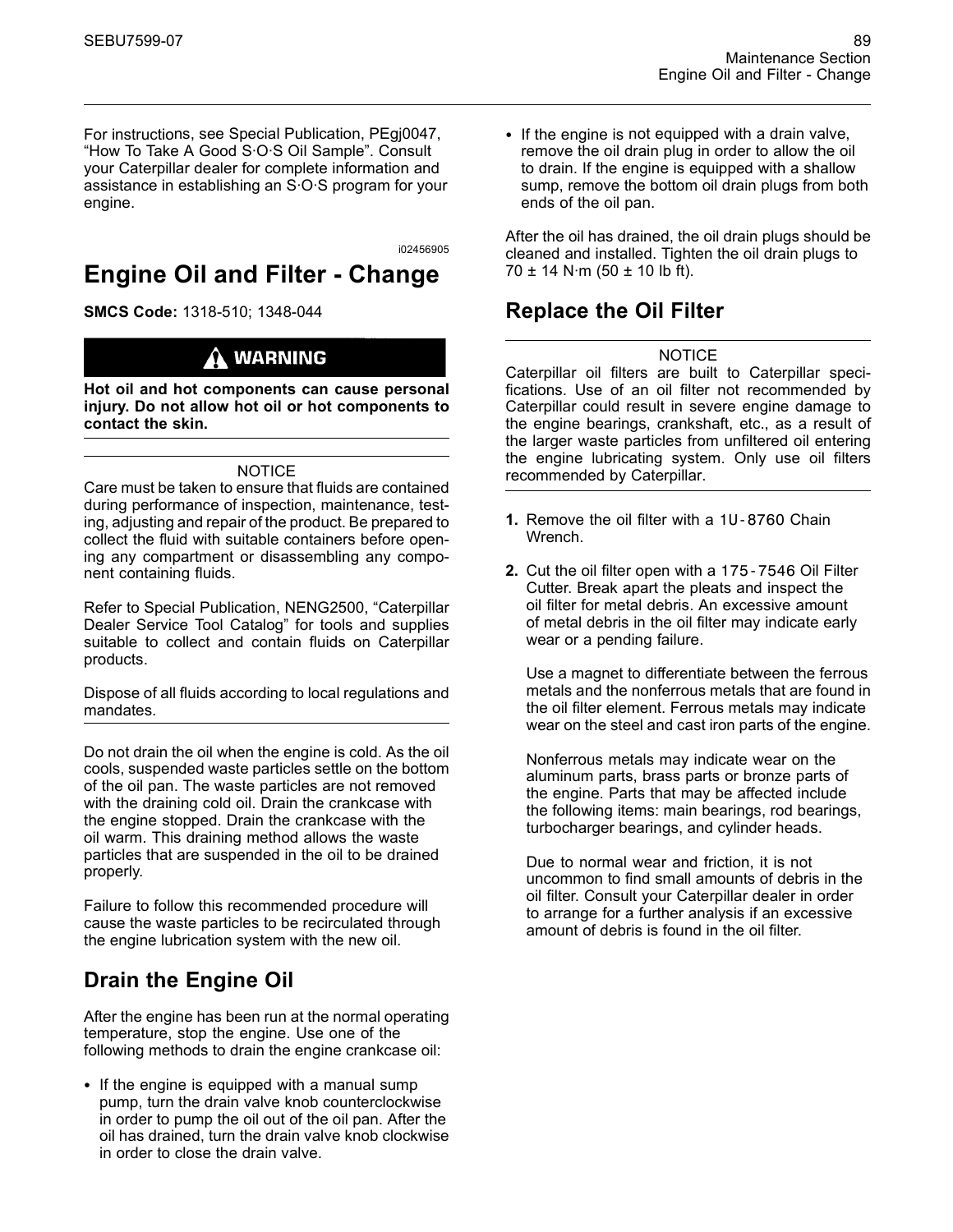For instructions, see Special Publication, PEgj0047, "How To Take A Good S·O·S Oil Sample". Consult your Caterpillar dealer for complete information and assistance in establishing an S·O·S program for your engine.

i02456905

# Engine Oil and Filter - Change

**SMCS Code:** 1318-510; 1348-044

**⚠ WARNING**

**Hot oil and hot components can cause personal injury. Do not allow hot oil or hot components to contact the skin.**

NOTICE

Care must be taken to ensure that fluids are contained during performance of inspection, maintenance, testing, adjusting and repair of the product. Be prepared to collect the fluid with suitable containers before opening any compartment or disassembling any component containing fluids.

Refer to Special Publication, NENG2500, "Caterpillar Dealer Service Tool Catalog" for tools and supplies suitable to collect and contain fluids on Caterpillar products.

Dispose of all fluids according to local regulations and mandates.

Do not drain the oil when the engine is cold. As the oil cools, suspended waste particles settle on the bottom of the oil pan. The waste particles are not removed with the draining cold oil. Drain the crankcase with the engine stopped. Drain the crankcase with the oil warm. This draining method allows the waste particles that are suspended in the oil to be drained properly.

Failure to follow this recommended procedure will cause the waste particles to be recirculated through the engine lubrication system with the new oil.

## Drain the Engine Oil

After the engine has been run at the normal operating temperature, stop the engine. Use one of the following methods to drain the engine crankcase oil:

- If the engine is equipped with a manual sump pump, turn the drain valve knob counterclockwise in order to pump the oil out of the oil pan. After the oil has drained, turn the drain valve knob clockwise in order to close the drain valve.
- If the engine is not equipped with a drain valve, remove the oil drain plug in order to allow the oil to drain. If the engine is equipped with a shallow sump, remove the bottom oil drain plugs from both ends of the oil pan.

After the oil has drained, the oil drain plugs should be cleaned and installed. Tighten the oil drain plugs to 70 ± 14 N·m (50 ± 10 lb ft).

## Replace the Oil Filter

NOTICE

Caterpillar oil filters are built to Caterpillar specifications. Use of an oil filter not recommended by Caterpillar could result in severe engine damage to the engine bearings, crankshaft, etc., as a result of the larger waste particles from unfiltered oil entering the engine lubricating system. Only use oil filters recommended by Caterpillar.

1. Remove the oil filter with a 1U-8760 Chain Wrench.

2. Cut the oil filter open with a 175-7546 Oil Filter Cutter. Break apart the pleats and inspect the oil filter for metal debris. An excessive amount of metal debris in the oil filter may indicate early wear or a pending failure.

   Use a magnet to differentiate between the ferrous metals and the nonferrous metals that are found in the oil filter element. Ferrous metals may indicate wear on the steel and cast iron parts of the engine.

   Nonferrous metals may indicate wear on the aluminum parts, brass parts or bronze parts of the engine. Parts that may be affected include the following items: main bearings, rod bearings, turbocharger bearings, and cylinder heads.

   Due to normal wear and friction, it is not uncommon to find small amounts of debris in the oil filter. Consult your Caterpillar dealer in order to arrange for a further analysis if an excessive amount of debris is found in the oil filter.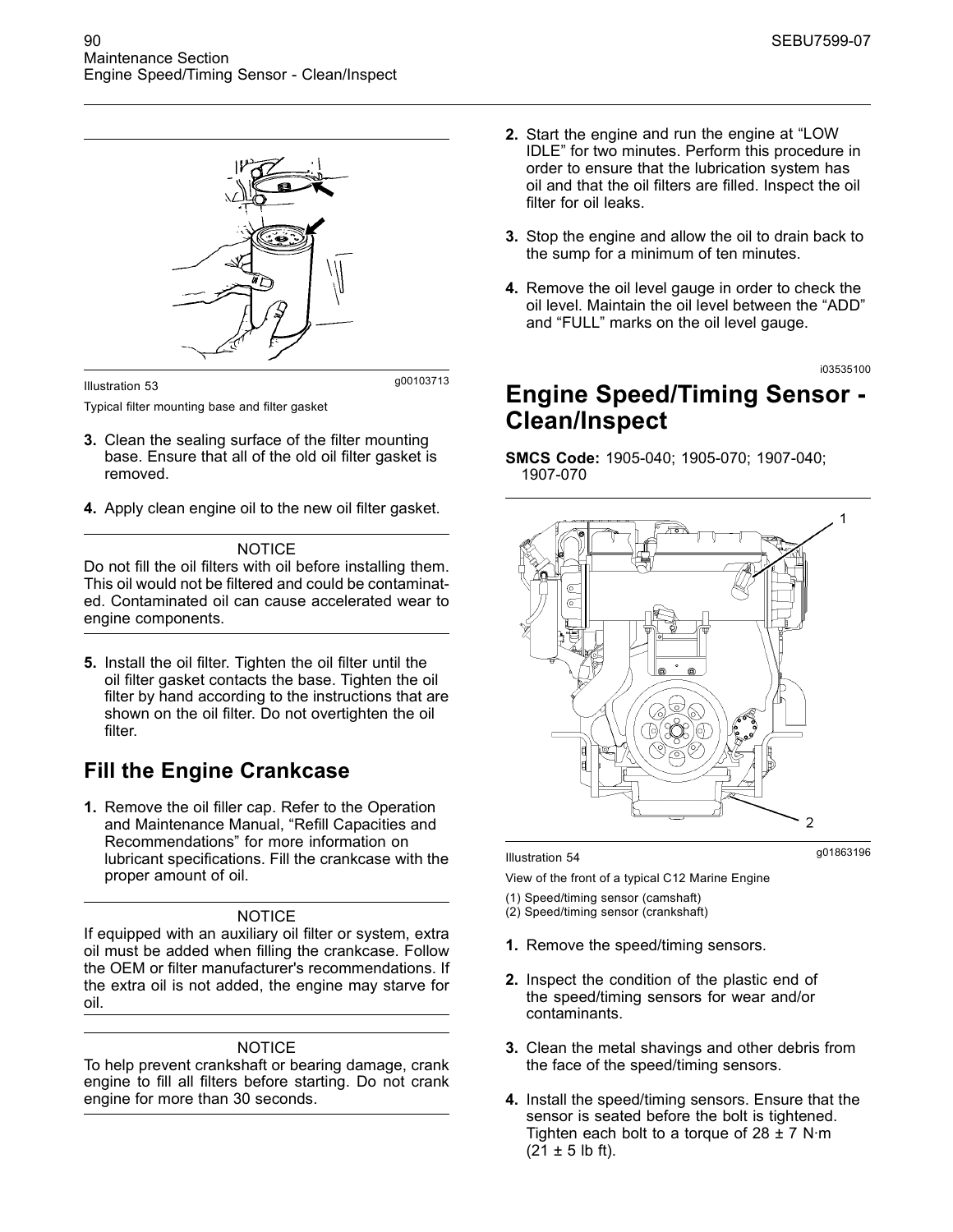Illustration 53 g00103713

Typical filter mounting base and filter gasket

3. Clean the sealing surface of the filter mounting base. Ensure that all of the old oil filter gasket is removed.

4. Apply clean engine oil to the new oil filter gasket.

NOTICE
Do not fill the oil filters with oil before installing them. This oil would not be filtered and could be contaminated. Contaminated oil can cause accelerated wear to engine components.

5. Install the oil filter. Tighten the oil filter until the oil filter gasket contacts the base. Tighten the oil filter by hand according to the instructions that are shown on the oil filter. Do not overtighten the oil filter.

## Fill the Engine Crankcase

1. Remove the oil filler cap. Refer to the Operation and Maintenance Manual, “Refill Capacities and Recommendations” for more information on lubricant specifications. Fill the crankcase with the proper amount of oil.

NOTICE
If equipped with an auxiliary oil filter or system, extra oil must be added when filling the crankcase. Follow the OEM or filter manufacturer's recommendations. If the extra oil is not added, the engine may starve for oil.

NOTICE
To help prevent crankshaft or bearing damage, crank engine to fill all filters before starting. Do not crank engine for more than 30 seconds.

2. Start the engine and run the engine at “LOW IDLE” for two minutes. Perform this procedure in order to ensure that the lubrication system has oil and that the oil filters are filled. Inspect the oil filter for oil leaks.

3. Stop the engine and allow the oil to drain back to the sump for a minimum of ten minutes.

4. Remove the oil level gauge in order to check the oil level. Maintain the oil level between the “ADD” and “FULL” marks on the oil level gauge.

i03535100

# Engine Speed/Timing Sensor - Clean/Inspect

**SMCS Code:** 1905-040; 1905-070; 1907-040; 1907-070

Illustration 54 g01863196

View of the front of a typical C12 Marine Engine

(1) Speed/timing sensor (camshaft)
(2) Speed/timing sensor (crankshaft)

1. Remove the speed/timing sensors.

2. Inspect the condition of the plastic end of the speed/timing sensors for wear and/or contaminants.

3. Clean the metal shavings and other debris from the face of the speed/timing sensors.

4. Install the speed/timing sensors. Ensure that the sensor is seated before the bolt is tightened. Tighten each bolt to a torque of 28 ± 7 N·m (21 ± 5 lb ft).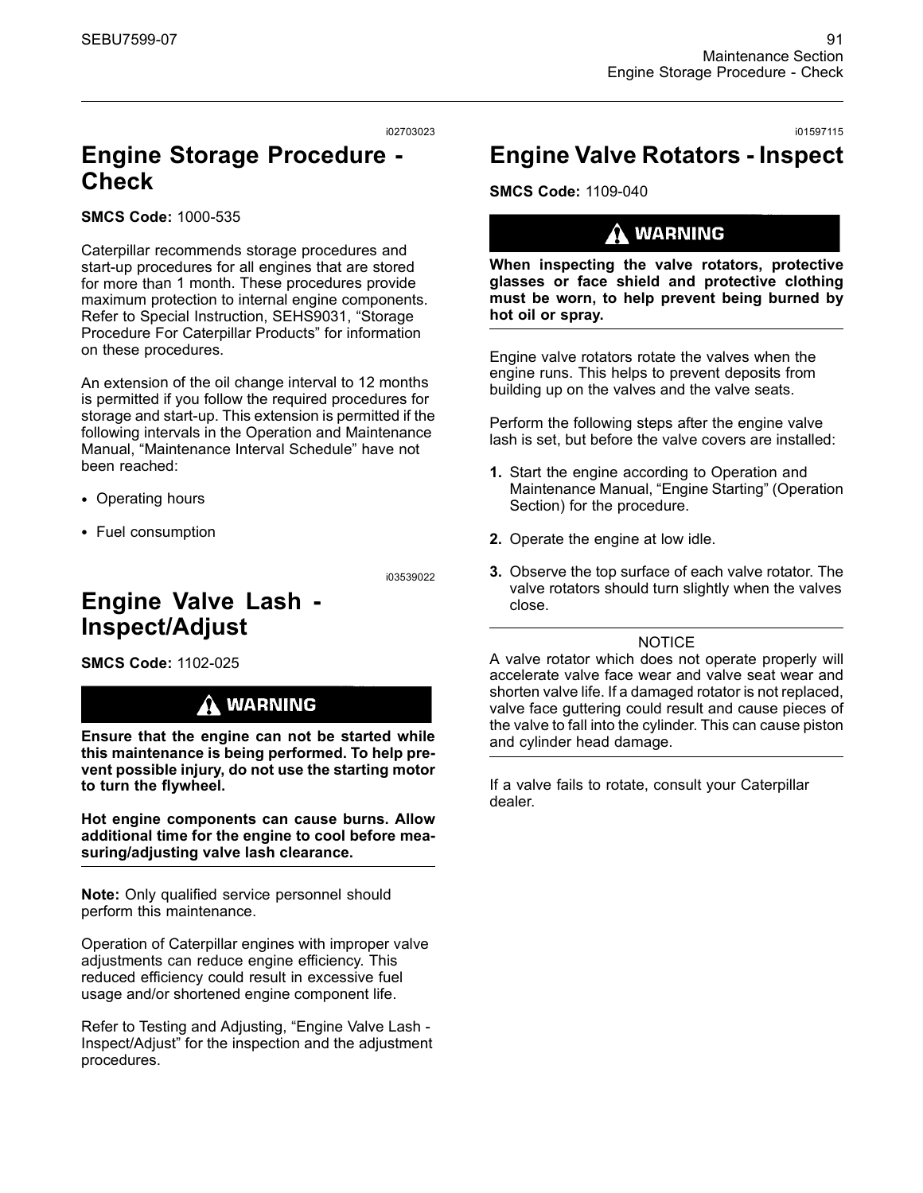i02703023

## Engine Storage Procedure - Check

**SMCS Code:** 1000-535

Caterpillar recommends storage procedures and start-up procedures for all engines that are stored for more than 1 month. These procedures provide maximum protection to internal engine components. Refer to Special Instruction, SEHS9031, “Storage Procedure For Caterpillar Products” for information on these procedures.

An extension of the oil change interval to 12 months is permitted if you follow the required procedures for storage and start-up. This extension is permitted if the following intervals in the Operation and Maintenance Manual, “Maintenance Interval Schedule” have not been reached:

- Operating hours
- Fuel consumption

i03539022

## Engine Valve Lash - Inspect/Adjust

**SMCS Code:** 1102-025

**WARNING**

**Ensure that the engine can not be started while this maintenance is being performed. To help prevent possible injury, do not use the starting motor to turn the flywheel.**

**Hot engine components can cause burns. Allow additional time for the engine to cool before measuring/adjusting valve lash clearance.**

**Note:** Only qualified service personnel should perform this maintenance.

Operation of Caterpillar engines with improper valve adjustments can reduce engine efficiency. This reduced efficiency could result in excessive fuel usage and/or shortened engine component life.

Refer to Testing and Adjusting, “Engine Valve Lash - Inspect/Adjust” for the inspection and the adjustment procedures.

i01597115

## Engine Valve Rotators - Inspect

**SMCS Code:** 1109-040

**WARNING**

**When inspecting the valve rotators, protective glasses or face shield and protective clothing must be worn, to help prevent being burned by hot oil or spray.**

Engine valve rotators rotate the valves when the engine runs. This helps to prevent deposits from building up on the valves and the valve seats.

Perform the following steps after the engine valve lash is set, but before the valve covers are installed:

1. Start the engine according to Operation and Maintenance Manual, “Engine Starting” (Operation Section) for the procedure.
2. Operate the engine at low idle.
3. Observe the top surface of each valve rotator. The valve rotators should turn slightly when the valves close.

NOTICE

A valve rotator which does not operate properly will accelerate valve face wear and valve seat wear and shorten valve life. If a damaged rotator is not replaced, valve face guttering could result and cause pieces of the valve to fall into the cylinder. This can cause piston and cylinder head damage.

If a valve fails to rotate, consult your Caterpillar dealer.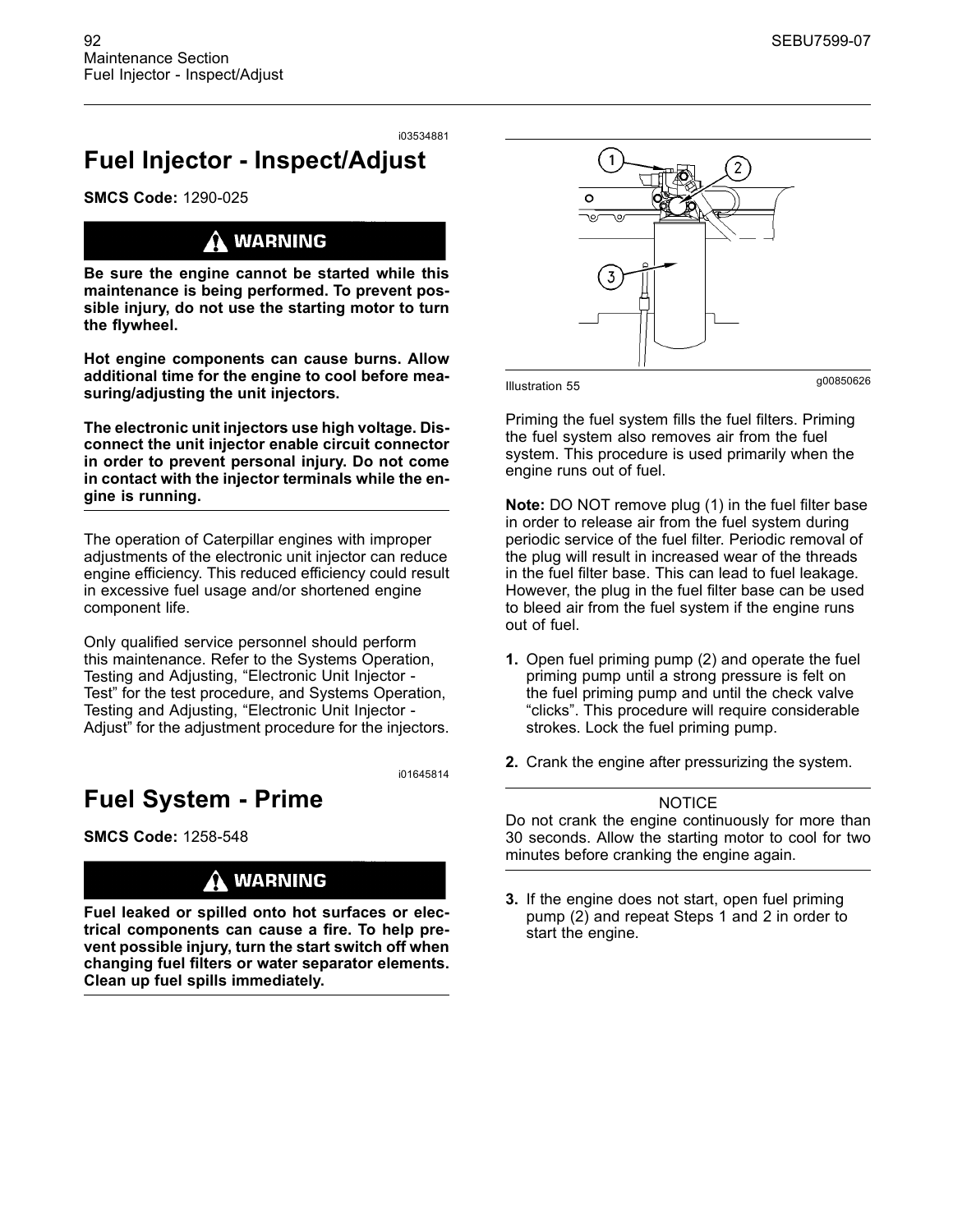i03534881

# Fuel Injector - Inspect/Adjust

**SMCS Code:** 1290-025

**⚠ WARNING**

**Be sure the engine cannot be started while this maintenance is being performed. To prevent possible injury, do not use the starting motor to turn the flywheel.**

**Hot engine components can cause burns. Allow additional time for the engine to cool before measuring/adjusting the unit injectors.**

**The electronic unit injectors use high voltage. Disconnect the unit injector enable circuit connector in order to prevent personal injury. Do not come in contact with the injector terminals while the engine is running.**

The operation of Caterpillar engines with improper adjustments of the electronic unit injector can reduce engine efficiency. This reduced efficiency could result in excessive fuel usage and/or shortened engine component life.

Only qualified service personnel should perform this maintenance. Refer to the Systems Operation, Testing and Adjusting, "Electronic Unit Injector - Test" for the test procedure, and Systems Operation, Testing and Adjusting, "Electronic Unit Injector - Adjust" for the adjustment procedure for the injectors.

i01645814

# Fuel System - Prime

**SMCS Code:** 1258-548

**⚠ WARNING**

**Fuel leaked or spilled onto hot surfaces or electrical components can cause a fire. To help prevent possible injury, turn the start switch off when changing fuel filters or water separator elements. Clean up fuel spills immediately.**

Illustration 55 g00850626

Priming the fuel system fills the fuel filters. Priming the fuel system also removes air from the fuel system. This procedure is used primarily when the engine runs out of fuel.

**Note:** DO NOT remove plug (1) in the fuel filter base in order to release air from the fuel system during periodic service of the fuel filter. Periodic removal of the plug will result in increased wear of the threads in the fuel filter base. This can lead to fuel leakage. However, the plug in the fuel filter base can be used to bleed air from the fuel system if the engine runs out of fuel.

1. Open fuel priming pump (2) and operate the fuel priming pump until a strong pressure is felt on the fuel priming pump and until the check valve "clicks". This procedure will require considerable strokes. Lock the fuel priming pump.

2. Crank the engine after pressurizing the system.

NOTICE

Do not crank the engine continuously for more than 30 seconds. Allow the starting motor to cool for two minutes before cranking the engine again.

3. If the engine does not start, open fuel priming pump (2) and repeat Steps 1 and 2 in order to start the engine.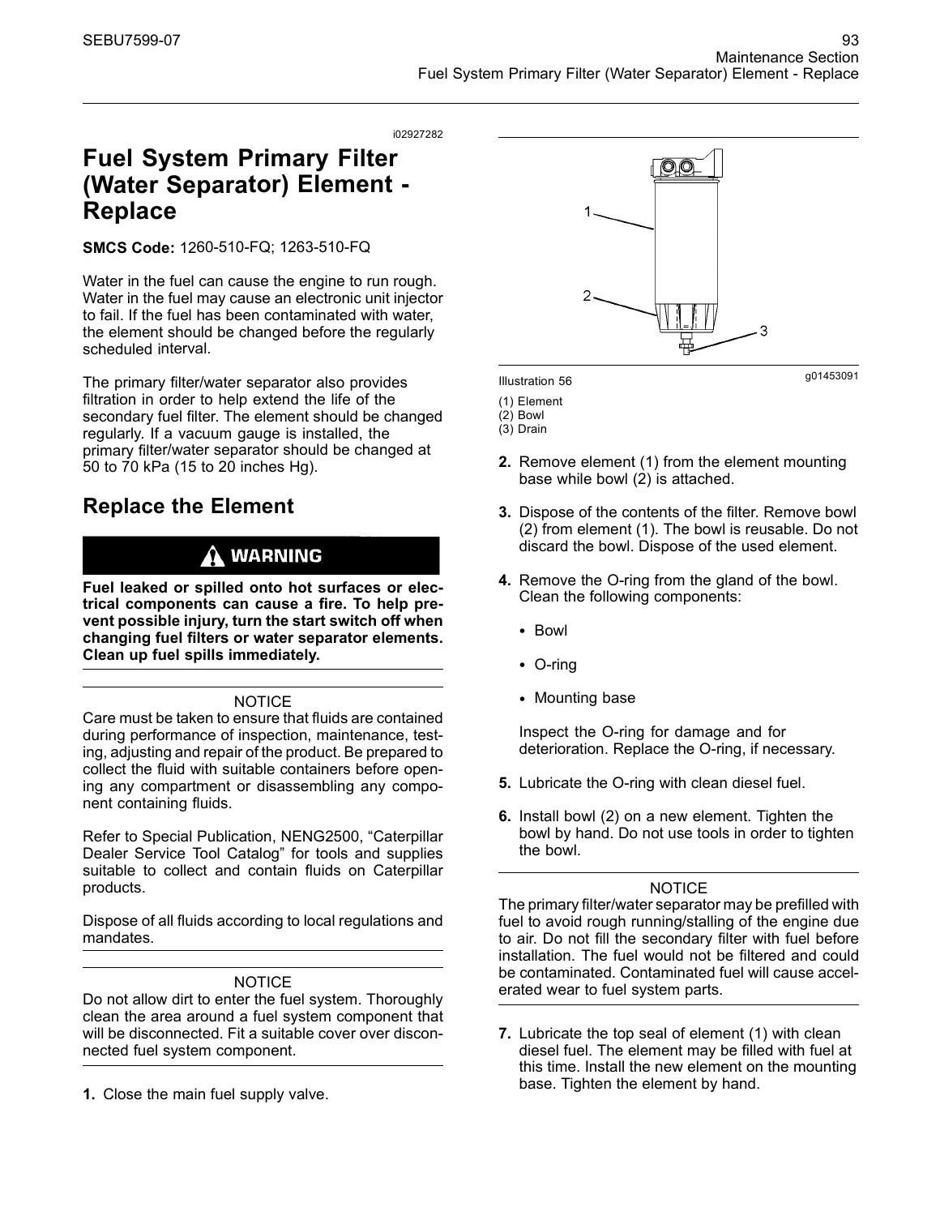i02927282

# Fuel System Primary Filter (Water Separator) Element - Replace

**SMCS Code:** 1260-510-FQ; 1263-510-FQ

Water in the fuel can cause the engine to run rough. Water in the fuel may cause an electronic unit injector to fail. If the fuel has been contaminated with water, the element should be changed before the regularly scheduled interval.

The primary filter/water separator also provides filtration in order to help extend the life of the secondary fuel filter. The element should be changed regularly. If a vacuum gauge is installed, the primary filter/water separator should be changed at 50 to 70 kPa (15 to 20 inches Hg).

## Replace the Element

**WARNING**

**Fuel leaked or spilled onto hot surfaces or electrical components can cause a fire. To help prevent possible injury, turn the start switch off when changing fuel filters or water separator elements. Clean up fuel spills immediately.**

NOTICE

Care must be taken to ensure that fluids are contained during performance of inspection, maintenance, testing, adjusting and repair of the product. Be prepared to collect the fluid with suitable containers before opening any compartment or disassembling any component containing fluids.

Refer to Special Publication, NENG2500, "Caterpillar Dealer Service Tool Catalog" for tools and supplies suitable to collect and contain fluids on Caterpillar products.

Dispose of all fluids according to local regulations and mandates.

NOTICE

Do not allow dirt to enter the fuel system. Thoroughly clean the area around a fuel system component that will be disconnected. Fit a suitable cover over disconnected fuel system component.

1. Close the main fuel supply valve.

Illustration 56 g01453091

(1) Element
(2) Bowl
(3) Drain

2. Remove element (1) from the element mounting base while bowl (2) is attached.

3. Dispose of the contents of the filter. Remove bowl (2) from element (1). The bowl is reusable. Do not discard the bowl. Dispose of the used element.

4. Remove the O-ring from the gland of the bowl. Clean the following components:

   - Bowl
   - O-ring
   - Mounting base

   Inspect the O-ring for damage and for deterioration. Replace the O-ring, if necessary.

5. Lubricate the O-ring with clean diesel fuel.

6. Install bowl (2) on a new element. Tighten the bowl by hand. Do not use tools in order to tighten the bowl.

NOTICE

The primary filter/water separator may be prefilled with fuel to avoid rough running/stalling of the engine due to air. Do not fill the secondary filter with fuel before installation. The fuel would not be filtered and could be contaminated. Contaminated fuel will cause accelerated wear to fuel system parts.

7. Lubricate the top seal of element (1) with clean diesel fuel. The element may be filled with fuel at this time. Install the new element on the mounting base. Tighten the element by hand.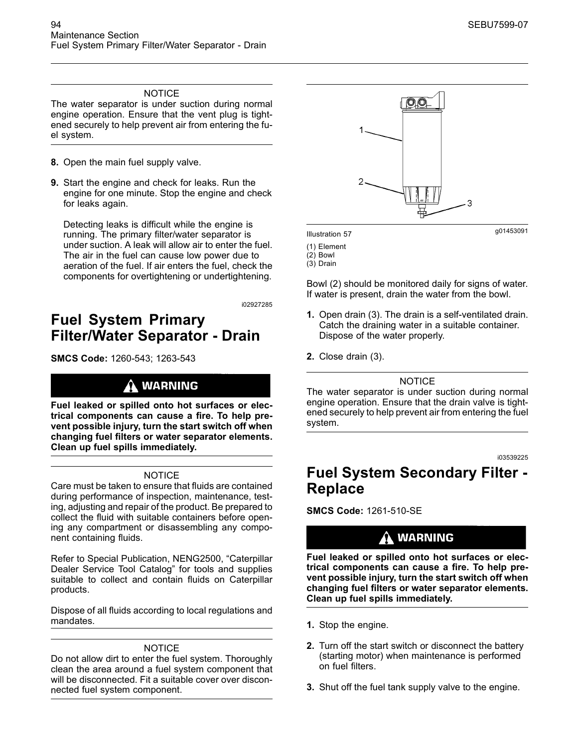NOTICE

The water separator is under suction during normal engine operation. Ensure that the vent plug is tightened securely to help prevent air from entering the fuel system.

8. Open the main fuel supply valve.

9. Start the engine and check for leaks. Run the engine for one minute. Stop the engine and check for leaks again.

   Detecting leaks is difficult while the engine is running. The primary filter/water separator is under suction. A leak will allow air to enter the fuel. The air in the fuel can cause low power due to aeration of the fuel. If air enters the fuel, check the components for overtightening or undertightening.

i02927285

# Fuel System Primary Filter/Water Separator - Drain

**SMCS Code:** 1260-543; 1263-543

**WARNING**

**Fuel leaked or spilled onto hot surfaces or electrical components can cause a fire. To help prevent possible injury, turn the start switch off when changing fuel filters or water separator elements. Clean up fuel spills immediately.**

NOTICE

Care must be taken to ensure that fluids are contained during performance of inspection, maintenance, testing, adjusting and repair of the product. Be prepared to collect the fluid with suitable containers before opening any compartment or disassembling any component containing fluids.

Refer to Special Publication, NENG2500, "Caterpillar Dealer Service Tool Catalog" for tools and supplies suitable to collect and contain fluids on Caterpillar products.

Dispose of all fluids according to local regulations and mandates.

NOTICE

Do not allow dirt to enter the fuel system. Thoroughly clean the area around a fuel system component that will be disconnected. Fit a suitable cover over disconnected fuel system component.

Illustration 57 g01453091

(1) Element
(2) Bowl
(3) Drain

Bowl (2) should be monitored daily for signs of water. If water is present, drain the water from the bowl.

1. Open drain (3). The drain is a self-ventilated drain. Catch the draining water in a suitable container. Dispose of the water properly.

2. Close drain (3).

NOTICE

The water separator is under suction during normal engine operation. Ensure that the drain valve is tightened securely to help prevent air from entering the fuel system.

i03539225

# Fuel System Secondary Filter - Replace

**SMCS Code:** 1261-510-SE

**WARNING**

**Fuel leaked or spilled onto hot surfaces or electrical components can cause a fire. To help prevent possible injury, turn the start switch off when changing fuel filters or water separator elements. Clean up fuel spills immediately.**

1. Stop the engine.

2. Turn off the start switch or disconnect the battery (starting motor) when maintenance is performed on fuel filters.

3. Shut off the fuel tank supply valve to the engine.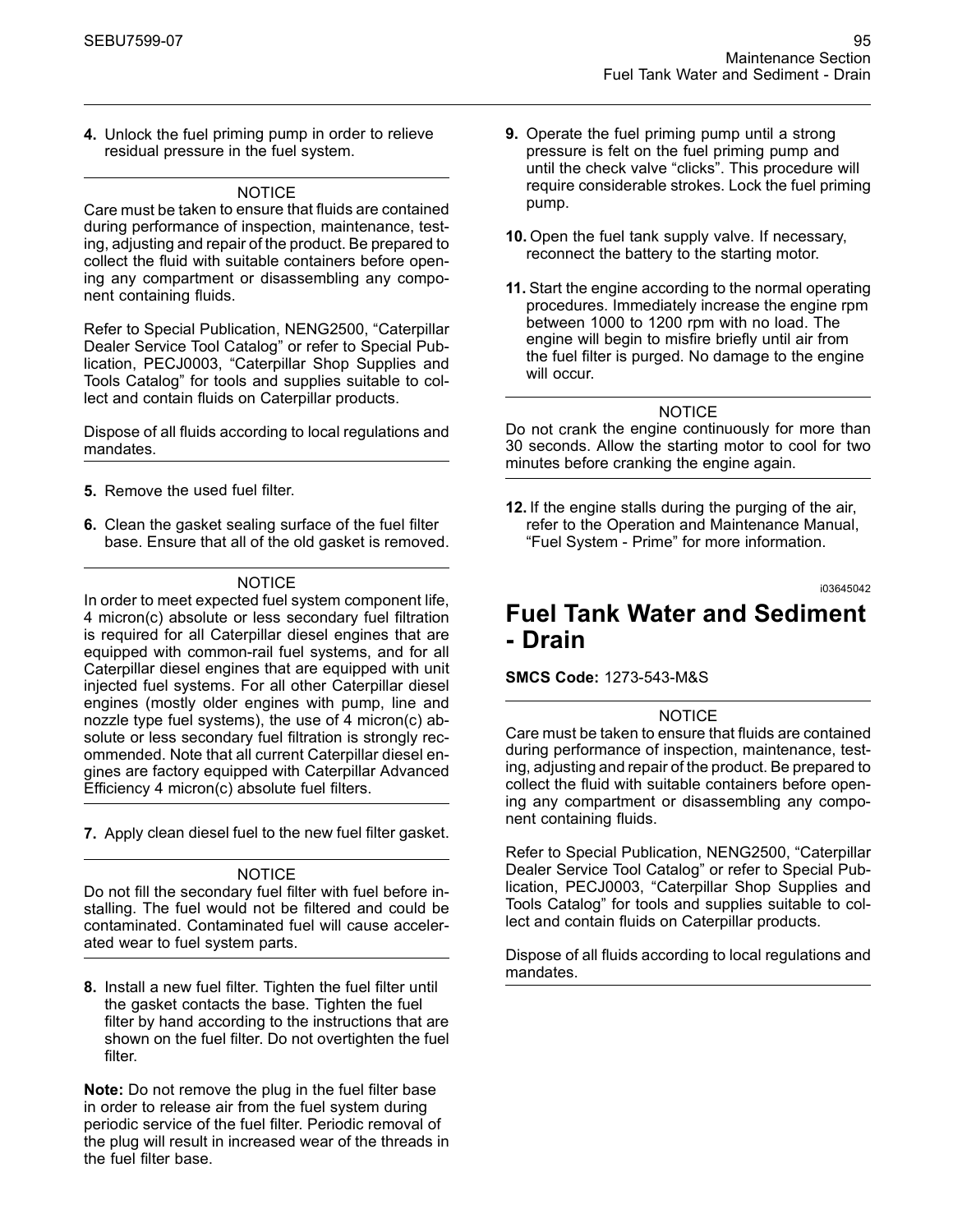4. Unlock the fuel priming pump in order to relieve residual pressure in the fuel system.

---

NOTICE

Care must be taken to ensure that fluids are contained during performance of inspection, maintenance, testing, adjusting and repair of the product. Be prepared to collect the fluid with suitable containers before opening any compartment or disassembling any component containing fluids.

Refer to Special Publication, NENG2500, "Caterpillar Dealer Service Tool Catalog" or refer to Special Publication, PECJ0003, "Caterpillar Shop Supplies and Tools Catalog" for tools and supplies suitable to collect and contain fluids on Caterpillar products.

Dispose of all fluids according to local regulations and mandates.

---

5. Remove the used fuel filter.

6. Clean the gasket sealing surface of the fuel filter base. Ensure that all of the old gasket is removed.

---

NOTICE

In order to meet expected fuel system component life, 4 micron(c) absolute or less secondary fuel filtration is required for all Caterpillar diesel engines that are equipped with common-rail fuel systems, and for all Caterpillar diesel engines that are equipped with unit injected fuel systems. For all other Caterpillar diesel engines (mostly older engines with pump, line and nozzle type fuel systems), the use of 4 micron(c) absolute or less secondary fuel filtration is strongly recommended. Note that all current Caterpillar diesel engines are factory equipped with Caterpillar Advanced Efficiency 4 micron(c) absolute fuel filters.

---

7. Apply clean diesel fuel to the new fuel filter gasket.

---

NOTICE

Do not fill the secondary fuel filter with fuel before installing. The fuel would not be filtered and could be contaminated. Contaminated fuel will cause accelerated wear to fuel system parts.

---

8. Install a new fuel filter. Tighten the fuel filter until the gasket contacts the base. Tighten the fuel filter by hand according to the instructions that are shown on the fuel filter. Do not overtighten the fuel filter.

**Note:** Do not remove the plug in the fuel filter base in order to release air from the fuel system during periodic service of the fuel filter. Periodic removal of the plug will result in increased wear of the threads in the fuel filter base.

9. Operate the fuel priming pump until a strong pressure is felt on the fuel priming pump and until the check valve "clicks". This procedure will require considerable strokes. Lock the fuel priming pump.

10. Open the fuel tank supply valve. If necessary, reconnect the battery to the starting motor.

11. Start the engine according to the normal operating procedures. Immediately increase the engine rpm between 1000 to 1200 rpm with no load. The engine will begin to misfire briefly until air from the fuel filter is purged. No damage to the engine will occur.

---

NOTICE

Do not crank the engine continuously for more than 30 seconds. Allow the starting motor to cool for two minutes before cranking the engine again.

---

12. If the engine stalls during the purging of the air, refer to the Operation and Maintenance Manual, "Fuel System - Prime" for more information.

i03645042

## Fuel Tank Water and Sediment - Drain

**SMCS Code:** 1273-543-M&S

---

NOTICE

Care must be taken to ensure that fluids are contained during performance of inspection, maintenance, testing, adjusting and repair of the product. Be prepared to collect the fluid with suitable containers before opening any compartment or disassembling any component containing fluids.

Refer to Special Publication, NENG2500, "Caterpillar Dealer Service Tool Catalog" or refer to Special Publication, PECJ0003, "Caterpillar Shop Supplies and Tools Catalog" for tools and supplies suitable to collect and contain fluids on Caterpillar products.

Dispose of all fluids according to local regulations and mandates.

---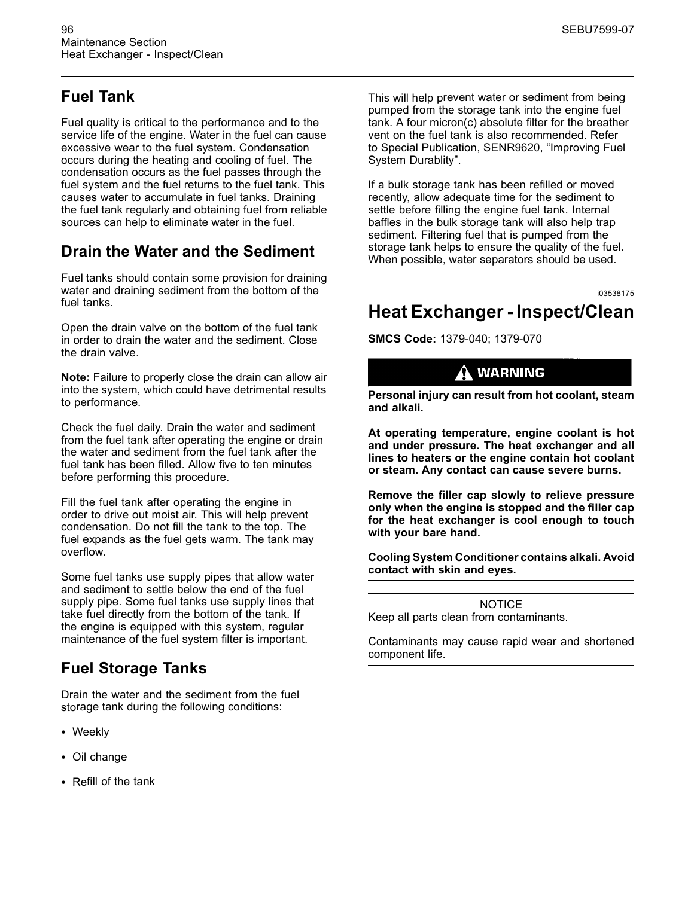## Fuel Tank

Fuel quality is critical to the performance and to the service life of the engine. Water in the fuel can cause excessive wear to the fuel system. Condensation occurs during the heating and cooling of fuel. The condensation occurs as the fuel passes through the fuel system and the fuel returns to the fuel tank. This causes water to accumulate in fuel tanks. Draining the fuel tank regularly and obtaining fuel from reliable sources can help to eliminate water in the fuel.

## Drain the Water and the Sediment

Fuel tanks should contain some provision for draining water and draining sediment from the bottom of the fuel tanks.

Open the drain valve on the bottom of the fuel tank in order to drain the water and the sediment. Close the drain valve.

**Note:** Failure to properly close the drain can allow air into the system, which could have detrimental results to performance.

Check the fuel daily. Drain the water and sediment from the fuel tank after operating the engine or drain the water and sediment from the fuel tank after the fuel tank has been filled. Allow five to ten minutes before performing this procedure.

Fill the fuel tank after operating the engine in order to drive out moist air. This will help prevent condensation. Do not fill the tank to the top. The fuel expands as the fuel gets warm. The tank may overflow.

Some fuel tanks use supply pipes that allow water and sediment to settle below the end of the fuel supply pipe. Some fuel tanks use supply lines that take fuel directly from the bottom of the tank. If the engine is equipped with this system, regular maintenance of the fuel system filter is important.

## Fuel Storage Tanks

Drain the water and the sediment from the fuel storage tank during the following conditions:

- Weekly
- Oil change
- Refill of the tank

This will help prevent water or sediment from being pumped from the storage tank into the engine fuel tank. A four micron(c) absolute filter for the breather vent on the fuel tank is also recommended. Refer to Special Publication, SENR9620, "Improving Fuel System Durablity".

If a bulk storage tank has been refilled or moved recently, allow adequate time for the sediment to settle before filling the engine fuel tank. Internal baffles in the bulk storage tank will also help trap sediment. Filtering fuel that is pumped from the storage tank helps to ensure the quality of the fuel. When possible, water separators should be used.

i03538175

# Heat Exchanger - Inspect/Clean

**SMCS Code:** 1379-040; 1379-070

**WARNING**

**Personal injury can result from hot coolant, steam and alkali.**

**At operating temperature, engine coolant is hot and under pressure. The heat exchanger and all lines to heaters or the engine contain hot coolant or steam. Any contact can cause severe burns.**

**Remove the filler cap slowly to relieve pressure only when the engine is stopped and the filler cap for the heat exchanger is cool enough to touch with your bare hand.**

**Cooling System Conditioner contains alkali. Avoid contact with skin and eyes.**

NOTICE

Keep all parts clean from contaminants.

Contaminants may cause rapid wear and shortened component life.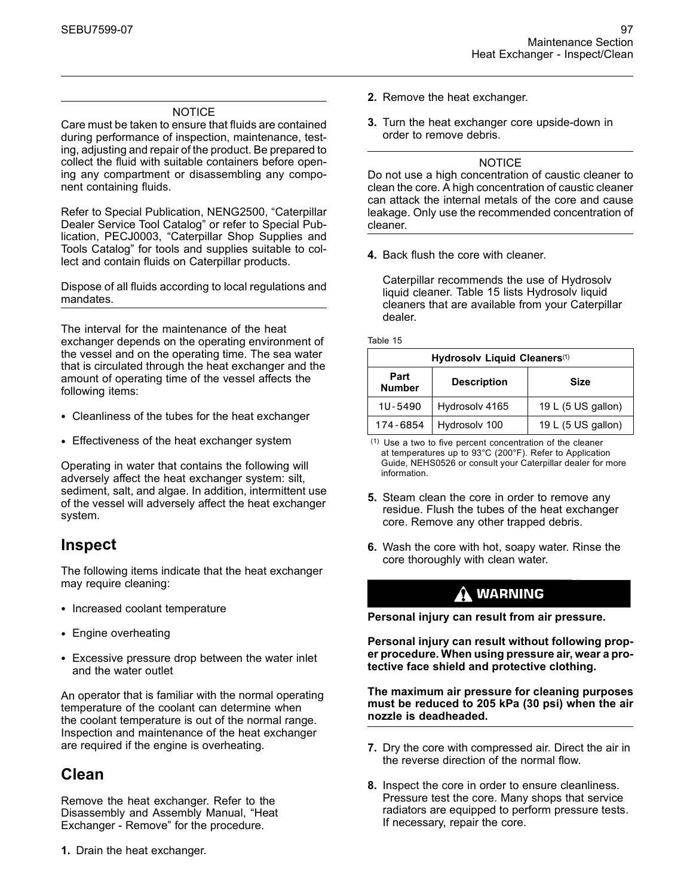NOTICE

Care must be taken to ensure that fluids are contained during performance of inspection, maintenance, testing, adjusting and repair of the product. Be prepared to collect the fluid with suitable containers before opening any compartment or disassembling any component containing fluids.

Refer to Special Publication, NENG2500, "Caterpillar Dealer Service Tool Catalog" or refer to Special Publication, PECJ0003, "Caterpillar Shop Supplies and Tools Catalog" for tools and supplies suitable to collect and contain fluids on Caterpillar products.

Dispose of all fluids according to local regulations and mandates.

---

The interval for the maintenance of the heat exchanger depends on the operating environment of the vessel and on the operating time. The sea water that is circulated through the heat exchanger and the amount of operating time of the vessel affects the following items:

- Cleanliness of the tubes for the heat exchanger
- Effectiveness of the heat exchanger system

Operating in water that contains the following will adversely affect the heat exchanger system: silt, sediment, salt, and algae. In addition, intermittent use of the vessel will adversely affect the heat exchanger system.

## Inspect

The following items indicate that the heat exchanger may require cleaning:

- Increased coolant temperature
- Engine overheating
- Excessive pressure drop between the water inlet and the water outlet

An operator that is familiar with the normal operating temperature of the coolant can determine when the coolant temperature is out of the normal range. Inspection and maintenance of the heat exchanger are required if the engine is overheating.

## Clean

Remove the heat exchanger. Refer to the Disassembly and Assembly Manual, "Heat Exchanger - Remove" for the procedure.

1. Drain the heat exchanger.
2. Remove the heat exchanger.
3. Turn the heat exchanger core upside-down in order to remove debris.

NOTICE

Do not use a high concentration of caustic cleaner to clean the core. A high concentration of caustic cleaner can attack the internal metals of the core and cause leakage. Only use the recommended concentration of cleaner.

---

4. Back flush the core with cleaner.

   Caterpillar recommends the use of Hydrosolv liquid cleaner. Table 15 lists Hydrosolv liquid cleaners that are available from your Caterpillar dealer.

Table 15

| Hydrosolv Liquid Cleaners(1) | | |
|---|---|---|
| Part Number | Description | Size |
| 1U-5490 | Hydrosolv 4165 | 19 L (5 US gallon) |
| 174-6854 | Hydrosolv 100 | 19 L (5 US gallon) |

(1) Use a two to five percent concentration of the cleaner at temperatures up to 93°C (200°F). Refer to Application Guide, NEHS0526 or consult your Caterpillar dealer for more information.

5. Steam clean the core in order to remove any residue. Flush the tubes of the heat exchanger core. Remove any other trapped debris.
6. Wash the core with hot, soapy water. Rinse the core thoroughly with clean water.

**WARNING**

**Personal injury can result from air pressure.**

**Personal injury can result without following proper procedure. When using pressure air, wear a protective face shield and protective clothing.**

**The maximum air pressure for cleaning purposes must be reduced to 205 kPa (30 psi) when the air nozzle is deadheaded.**

---

7. Dry the core with compressed air. Direct the air in the reverse direction of the normal flow.
8. Inspect the core in order to ensure cleanliness. Pressure test the core. Many shops that service radiators are equipped to perform pressure tests. If necessary, repair the core.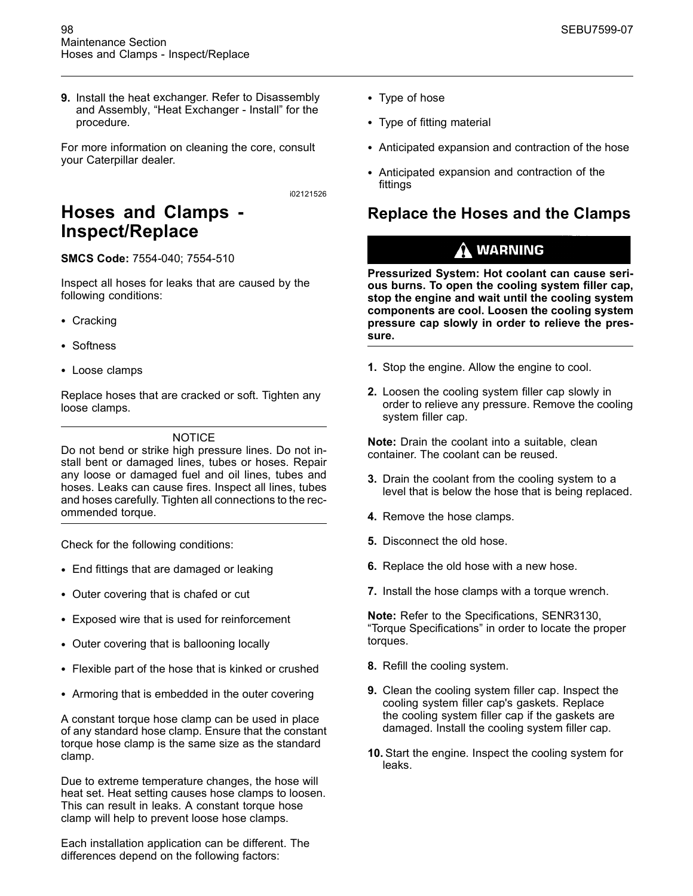9. Install the heat exchanger. Refer to Disassembly and Assembly, "Heat Exchanger - Install" for the procedure.

For more information on cleaning the core, consult your Caterpillar dealer.

i02121526

## Hoses and Clamps - Inspect/Replace

**SMCS Code:** 7554-040; 7554-510

Inspect all hoses for leaks that are caused by the following conditions:

- Cracking
- Softness
- Loose clamps

Replace hoses that are cracked or soft. Tighten any loose clamps.

NOTICE

Do not bend or strike high pressure lines. Do not install bent or damaged lines, tubes or hoses. Repair any loose or damaged fuel and oil lines, tubes and hoses. Leaks can cause fires. Inspect all lines, tubes and hoses carefully. Tighten all connections to the recommended torque.

Check for the following conditions:

- End fittings that are damaged or leaking
- Outer covering that is chafed or cut
- Exposed wire that is used for reinforcement
- Outer covering that is ballooning locally
- Flexible part of the hose that is kinked or crushed
- Armoring that is embedded in the outer covering

A constant torque hose clamp can be used in place of any standard hose clamp. Ensure that the constant torque hose clamp is the same size as the standard clamp.

Due to extreme temperature changes, the hose will heat set. Heat setting causes hose clamps to loosen. This can result in leaks. A constant torque hose clamp will help to prevent loose hose clamps.

Each installation application can be different. The differences depend on the following factors:

- Type of hose
- Type of fitting material
- Anticipated expansion and contraction of the hose
- Anticipated expansion and contraction of the fittings

### Replace the Hoses and the Clamps

**WARNING**

**Pressurized System: Hot coolant can cause serious burns. To open the cooling system filler cap, stop the engine and wait until the cooling system components are cool. Loosen the cooling system pressure cap slowly in order to relieve the pressure.**

1. Stop the engine. Allow the engine to cool.

2. Loosen the cooling system filler cap slowly in order to relieve any pressure. Remove the cooling system filler cap.

**Note:** Drain the coolant into a suitable, clean container. The coolant can be reused.

3. Drain the coolant from the cooling system to a level that is below the hose that is being replaced.

4. Remove the hose clamps.

5. Disconnect the old hose.

6. Replace the old hose with a new hose.

7. Install the hose clamps with a torque wrench.

**Note:** Refer to the Specifications, SENR3130, "Torque Specifications" in order to locate the proper torques.

8. Refill the cooling system.

9. Clean the cooling system filler cap. Inspect the cooling system filler cap's gaskets. Replace the cooling system filler cap if the gaskets are damaged. Install the cooling system filler cap.

10. Start the engine. Inspect the cooling system for leaks.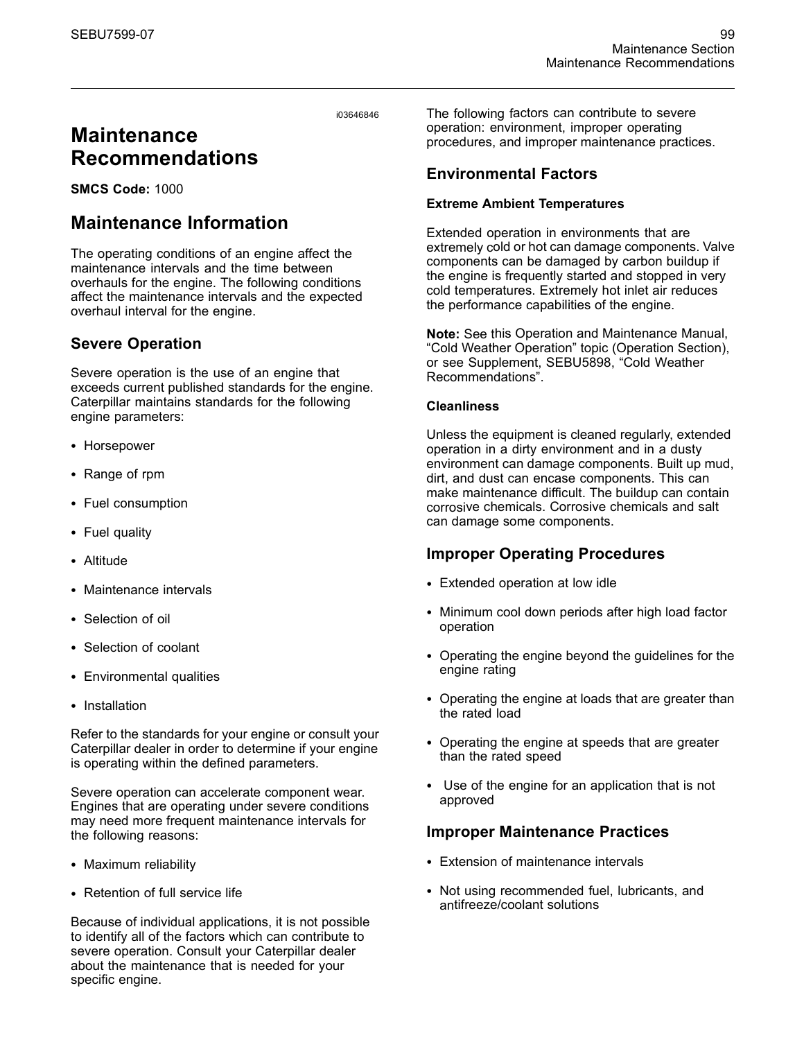i03646846

# Maintenance Recommendations

**SMCS Code:** 1000

## Maintenance Information

The operating conditions of an engine affect the maintenance intervals and the time between overhauls for the engine. The following conditions affect the maintenance intervals and the expected overhaul interval for the engine.

### Severe Operation

Severe operation is the use of an engine that exceeds current published standards for the engine. Caterpillar maintains standards for the following engine parameters:

- Horsepower
- Range of rpm
- Fuel consumption
- Fuel quality
- Altitude
- Maintenance intervals
- Selection of oil
- Selection of coolant
- Environmental qualities
- Installation

Refer to the standards for your engine or consult your Caterpillar dealer in order to determine if your engine is operating within the defined parameters.

Severe operation can accelerate component wear. Engines that are operating under severe conditions may need more frequent maintenance intervals for the following reasons:

- Maximum reliability
- Retention of full service life

Because of individual applications, it is not possible to identify all of the factors which can contribute to severe operation. Consult your Caterpillar dealer about the maintenance that is needed for your specific engine.

The following factors can contribute to severe operation: environment, improper operating procedures, and improper maintenance practices.

### Environmental Factors

#### Extreme Ambient Temperatures

Extended operation in environments that are extremely cold or hot can damage components. Valve components can be damaged by carbon buildup if the engine is frequently started and stopped in very cold temperatures. Extremely hot inlet air reduces the performance capabilities of the engine.

**Note:** See this Operation and Maintenance Manual, "Cold Weather Operation" topic (Operation Section), or see Supplement, SEBU5898, "Cold Weather Recommendations".

#### Cleanliness

Unless the equipment is cleaned regularly, extended operation in a dirty environment and in a dusty environment can damage components. Built up mud, dirt, and dust can encase components. This can make maintenance difficult. The buildup can contain corrosive chemicals. Corrosive chemicals and salt can damage some components.

### Improper Operating Procedures

- Extended operation at low idle
- Minimum cool down periods after high load factor operation
- Operating the engine beyond the guidelines for the engine rating
- Operating the engine at loads that are greater than the rated load
- Operating the engine at speeds that are greater than the rated speed
- Use of the engine for an application that is not approved

### Improper Maintenance Practices

- Extension of maintenance intervals
- Not using recommended fuel, lubricants, and antifreeze/coolant solutions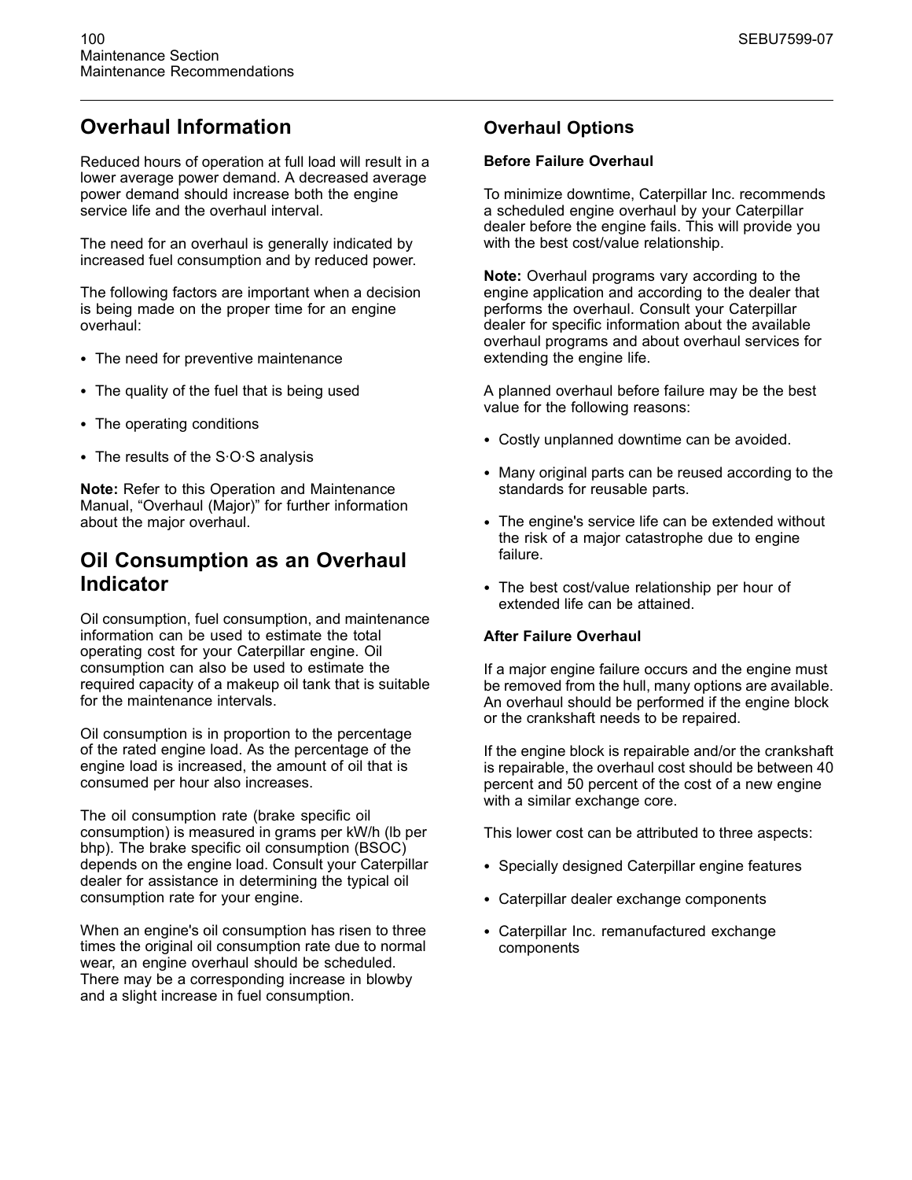## Overhaul Information

Reduced hours of operation at full load will result in a lower average power demand. A decreased average power demand should increase both the engine service life and the overhaul interval.

The need for an overhaul is generally indicated by increased fuel consumption and by reduced power.

The following factors are important when a decision is being made on the proper time for an engine overhaul:

- The need for preventive maintenance
- The quality of the fuel that is being used
- The operating conditions
- The results of the S·O·S analysis

**Note:** Refer to this Operation and Maintenance Manual, "Overhaul (Major)" for further information about the major overhaul.

## Oil Consumption as an Overhaul Indicator

Oil consumption, fuel consumption, and maintenance information can be used to estimate the total operating cost for your Caterpillar engine. Oil consumption can also be used to estimate the required capacity of a makeup oil tank that is suitable for the maintenance intervals.

Oil consumption is in proportion to the percentage of the rated engine load. As the percentage of the engine load is increased, the amount of oil that is consumed per hour also increases.

The oil consumption rate (brake specific oil consumption) is measured in grams per kW/h (lb per bhp). The brake specific oil consumption (BSOC) depends on the engine load. Consult your Caterpillar dealer for assistance in determining the typical oil consumption rate for your engine.

When an engine's oil consumption has risen to three times the original oil consumption rate due to normal wear, an engine overhaul should be scheduled. There may be a corresponding increase in blowby and a slight increase in fuel consumption.

### Overhaul Options

#### Before Failure Overhaul

To minimize downtime, Caterpillar Inc. recommends a scheduled engine overhaul by your Caterpillar dealer before the engine fails. This will provide you with the best cost/value relationship.

**Note:** Overhaul programs vary according to the engine application and according to the dealer that performs the overhaul. Consult your Caterpillar dealer for specific information about the available overhaul programs and about overhaul services for extending the engine life.

A planned overhaul before failure may be the best value for the following reasons:

- Costly unplanned downtime can be avoided.
- Many original parts can be reused according to the standards for reusable parts.
- The engine's service life can be extended without the risk of a major catastrophe due to engine failure.
- The best cost/value relationship per hour of extended life can be attained.

#### After Failure Overhaul

If a major engine failure occurs and the engine must be removed from the hull, many options are available. An overhaul should be performed if the engine block or the crankshaft needs to be repaired.

If the engine block is repairable and/or the crankshaft is repairable, the overhaul cost should be between 40 percent and 50 percent of the cost of a new engine with a similar exchange core.

This lower cost can be attributed to three aspects:

- Specially designed Caterpillar engine features
- Caterpillar dealer exchange components
- Caterpillar Inc. remanufactured exchange components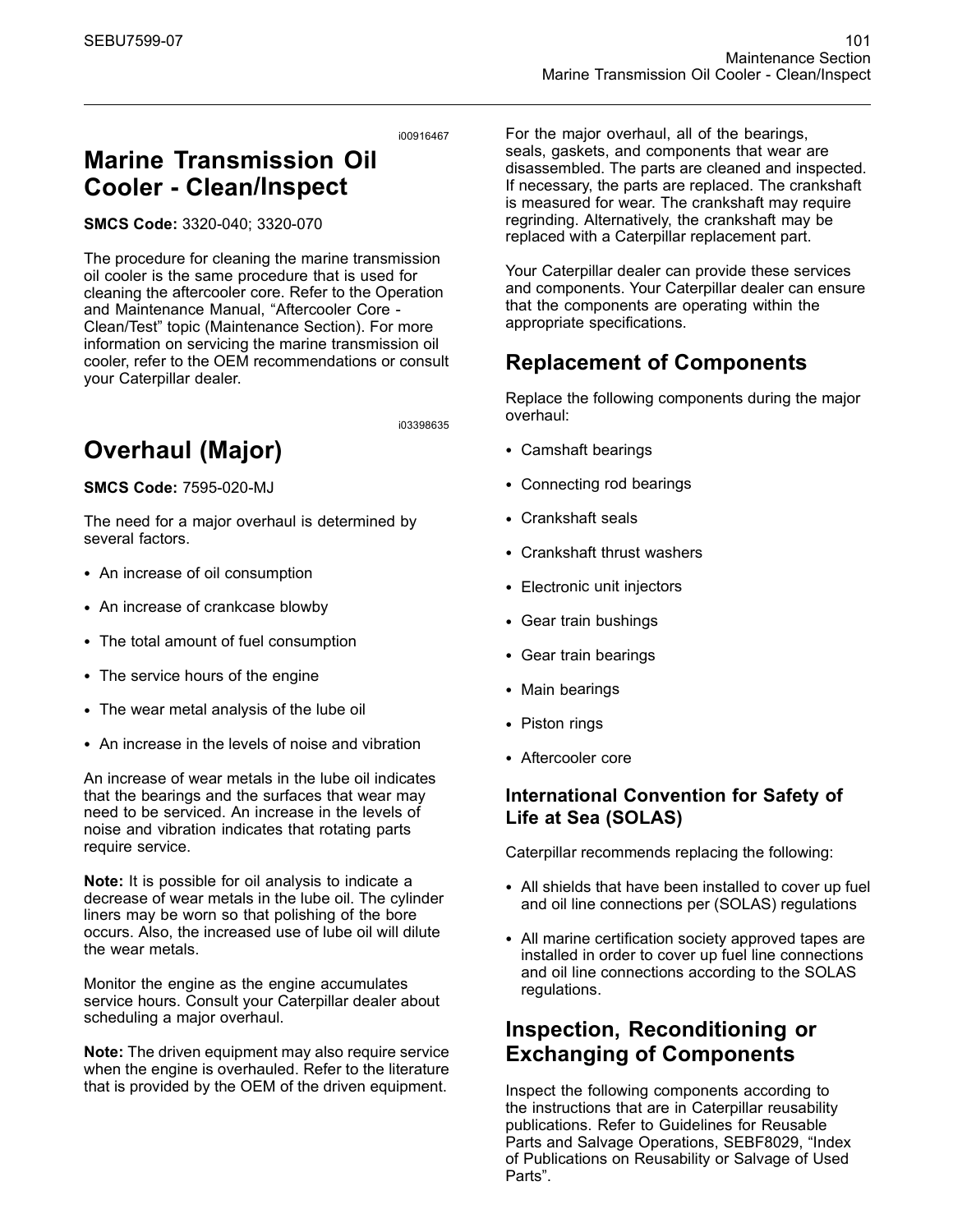i00916467

# Marine Transmission Oil Cooler - Clean/Inspect

**SMCS Code:** 3320-040; 3320-070

The procedure for cleaning the marine transmission oil cooler is the same procedure that is used for cleaning the aftercooler core. Refer to the Operation and Maintenance Manual, “Aftercooler Core - Clean/Test” topic (Maintenance Section). For more information on servicing the marine transmission oil cooler, refer to the OEM recommendations or consult your Caterpillar dealer.

i03398635

# Overhaul (Major)

**SMCS Code:** 7595-020-MJ

The need for a major overhaul is determined by several factors.

- An increase of oil consumption
- An increase of crankcase blowby
- The total amount of fuel consumption
- The service hours of the engine
- The wear metal analysis of the lube oil
- An increase in the levels of noise and vibration

An increase of wear metals in the lube oil indicates that the bearings and the surfaces that wear may need to be serviced. An increase in the levels of noise and vibration indicates that rotating parts require service.

**Note:** It is possible for oil analysis to indicate a decrease of wear metals in the lube oil. The cylinder liners may be worn so that polishing of the bore occurs. Also, the increased use of lube oil will dilute the wear metals.

Monitor the engine as the engine accumulates service hours. Consult your Caterpillar dealer about scheduling a major overhaul.

**Note:** The driven equipment may also require service when the engine is overhauled. Refer to the literature that is provided by the OEM of the driven equipment.

For the major overhaul, all of the bearings, seals, gaskets, and components that wear are disassembled. The parts are cleaned and inspected. If necessary, the parts are replaced. The crankshaft is measured for wear. The crankshaft may require regrinding. Alternatively, the crankshaft may be replaced with a Caterpillar replacement part.

Your Caterpillar dealer can provide these services and components. Your Caterpillar dealer can ensure that the components are operating within the appropriate specifications.

## Replacement of Components

Replace the following components during the major overhaul:

- Camshaft bearings
- Connecting rod bearings
- Crankshaft seals
- Crankshaft thrust washers
- Electronic unit injectors
- Gear train bushings
- Gear train bearings
- Main bearings
- Piston rings
- Aftercooler core

### International Convention for Safety of Life at Sea (SOLAS)

Caterpillar recommends replacing the following:

- All shields that have been installed to cover up fuel and oil line connections per (SOLAS) regulations
- All marine certification society approved tapes are installed in order to cover up fuel line connections and oil line connections according to the SOLAS regulations.

## Inspection, Reconditioning or Exchanging of Components

Inspect the following components according to the instructions that are in Caterpillar reusability publications. Refer to Guidelines for Reusable Parts and Salvage Operations, SEBF8029, “Index of Publications on Reusability or Salvage of Used Parts”.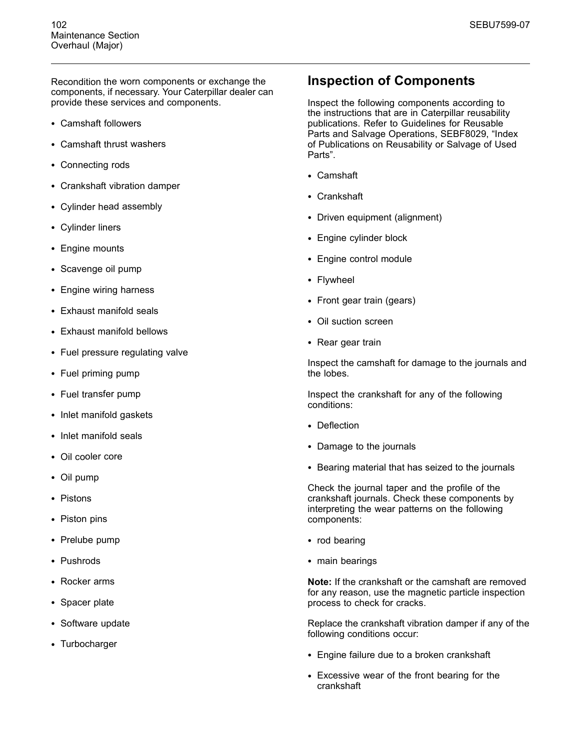Recondition the worn components or exchange the components, if necessary. Your Caterpillar dealer can provide these services and components.

- Camshaft followers
- Camshaft thrust washers
- Connecting rods
- Crankshaft vibration damper
- Cylinder head assembly
- Cylinder liners
- Engine mounts
- Scavenge oil pump
- Engine wiring harness
- Exhaust manifold seals
- Exhaust manifold bellows
- Fuel pressure regulating valve
- Fuel priming pump
- Fuel transfer pump
- Inlet manifold gaskets
- Inlet manifold seals
- Oil cooler core
- Oil pump
- Pistons
- Piston pins
- Prelube pump
- Pushrods
- Rocker arms
- Spacer plate
- Software update
- Turbocharger

## Inspection of Components

Inspect the following components according to the instructions that are in Caterpillar reusability publications. Refer to Guidelines for Reusable Parts and Salvage Operations, SEBF8029, "Index of Publications on Reusability or Salvage of Used Parts".

- Camshaft
- Crankshaft
- Driven equipment (alignment)
- Engine cylinder block
- Engine control module
- Flywheel
- Front gear train (gears)
- Oil suction screen
- Rear gear train

Inspect the camshaft for damage to the journals and the lobes.

Inspect the crankshaft for any of the following conditions:

- Deflection
- Damage to the journals
- Bearing material that has seized to the journals

Check the journal taper and the profile of the crankshaft journals. Check these components by interpreting the wear patterns on the following components:

- rod bearing
- main bearings

**Note:** If the crankshaft or the camshaft are removed for any reason, use the magnetic particle inspection process to check for cracks.

Replace the crankshaft vibration damper if any of the following conditions occur:

- Engine failure due to a broken crankshaft
- Excessive wear of the front bearing for the crankshaft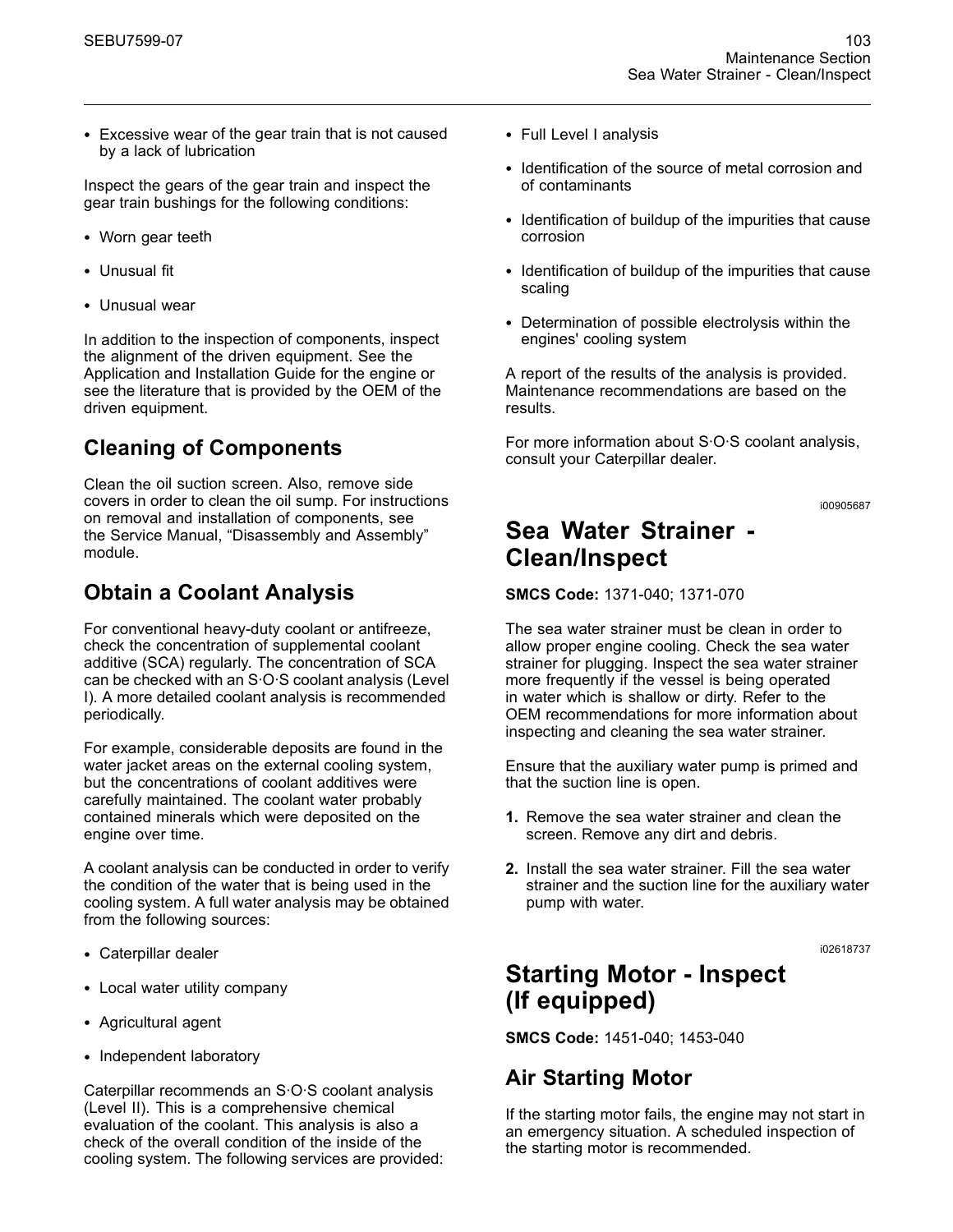- Excessive wear of the gear train that is not caused by a lack of lubrication

Inspect the gears of the gear train and inspect the gear train bushings for the following conditions:

- Worn gear teeth
- Unusual fit
- Unusual wear

In addition to the inspection of components, inspect the alignment of the driven equipment. See the Application and Installation Guide for the engine or see the literature that is provided by the OEM of the driven equipment.

## Cleaning of Components

Clean the oil suction screen. Also, remove side covers in order to clean the oil sump. For instructions on removal and installation of components, see the Service Manual, "Disassembly and Assembly" module.

## Obtain a Coolant Analysis

For conventional heavy-duty coolant or antifreeze, check the concentration of supplemental coolant additive (SCA) regularly. The concentration of SCA can be checked with an S·O·S coolant analysis (Level I). A more detailed coolant analysis is recommended periodically.

For example, considerable deposits are found in the water jacket areas on the external cooling system, but the concentrations of coolant additives were carefully maintained. The coolant water probably contained minerals which were deposited on the engine over time.

A coolant analysis can be conducted in order to verify the condition of the water that is being used in the cooling system. A full water analysis may be obtained from the following sources:

- Caterpillar dealer
- Local water utility company
- Agricultural agent
- Independent laboratory

Caterpillar recommends an S·O·S coolant analysis (Level II). This is a comprehensive chemical evaluation of the coolant. This analysis is also a check of the overall condition of the inside of the cooling system. The following services are provided:

- Full Level I analysis
- Identification of the source of metal corrosion and of contaminants
- Identification of buildup of the impurities that cause corrosion
- Identification of buildup of the impurities that cause scaling
- Determination of possible electrolysis within the engines' cooling system

A report of the results of the analysis is provided. Maintenance recommendations are based on the results.

For more information about S·O·S coolant analysis, consult your Caterpillar dealer.

i00905687

# Sea Water Strainer - Clean/Inspect

**SMCS Code:** 1371-040; 1371-070

The sea water strainer must be clean in order to allow proper engine cooling. Check the sea water strainer for plugging. Inspect the sea water strainer more frequently if the vessel is being operated in water which is shallow or dirty. Refer to the OEM recommendations for more information about inspecting and cleaning the sea water strainer.

Ensure that the auxiliary water pump is primed and that the suction line is open.

1. Remove the sea water strainer and clean the screen. Remove any dirt and debris.
2. Install the sea water strainer. Fill the sea water strainer and the suction line for the auxiliary water pump with water.

i02618737

# Starting Motor - Inspect (If equipped)

**SMCS Code:** 1451-040; 1453-040

## Air Starting Motor

If the starting motor fails, the engine may not start in an emergency situation. A scheduled inspection of the starting motor is recommended.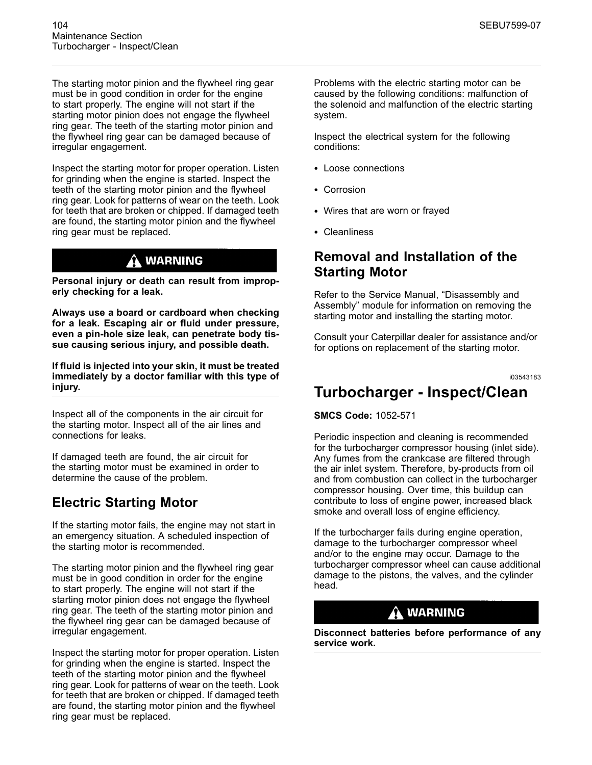The starting motor pinion and the flywheel ring gear must be in good condition in order for the engine to start properly. The engine will not start if the starting motor pinion does not engage the flywheel ring gear. The teeth of the starting motor pinion and the flywheel ring gear can be damaged because of irregular engagement.

Inspect the starting motor for proper operation. Listen for grinding when the engine is started. Inspect the teeth of the starting motor pinion and the flywheel ring gear. Look for patterns of wear on the teeth. Look for teeth that are broken or chipped. If damaged teeth are found, the starting motor pinion and the flywheel ring gear must be replaced.

**WARNING**

**Personal injury or death can result from improperly checking for a leak.**

**Always use a board or cardboard when checking for a leak. Escaping air or fluid under pressure, even a pin-hole size leak, can penetrate body tissue causing serious injury, and possible death.**

**If fluid is injected into your skin, it must be treated immediately by a doctor familiar with this type of injury.**

Inspect all of the components in the air circuit for the starting motor. Inspect all of the air lines and connections for leaks.

If damaged teeth are found, the air circuit for the starting motor must be examined in order to determine the cause of the problem.

## Electric Starting Motor

If the starting motor fails, the engine may not start in an emergency situation. A scheduled inspection of the starting motor is recommended.

The starting motor pinion and the flywheel ring gear must be in good condition in order for the engine to start properly. The engine will not start if the starting motor pinion does not engage the flywheel ring gear. The teeth of the starting motor pinion and the flywheel ring gear can be damaged because of irregular engagement.

Inspect the starting motor for proper operation. Listen for grinding when the engine is started. Inspect the teeth of the starting motor pinion and the flywheel ring gear. Look for patterns of wear on the teeth. Look for teeth that are broken or chipped. If damaged teeth are found, the starting motor pinion and the flywheel ring gear must be replaced.

Problems with the electric starting motor can be caused by the following conditions: malfunction of the solenoid and malfunction of the electric starting system.

Inspect the electrical system for the following conditions:

- Loose connections
- Corrosion
- Wires that are worn or frayed
- Cleanliness

## Removal and Installation of the Starting Motor

Refer to the Service Manual, “Disassembly and Assembly” module for information on removing the starting motor and installing the starting motor.

Consult your Caterpillar dealer for assistance and/or for options on replacement of the starting motor.

i03543183

# Turbocharger - Inspect/Clean

**SMCS Code:** 1052-571

Periodic inspection and cleaning is recommended for the turbocharger compressor housing (inlet side). Any fumes from the crankcase are filtered through the air inlet system. Therefore, by-products from oil and from combustion can collect in the turbocharger compressor housing. Over time, this buildup can contribute to loss of engine power, increased black smoke and overall loss of engine efficiency.

If the turbocharger fails during engine operation, damage to the turbocharger compressor wheel and/or to the engine may occur. Damage to the turbocharger compressor wheel can cause additional damage to the pistons, the valves, and the cylinder head.

**WARNING**

**Disconnect batteries before performance of any service work.**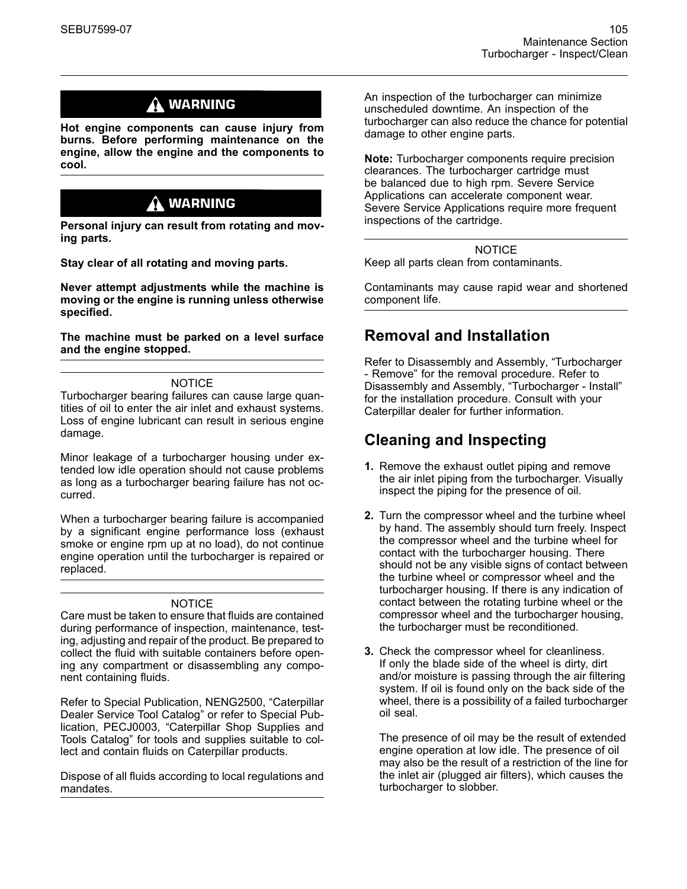**⚠ WARNING**

**Hot engine components can cause injury from burns. Before performing maintenance on the engine, allow the engine and the components to cool.**

**⚠ WARNING**

**Personal injury can result from rotating and moving parts.**

**Stay clear of all rotating and moving parts.**

**Never attempt adjustments while the machine is moving or the engine is running unless otherwise specified.**

**The machine must be parked on a level surface and the engine stopped.**

NOTICE

Turbocharger bearing failures can cause large quantities of oil to enter the air inlet and exhaust systems. Loss of engine lubricant can result in serious engine damage.

Minor leakage of a turbocharger housing under extended low idle operation should not cause problems as long as a turbocharger bearing failure has not occurred.

When a turbocharger bearing failure is accompanied by a significant engine performance loss (exhaust smoke or engine rpm up at no load), do not continue engine operation until the turbocharger is repaired or replaced.

NOTICE

Care must be taken to ensure that fluids are contained during performance of inspection, maintenance, testing, adjusting and repair of the product. Be prepared to collect the fluid with suitable containers before opening any compartment or disassembling any component containing fluids.

Refer to Special Publication, NENG2500, "Caterpillar Dealer Service Tool Catalog" or refer to Special Publication, PECJ0003, "Caterpillar Shop Supplies and Tools Catalog" for tools and supplies suitable to collect and contain fluids on Caterpillar products.

Dispose of all fluids according to local regulations and mandates.

An inspection of the turbocharger can minimize unscheduled downtime. An inspection of the turbocharger can also reduce the chance for potential damage to other engine parts.

**Note:** Turbocharger components require precision clearances. The turbocharger cartridge must be balanced due to high rpm. Severe Service Applications can accelerate component wear. Severe Service Applications require more frequent inspections of the cartridge.

NOTICE

Keep all parts clean from contaminants.

Contaminants may cause rapid wear and shortened component life.

## Removal and Installation

Refer to Disassembly and Assembly, "Turbocharger - Remove" for the removal procedure. Refer to Disassembly and Assembly, "Turbocharger - Install" for the installation procedure. Consult with your Caterpillar dealer for further information.

## Cleaning and Inspecting

1. Remove the exhaust outlet piping and remove the air inlet piping from the turbocharger. Visually inspect the piping for the presence of oil.

2. Turn the compressor wheel and the turbine wheel by hand. The assembly should turn freely. Inspect the compressor wheel and the turbine wheel for contact with the turbocharger housing. There should not be any visible signs of contact between the turbine wheel or compressor wheel and the turbocharger housing. If there is any indication of contact between the rotating turbine wheel or the compressor wheel and the turbocharger housing, the turbocharger must be reconditioned.

3. Check the compressor wheel for cleanliness. If only the blade side of the wheel is dirty, dirt and/or moisture is passing through the air filtering system. If oil is found only on the back side of the wheel, there is a possibility of a failed turbocharger oil seal.

   The presence of oil may be the result of extended engine operation at low idle. The presence of oil may also be the result of a restriction of the line for the inlet air (plugged air filters), which causes the turbocharger to slobber.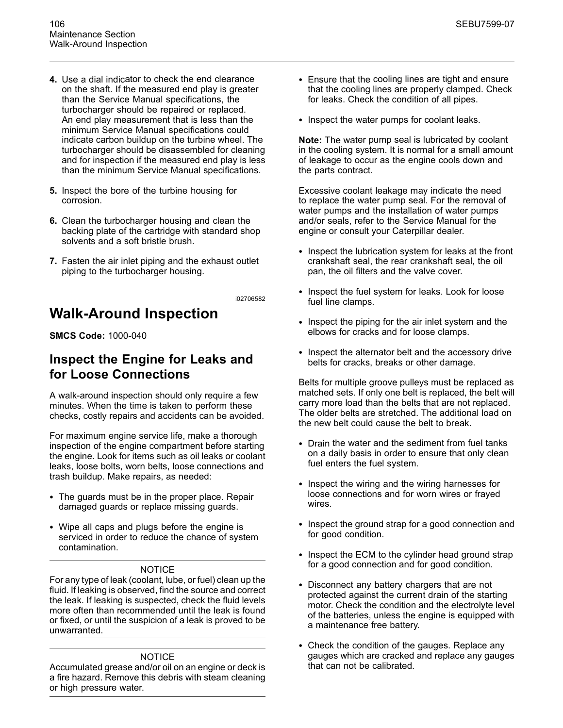4. Use a dial indicator to check the end clearance on the shaft. If the measured end play is greater than the Service Manual specifications, the turbocharger should be repaired or replaced. An end play measurement that is less than the minimum Service Manual specifications could indicate carbon buildup on the turbine wheel. The turbocharger should be disassembled for cleaning and for inspection if the measured end play is less than the minimum Service Manual specifications.

5. Inspect the bore of the turbine housing for corrosion.

6. Clean the turbocharger housing and clean the backing plate of the cartridge with standard shop solvents and a soft bristle brush.

7. Fasten the air inlet piping and the exhaust outlet piping to the turbocharger housing.

i02706582

# Walk-Around Inspection

**SMCS Code:** 1000-040

## Inspect the Engine for Leaks and for Loose Connections

A walk-around inspection should only require a few minutes. When the time is taken to perform these checks, costly repairs and accidents can be avoided.

For maximum engine service life, make a thorough inspection of the engine compartment before starting the engine. Look for items such as oil leaks or coolant leaks, loose bolts, worn belts, loose connections and trash buildup. Make repairs, as needed:

- The guards must be in the proper place. Repair damaged guards or replace missing guards.
- Wipe all caps and plugs before the engine is serviced in order to reduce the chance of system contamination.

NOTICE
For any type of leak (coolant, lube, or fuel) clean up the fluid. If leaking is observed, find the source and correct the leak. If leaking is suspected, check the fluid levels more often than recommended until the leak is found or fixed, or until the suspicion of a leak is proved to be unwarranted.

NOTICE
Accumulated grease and/or oil on an engine or deck is a fire hazard. Remove this debris with steam cleaning or high pressure water.

- Ensure that the cooling lines are tight and ensure that the cooling lines are properly clamped. Check for leaks. Check the condition of all pipes.
- Inspect the water pumps for coolant leaks.

**Note:** The water pump seal is lubricated by coolant in the cooling system. It is normal for a small amount of leakage to occur as the engine cools down and the parts contract.

Excessive coolant leakage may indicate the need to replace the water pump seal. For the removal of water pumps and the installation of water pumps and/or seals, refer to the Service Manual for the engine or consult your Caterpillar dealer.

- Inspect the lubrication system for leaks at the front crankshaft seal, the rear crankshaft seal, the oil pan, the oil filters and the valve cover.
- Inspect the fuel system for leaks. Look for loose fuel line clamps.
- Inspect the piping for the air inlet system and the elbows for cracks and for loose clamps.
- Inspect the alternator belt and the accessory drive belts for cracks, breaks or other damage.

Belts for multiple groove pulleys must be replaced as matched sets. If only one belt is replaced, the belt will carry more load than the belts that are not replaced. The older belts are stretched. The additional load on the new belt could cause the belt to break.

- Drain the water and the sediment from fuel tanks on a daily basis in order to ensure that only clean fuel enters the fuel system.
- Inspect the wiring and the wiring harnesses for loose connections and for worn wires or frayed wires.
- Inspect the ground strap for a good connection and for good condition.
- Inspect the ECM to the cylinder head ground strap for a good connection and for good condition.
- Disconnect any battery chargers that are not protected against the current drain of the starting motor. Check the condition and the electrolyte level of the batteries, unless the engine is equipped with a maintenance free battery.
- Check the condition of the gauges. Replace any gauges which are cracked and replace any gauges that can not be calibrated.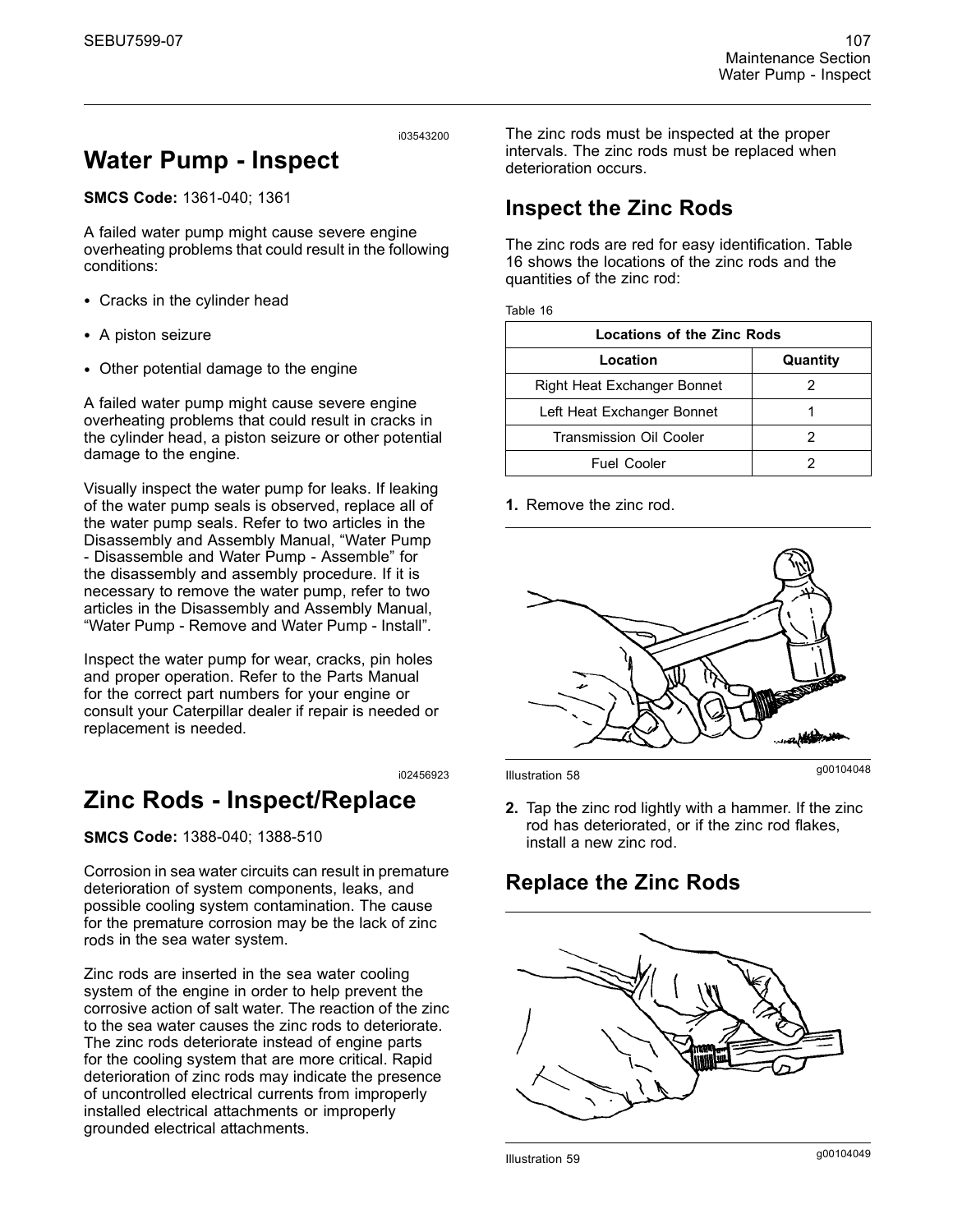i03543200

# Water Pump - Inspect

**SMCS Code:** 1361-040; 1361

A failed water pump might cause severe engine overheating problems that could result in the following conditions:

- Cracks in the cylinder head
- A piston seizure
- Other potential damage to the engine

A failed water pump might cause severe engine overheating problems that could result in cracks in the cylinder head, a piston seizure or other potential damage to the engine.

Visually inspect the water pump for leaks. If leaking of the water pump seals is observed, replace all of the water pump seals. Refer to two articles in the Disassembly and Assembly Manual, "Water Pump - Disassemble and Water Pump - Assemble" for the disassembly and assembly procedure. If it is necessary to remove the water pump, refer to two articles in the Disassembly and Assembly Manual, "Water Pump - Remove and Water Pump - Install".

Inspect the water pump for wear, cracks, pin holes and proper operation. Refer to the Parts Manual for the correct part numbers for your engine or consult your Caterpillar dealer if repair is needed or replacement is needed.

i02456923

# Zinc Rods - Inspect/Replace

**SMCS Code:** 1388-040; 1388-510

Corrosion in sea water circuits can result in premature deterioration of system components, leaks, and possible cooling system contamination. The cause for the premature corrosion may be the lack of zinc rods in the sea water system.

Zinc rods are inserted in the sea water cooling system of the engine in order to help prevent the corrosive action of salt water. The reaction of the zinc to the sea water causes the zinc rods to deteriorate. The zinc rods deteriorate instead of engine parts for the cooling system that are more critical. Rapid deterioration of zinc rods may indicate the presence of uncontrolled electrical currents from improperly installed electrical attachments or improperly grounded electrical attachments.

The zinc rods must be inspected at the proper intervals. The zinc rods must be replaced when deterioration occurs.

## Inspect the Zinc Rods

The zinc rods are red for easy identification. Table 16 shows the locations of the zinc rods and the quantities of the zinc rod:

Table 16

| Locations of the Zinc Rods | |
|---|---|
| **Location** | **Quantity** |
| Right Heat Exchanger Bonnet | 2 |
| Left Heat Exchanger Bonnet | 1 |
| Transmission Oil Cooler | 2 |
| Fuel Cooler | 2 |

1. Remove the zinc rod.

Illustration 58 g00104048

2. Tap the zinc rod lightly with a hammer. If the zinc rod has deteriorated, or if the zinc rod flakes, install a new zinc rod.

## Replace the Zinc Rods

Illustration 59 g00104049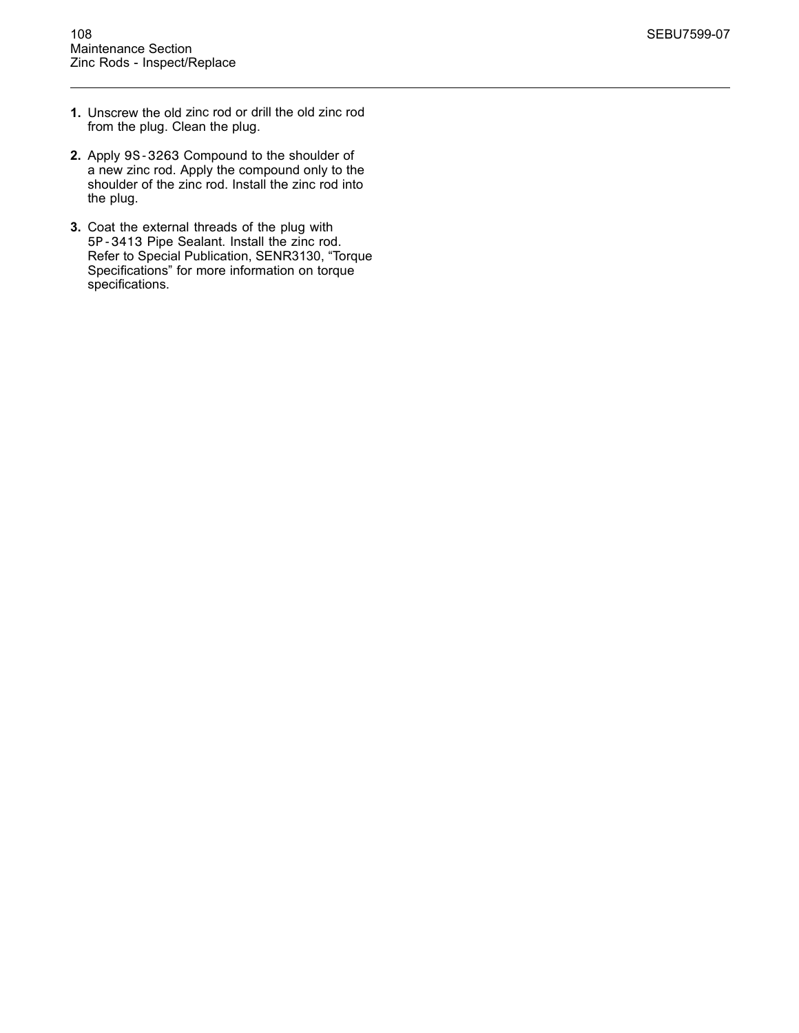1. Unscrew the old zinc rod or drill the old zinc rod from the plug. Clean the plug.

2. Apply 9S-3263 Compound to the shoulder of a new zinc rod. Apply the compound only to the shoulder of the zinc rod. Install the zinc rod into the plug.

3. Coat the external threads of the plug with 5P-3413 Pipe Sealant. Install the zinc rod. Refer to Special Publication, SENR3130, "Torque Specifications" for more information on torque specifications.